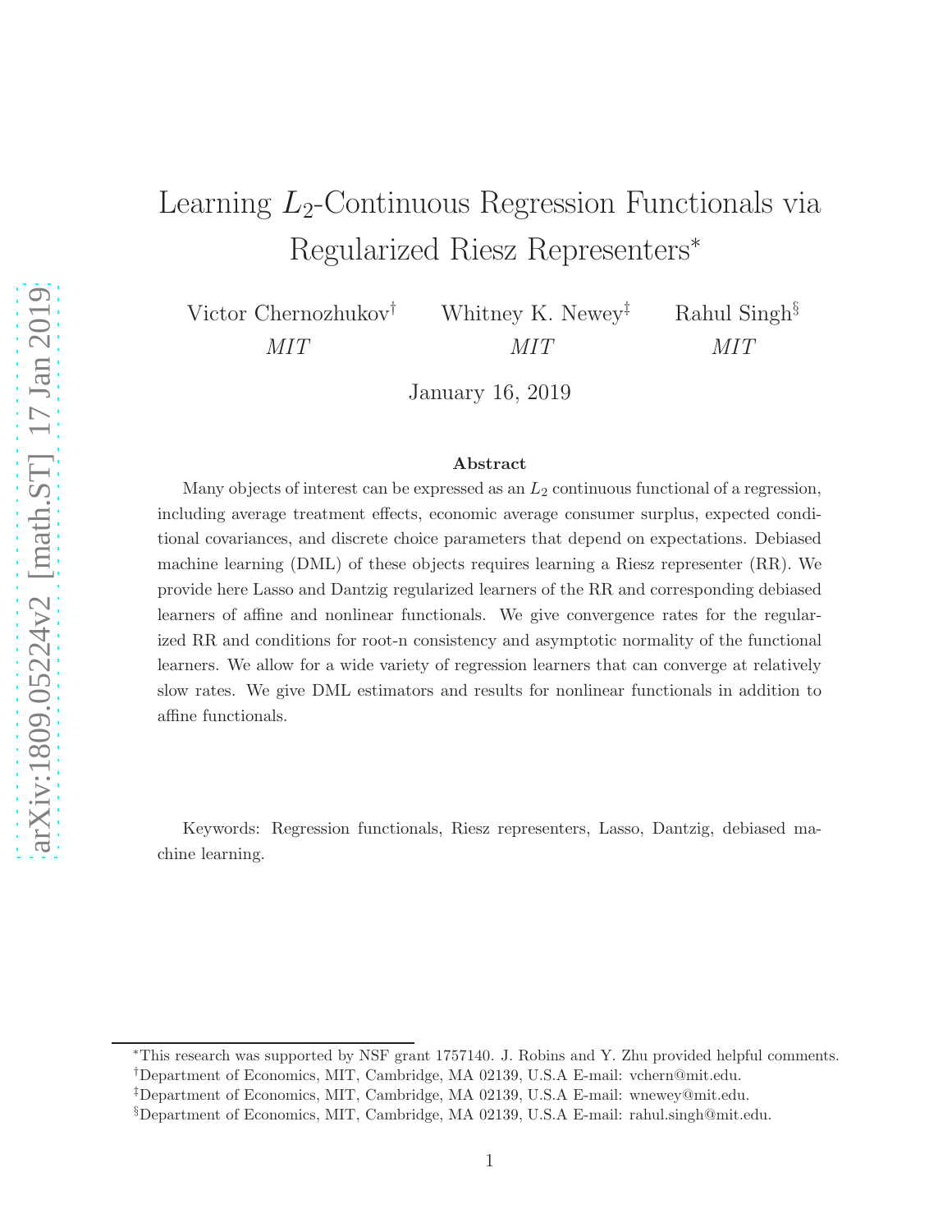# Learning $L_2$-Continuous Regression Functionals via Regularized Riesz Representers*

Victor Chernozhukov† (*MIT*) Whitney K. Newey‡ (*MIT*) Rahul Singh§ (*MIT*)

January 16, 2019

### Abstract

Many objects of interest can be expressed as an $L_2$ continuous functional of a regression, including average treatment effects, economic average consumer surplus, expected conditional covariances, and discrete choice parameters that depend on expectations. Debiased machine learning (DML) of these objects requires learning a Riesz representer (RR). We provide here Lasso and Dantzig regularized learners of the RR and corresponding debiased learners of affine and nonlinear functionals. We give convergence rates for the regularized RR and conditions for root-n consistency and asymptotic normality of the functional learners. We allow for a wide variety of regression learners that can converge at relatively slow rates. We give DML estimators and results for nonlinear functionals in addition to affine functionals.

Keywords: Regression functionals, Riesz representers, Lasso, Dantzig, debiased machine learning.

---

*This research was supported by NSF grant 1757140. J. Robins and Y. Zhu provided helpful comments.

†Department of Economics, MIT, Cambridge, MA 02139, U.S.A E-mail: vchern@mit.edu.

‡Department of Economics, MIT, Cambridge, MA 02139, U.S.A E-mail: wnewey@mit.edu.

§Department of Economics, MIT, Cambridge, MA 02139, U.S.A E-mail: rahul.singh@mit.edu.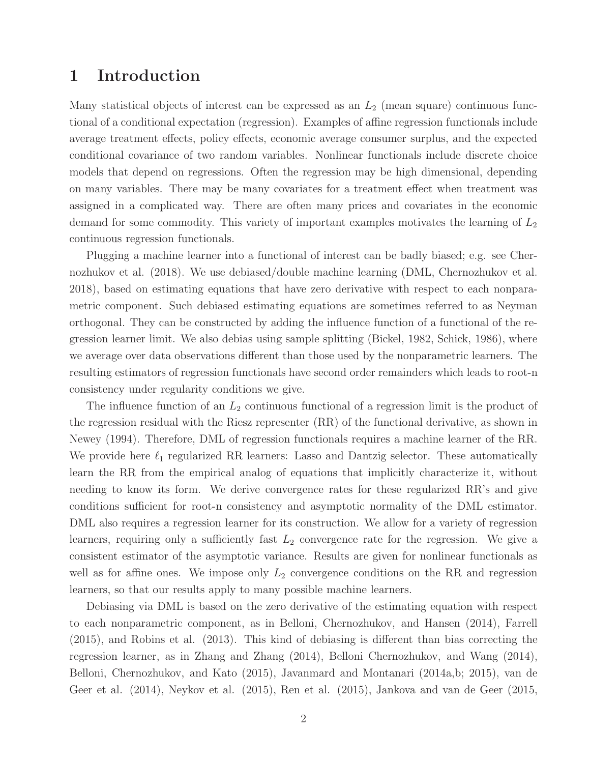# 1 Introduction

Many statistical objects of interest can be expressed as an $L_2$ (mean square) continuous functional of a conditional expectation (regression). Examples of affine regression functionals include average treatment effects, policy effects, economic average consumer surplus, and the expected conditional covariance of two random variables. Nonlinear functionals include discrete choice models that depend on regressions. Often the regression may be high dimensional, depending on many variables. There may be many covariates for a treatment effect when treatment was assigned in a complicated way. There are often many prices and covariates in the economic demand for some commodity. This variety of important examples motivates the learning of $L_2$ continuous regression functionals.

Plugging a machine learner into a functional of interest can be badly biased; e.g. see Chernozhukov et al. (2018). We use debiased/double machine learning (DML, Chernozhukov et al. 2018), based on estimating equations that have zero derivative with respect to each nonparametric component. Such debiased estimating equations are sometimes referred to as Neyman orthogonal. They can be constructed by adding the influence function of a functional of the regression learner limit. We also debias using sample splitting (Bickel, 1982, Schick, 1986), where we average over data observations different than those used by the nonparametric learners. The resulting estimators of regression functionals have second order remainders which leads to root-n consistency under regularity conditions we give.

The influence function of an $L_2$ continuous functional of a regression limit is the product of the regression residual with the Riesz representer (RR) of the functional derivative, as shown in Newey (1994). Therefore, DML of regression functionals requires a machine learner of the RR. We provide here $\ell_1$ regularized RR learners: Lasso and Dantzig selector. These automatically learn the RR from the empirical analog of equations that implicitly characterize it, without needing to know its form. We derive convergence rates for these regularized RR's and give conditions sufficient for root-n consistency and asymptotic normality of the DML estimator. DML also requires a regression learner for its construction. We allow for a variety of regression learners, requiring only a sufficiently fast $L_2$ convergence rate for the regression. We give a consistent estimator of the asymptotic variance. Results are given for nonlinear functionals as well as for affine ones. We impose only $L_2$ convergence conditions on the RR and regression learners, so that our results apply to many possible machine learners.

Debiasing via DML is based on the zero derivative of the estimating equation with respect to each nonparametric component, as in Belloni, Chernozhukov, and Hansen (2014), Farrell (2015), and Robins et al. (2013). This kind of debiasing is different than bias correcting the regression learner, as in Zhang and Zhang (2014), Belloni Chernozhukov, and Wang (2014), Belloni, Chernozhukov, and Kato (2015), Javanmard and Montanari (2014a,b; 2015), van de Geer et al. (2014), Neykov et al. (2015), Ren et al. (2015), Jankova and van de Geer (2015,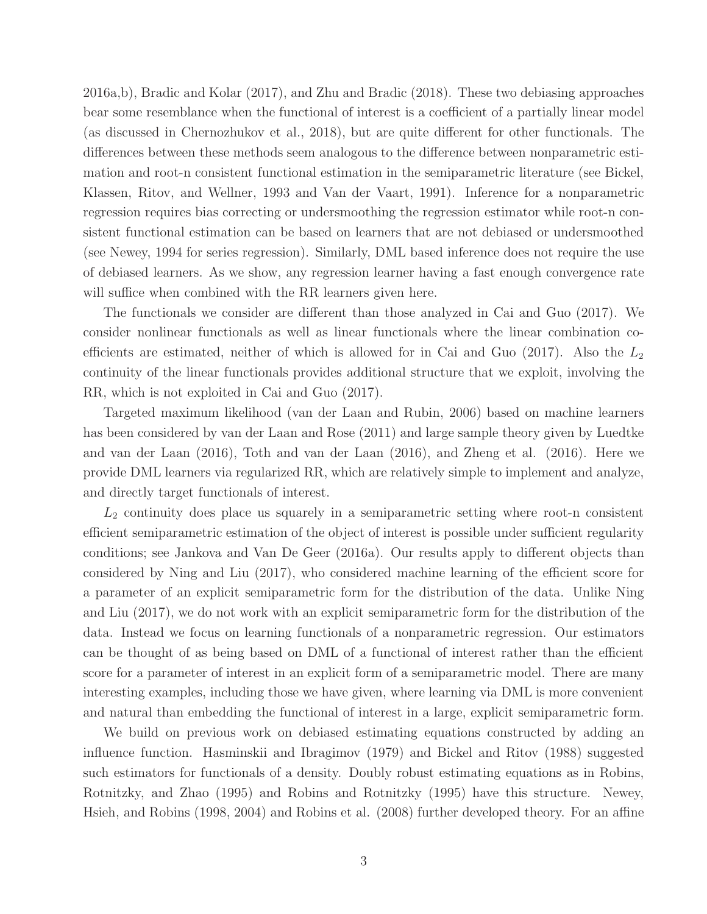2016a,b), Bradic and Kolar (2017), and Zhu and Bradic (2018). These two debiasing approaches bear some resemblance when the functional of interest is a coefficient of a partially linear model (as discussed in Chernozhukov et al., 2018), but are quite different for other functionals. The differences between these methods seem analogous to the difference between nonparametric estimation and root-n consistent functional estimation in the semiparametric literature (see Bickel, Klassen, Ritov, and Wellner, 1993 and Van der Vaart, 1991). Inference for a nonparametric regression requires bias correcting or undersmoothing the regression estimator while root-n consistent functional estimation can be based on learners that are not debiased or undersmoothed (see Newey, 1994 for series regression). Similarly, DML based inference does not require the use of debiased learners. As we show, any regression learner having a fast enough convergence rate will suffice when combined with the RR learners given here.

The functionals we consider are different than those analyzed in Cai and Guo (2017). We consider nonlinear functionals as well as linear functionals where the linear combination coefficients are estimated, neither of which is allowed for in Cai and Guo (2017). Also the $L_2$ continuity of the linear functionals provides additional structure that we exploit, involving the RR, which is not exploited in Cai and Guo (2017).

Targeted maximum likelihood (van der Laan and Rubin, 2006) based on machine learners has been considered by van der Laan and Rose (2011) and large sample theory given by Luedtke and van der Laan (2016), Toth and van der Laan (2016), and Zheng et al. (2016). Here we provide DML learners via regularized RR, which are relatively simple to implement and analyze, and directly target functionals of interest.

$L_2$ continuity does place us squarely in a semiparametric setting where root-n consistent efficient semiparametric estimation of the object of interest is possible under sufficient regularity conditions; see Jankova and Van De Geer (2016a). Our results apply to different objects than considered by Ning and Liu (2017), who considered machine learning of the efficient score for a parameter of an explicit semiparametric form for the distribution of the data. Unlike Ning and Liu (2017), we do not work with an explicit semiparametric form for the distribution of the data. Instead we focus on learning functionals of a nonparametric regression. Our estimators can be thought of as being based on DML of a functional of interest rather than the efficient score for a parameter of interest in an explicit form of a semiparametric model. There are many interesting examples, including those we have given, where learning via DML is more convenient and natural than embedding the functional of interest in a large, explicit semiparametric form.

We build on previous work on debiased estimating equations constructed by adding an influence function. Hasminskii and Ibragimov (1979) and Bickel and Ritov (1988) suggested such estimators for functionals of a density. Doubly robust estimating equations as in Robins, Rotnitzky, and Zhao (1995) and Robins and Rotnitzky (1995) have this structure. Newey, Hsieh, and Robins (1998, 2004) and Robins et al. (2008) further developed theory. For an affine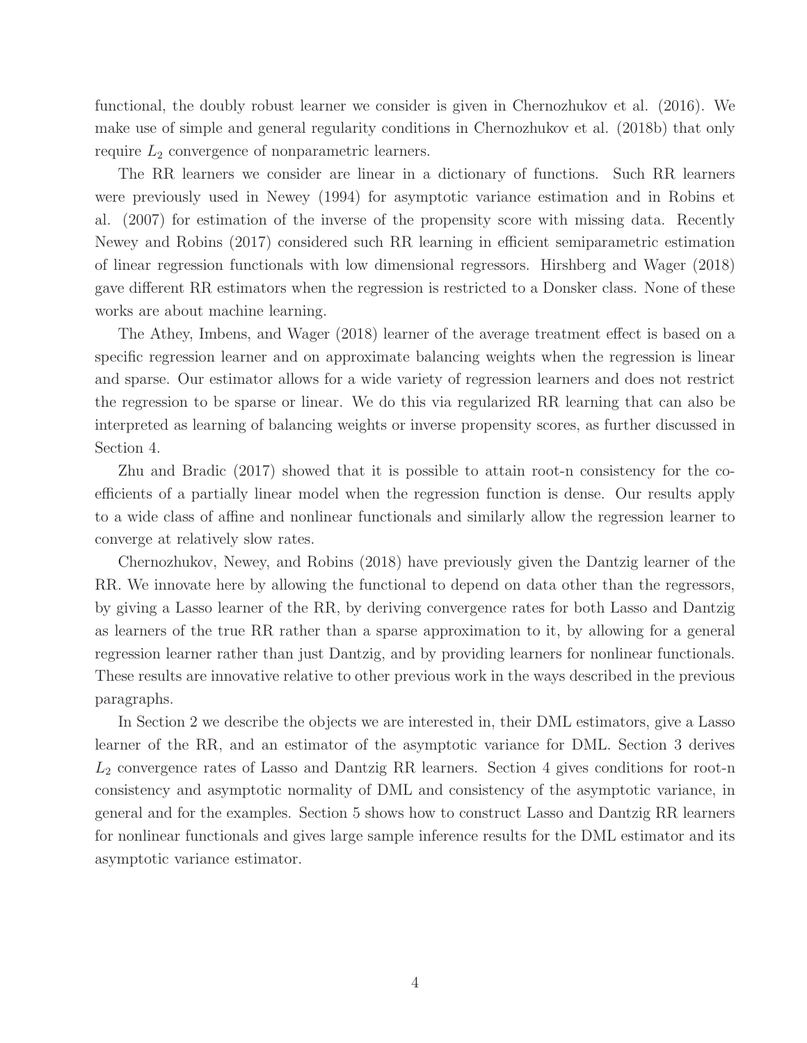functional, the doubly robust learner we consider is given in Chernozhukov et al. (2016). We make use of simple and general regularity conditions in Chernozhukov et al. (2018b) that only require $L_2$ convergence of nonparametric learners.

The RR learners we consider are linear in a dictionary of functions. Such RR learners were previously used in Newey (1994) for asymptotic variance estimation and in Robins et al. (2007) for estimation of the inverse of the propensity score with missing data. Recently Newey and Robins (2017) considered such RR learning in efficient semiparametric estimation of linear regression functionals with low dimensional regressors. Hirshberg and Wager (2018) gave different RR estimators when the regression is restricted to a Donsker class. None of these works are about machine learning.

The Athey, Imbens, and Wager (2018) learner of the average treatment effect is based on a specific regression learner and on approximate balancing weights when the regression is linear and sparse. Our estimator allows for a wide variety of regression learners and does not restrict the regression to be sparse or linear. We do this via regularized RR learning that can also be interpreted as learning of balancing weights or inverse propensity scores, as further discussed in Section 4.

Zhu and Bradic (2017) showed that it is possible to attain root-n consistency for the coefficients of a partially linear model when the regression function is dense. Our results apply to a wide class of affine and nonlinear functionals and similarly allow the regression learner to converge at relatively slow rates.

Chernozhukov, Newey, and Robins (2018) have previously given the Dantzig learner of the RR. We innovate here by allowing the functional to depend on data other than the regressors, by giving a Lasso learner of the RR, by deriving convergence rates for both Lasso and Dantzig as learners of the true RR rather than a sparse approximation to it, by allowing for a general regression learner rather than just Dantzig, and by providing learners for nonlinear functionals. These results are innovative relative to other previous work in the ways described in the previous paragraphs.

In Section 2 we describe the objects we are interested in, their DML estimators, give a Lasso learner of the RR, and an estimator of the asymptotic variance for DML. Section 3 derives $L_2$ convergence rates of Lasso and Dantzig RR learners. Section 4 gives conditions for root-n consistency and asymptotic normality of DML and consistency of the asymptotic variance, in general and for the examples. Section 5 shows how to construct Lasso and Dantzig RR learners for nonlinear functionals and gives large sample inference results for the DML estimator and its asymptotic variance estimator.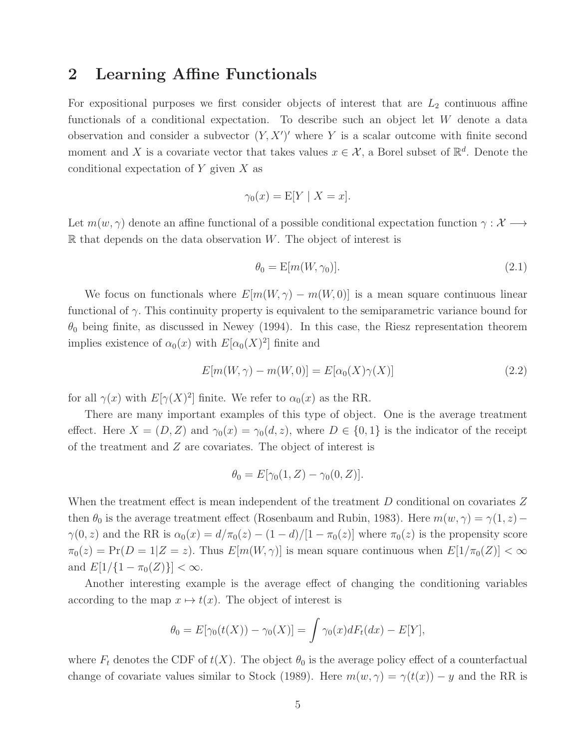## 2 Learning Affine Functionals

For expositional purposes we first consider objects of interest that are $L_2$ continuous affine functionals of a conditional expectation. To describe such an object let $W$ denote a data observation and consider a subvector $(Y, X')'$ where $Y$ is a scalar outcome with finite second moment and $X$ is a covariate vector that takes values $x \in \mathcal{X}$, a Borel subset of $\mathbb{R}^d$. Denote the conditional expectation of $Y$ given $X$ as

$$\gamma_0(x) = \mathrm{E}[Y \mid X = x].$$

Let $m(w, \gamma)$ denote an affine functional of a possible conditional expectation function $\gamma : \mathcal{X} \longrightarrow \mathbb{R}$ that depends on the data observation $W$. The object of interest is

$$\theta_0 = \mathrm{E}[m(W, \gamma_0)]. \tag{2.1}$$

We focus on functionals where $E[m(W, \gamma) - m(W, 0)]$ is a mean square continuous linear functional of $\gamma$. This continuity property is equivalent to the semiparametric variance bound for $\theta_0$ being finite, as discussed in Newey (1994). In this case, the Riesz representation theorem implies existence of $\alpha_0(x)$ with $E[\alpha_0(X)^2]$ finite and

$$E[m(W, \gamma) - m(W, 0)] = E[\alpha_0(X)\gamma(X)] \tag{2.2}$$

for all $\gamma(x)$ with $E[\gamma(X)^2]$ finite. We refer to $\alpha_0(x)$ as the RR.

There are many important examples of this type of object. One is the average treatment effect. Here $X = (D, Z)$ and $\gamma_0(x) = \gamma_0(d, z)$, where $D \in \{0, 1\}$ is the indicator of the receipt of the treatment and $Z$ are covariates. The object of interest is

$$\theta_0 = E[\gamma_0(1, Z) - \gamma_0(0, Z)].$$

When the treatment effect is mean independent of the treatment $D$ conditional on covariates $Z$ then $\theta_0$ is the average treatment effect (Rosenbaum and Rubin, 1983). Here $m(w, \gamma) = \gamma(1, z) - \gamma(0, z)$ and the RR is $\alpha_0(x) = d/\pi_0(z) - (1 - d)/[1 - \pi_0(z)]$ where $\pi_0(z)$ is the propensity score $\pi_0(z) = \Pr(D = 1|Z = z)$. Thus $E[m(W, \gamma)]$ is mean square continuous when $E[1/\pi_0(Z)] < \infty$ and $E[1/\{1 - \pi_0(Z)\}] < \infty$.

Another interesting example is the average effect of changing the conditioning variables according to the map $x \mapsto t(x)$. The object of interest is

$$\theta_0 = E[\gamma_0(t(X)) - \gamma_0(X)] = \int \gamma_0(x) dF_t(dx) - E[Y],$$

where $F_t$ denotes the CDF of $t(X)$. The object $\theta_0$ is the average policy effect of a counterfactual change of covariate values similar to Stock (1989). Here $m(w, \gamma) = \gamma(t(x)) - y$ and the RR is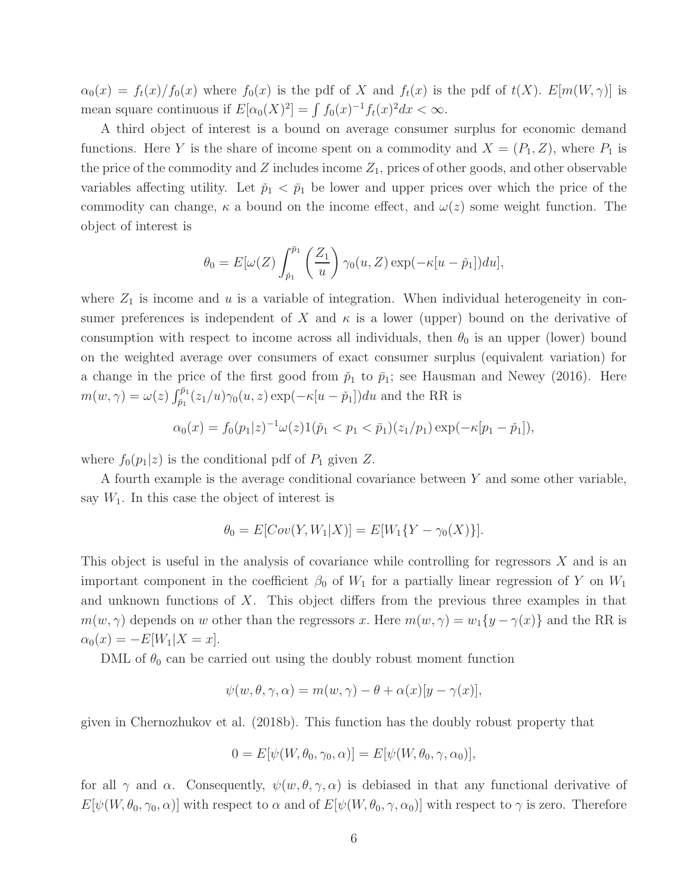$\alpha_0(x) = f_t(x)/f_0(x)$ where $f_0(x)$ is the pdf of $X$ and $f_t(x)$ is the pdf of $t(X)$. $E[m(W,\gamma)]$ is mean square continuous if $E[\alpha_0(X)^2] = \int f_0(x)^{-1} f_t(x)^2 dx < \infty$.

A third object of interest is a bound on average consumer surplus for economic demand functions. Here $Y$ is the share of income spent on a commodity and $X = (P_1, Z)$, where $P_1$ is the price of the commodity and $Z$ includes income $Z_1$, prices of other goods, and other observable variables affecting utility. Let $\check{p}_1 < \bar{p}_1$ be lower and upper prices over which the price of the commodity can change, $\kappa$ a bound on the income effect, and $\omega(z)$ some weight function. The object of interest is

$$\theta_0 = E[\omega(Z) \int_{\check{p}_1}^{\bar{p}_1} \left(\frac{Z_1}{u}\right) \gamma_0(u, Z) \exp(-\kappa[u - \check{p}_1]) du],$$

where $Z_1$ is income and $u$ is a variable of integration. When individual heterogeneity in consumer preferences is independent of $X$ and $\kappa$ is a lower (upper) bound on the derivative of consumption with respect to income across all individuals, then $\theta_0$ is an upper (lower) bound on the weighted average over consumers of exact consumer surplus (equivalent variation) for a change in the price of the first good from $\check{p}_1$ to $\bar{p}_1$; see Hausman and Newey (2016). Here $m(w,\gamma) = \omega(z) \int_{\check{p}_1}^{\bar{p}_1} (z_1/u) \gamma_0(u, z) \exp(-\kappa[u - \check{p}_1]) du$ and the RR is

$$\alpha_0(x) = f_0(p_1|z)^{-1} \omega(z) 1(\check{p}_1 < p_1 < \bar{p}_1)(z_1/p_1) \exp(-\kappa[p_1 - \check{p}_1]),$$

where $f_0(p_1|z)$ is the conditional pdf of $P_1$ given $Z$.

A fourth example is the average conditional covariance between $Y$ and some other variable, say $W_1$. In this case the object of interest is

$$\theta_0 = E[Cov(Y, W_1|X)] = E[W_1\{Y - \gamma_0(X)\}].$$

This object is useful in the analysis of covariance while controlling for regressors $X$ and is an important component in the coefficient $\beta_0$ of $W_1$ for a partially linear regression of $Y$ on $W_1$ and unknown functions of $X$. This object differs from the previous three examples in that $m(w,\gamma)$ depends on $w$ other than the regressors $x$. Here $m(w,\gamma) = w_1\{y - \gamma(x)\}$ and the RR is $\alpha_0(x) = -E[W_1|X = x]$.

DML of $\theta_0$ can be carried out using the doubly robust moment function

$$\psi(w, \theta, \gamma, \alpha) = m(w, \gamma) - \theta + \alpha(x)[y - \gamma(x)],$$

given in Chernozhukov et al. (2018b). This function has the doubly robust property that

$$0 = E[\psi(W, \theta_0, \gamma_0, \alpha)] = E[\psi(W, \theta_0, \gamma, \alpha_0)],$$

for all $\gamma$ and $\alpha$. Consequently, $\psi(w, \theta, \gamma, \alpha)$ is debiased in that any functional derivative of $E[\psi(W, \theta_0, \gamma_0, \alpha)]$ with respect to $\alpha$ and of $E[\psi(W, \theta_0, \gamma, \alpha_0)]$ with respect to $\gamma$ is zero. Therefore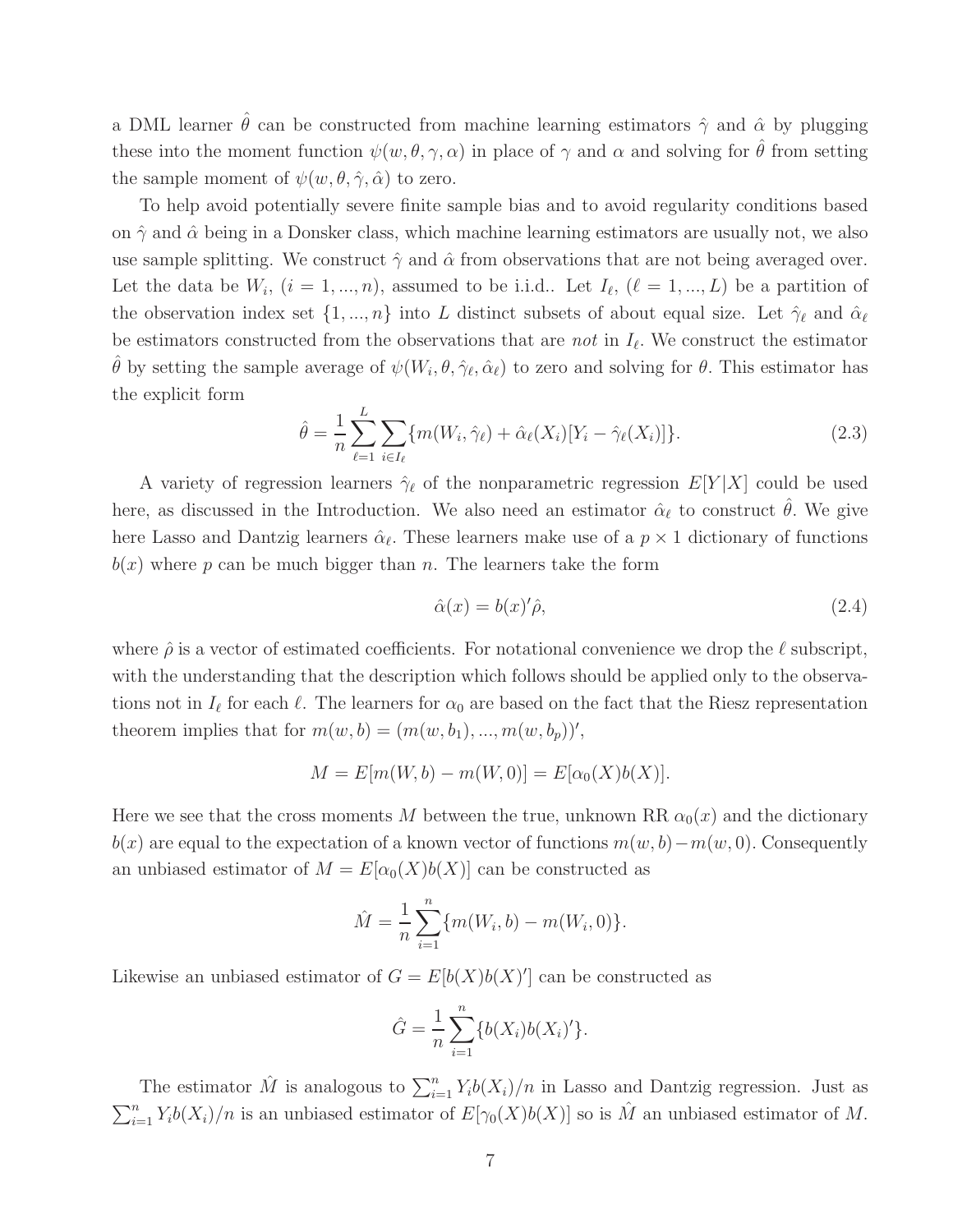a DML learner $\hat{\theta}$ can be constructed from machine learning estimators $\hat{\gamma}$ and $\hat{\alpha}$ by plugging these into the moment function $\psi(w, \theta, \gamma, \alpha)$ in place of $\gamma$ and $\alpha$ and solving for $\hat{\theta}$ from setting the sample moment of $\psi(w, \theta, \hat{\gamma}, \hat{\alpha})$ to zero.

To help avoid potentially severe finite sample bias and to avoid regularity conditions based on $\hat{\gamma}$ and $\hat{\alpha}$ being in a Donsker class, which machine learning estimators are usually not, we also use sample splitting. We construct $\hat{\gamma}$ and $\hat{\alpha}$ from observations that are not being averaged over. Let the data be $W_i$, $(i = 1, ..., n)$, assumed to be i.i.d.. Let $I_\ell$, $(\ell = 1, ..., L)$ be a partition of the observation index set $\{1, ..., n\}$ into $L$ distinct subsets of about equal size. Let $\hat{\gamma}_\ell$ and $\hat{\alpha}_\ell$ be estimators constructed from the observations that are *not* in $I_\ell$. We construct the estimator $\hat{\theta}$ by setting the sample average of $\psi(W_i, \theta, \hat{\gamma}_\ell, \hat{\alpha}_\ell)$ to zero and solving for $\theta$. This estimator has the explicit form

$$\hat{\theta} = \frac{1}{n} \sum_{\ell=1}^{L} \sum_{i \in I_\ell} \{m(W_i, \hat{\gamma}_\ell) + \hat{\alpha}_\ell(X_i)[Y_i - \hat{\gamma}_\ell(X_i)]\}. \tag{2.3}$$

A variety of regression learners $\hat{\gamma}_\ell$ of the nonparametric regression $E[Y|X]$ could be used here, as discussed in the Introduction. We also need an estimator $\hat{\alpha}_\ell$ to construct $\hat{\theta}$. We give here Lasso and Dantzig learners $\hat{\alpha}_\ell$. These learners make use of a $p \times 1$ dictionary of functions $b(x)$ where $p$ can be much bigger than $n$. The learners take the form

$$\hat{\alpha}(x) = b(x)'\hat{\rho}, \tag{2.4}$$

where $\hat{\rho}$ is a vector of estimated coefficients. For notational convenience we drop the $\ell$ subscript, with the understanding that the description which follows should be applied only to the observations not in $I_\ell$ for each $\ell$. The learners for $\alpha_0$ are based on the fact that the Riesz representation theorem implies that for $m(w, b) = (m(w, b_1), ..., m(w, b_p))'$,

$$M = E[m(W, b) - m(W, 0)] = E[\alpha_0(X)b(X)].$$

Here we see that the cross moments $M$ between the true, unknown RR $\alpha_0(x)$ and the dictionary $b(x)$ are equal to the expectation of a known vector of functions $m(w, b) - m(w, 0)$. Consequently an unbiased estimator of $M = E[\alpha_0(X)b(X)]$ can be constructed as

$$\hat{M} = \frac{1}{n} \sum_{i=1}^{n} \{m(W_i, b) - m(W_i, 0)\}.$$

Likewise an unbiased estimator of $G = E[b(X)b(X)']$ can be constructed as

$$\hat{G} = \frac{1}{n} \sum_{i=1}^{n} \{b(X_i)b(X_i)'\}.$$

The estimator $\hat{M}$ is analogous to $\sum_{i=1}^{n} Y_i b(X_i)/n$ in Lasso and Dantzig regression. Just as $\sum_{i=1}^{n} Y_i b(X_i)/n$ is an unbiased estimator of $E[\gamma_0(X)b(X)]$ so is $\hat{M}$ an unbiased estimator of $M$.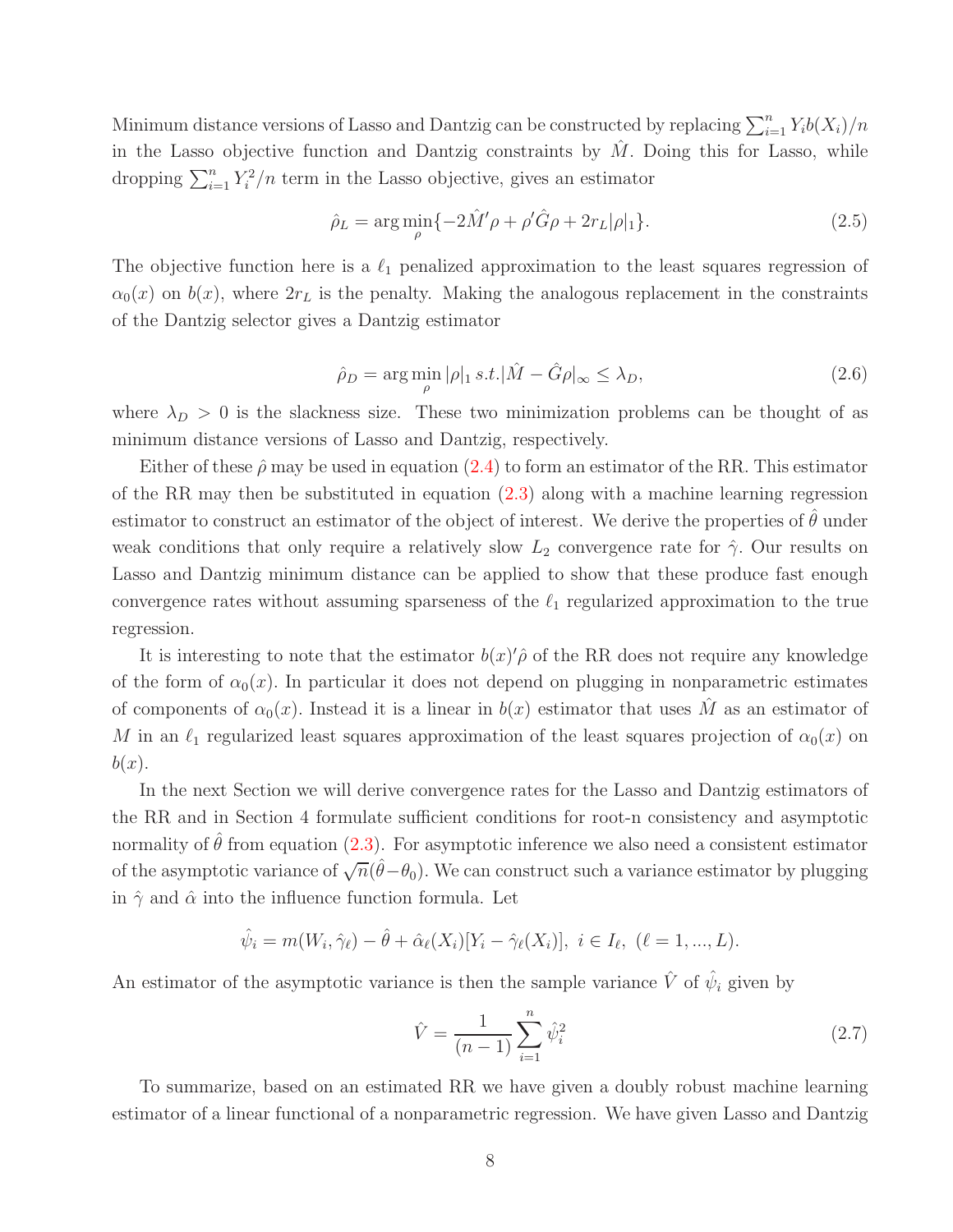Minimum distance versions of Lasso and Dantzig can be constructed by replacing $\sum_{i=1}^n Y_i b(X_i)/n$ in the Lasso objective function and Dantzig constraints by $\hat{M}$. Doing this for Lasso, while dropping $\sum_{i=1}^n Y_i^2/n$ term in the Lasso objective, gives an estimator

$$\hat{\rho}_L = \arg\min_{\rho}\{-2\hat{M}'\rho + \rho'\hat{G}\rho + 2r_L|\rho|_1\}. \tag{2.5}$$

The objective function here is a $\ell_1$ penalized approximation to the least squares regression of $\alpha_0(x)$ on $b(x)$, where $2r_L$ is the penalty. Making the analogous replacement in the constraints of the Dantzig selector gives a Dantzig estimator

$$\hat{\rho}_D = \arg\min_{\rho} |\rho|_1 \; s.t. |\hat{M} - \hat{G}\rho|_\infty \leq \lambda_D, \tag{2.6}$$

where $\lambda_D > 0$ is the slackness size. These two minimization problems can be thought of as minimum distance versions of Lasso and Dantzig, respectively.

Either of these $\hat{\rho}$ may be used in equation (2.4) to form an estimator of the RR. This estimator of the RR may then be substituted in equation (2.3) along with a machine learning regression estimator to construct an estimator of the object of interest. We derive the properties of $\hat{\theta}$ under weak conditions that only require a relatively slow $L_2$ convergence rate for $\hat{\gamma}$. Our results on Lasso and Dantzig minimum distance can be applied to show that these produce fast enough convergence rates without assuming sparseness of the $\ell_1$ regularized approximation to the true regression.

It is interesting to note that the estimator $b(x)'\hat{\rho}$ of the RR does not require any knowledge of the form of $\alpha_0(x)$. In particular it does not depend on plugging in nonparametric estimates of components of $\alpha_0(x)$. Instead it is a linear in $b(x)$ estimator that uses $\hat{M}$ as an estimator of $M$ in an $\ell_1$ regularized least squares approximation of the least squares projection of $\alpha_0(x)$ on $b(x)$.

In the next Section we will derive convergence rates for the Lasso and Dantzig estimators of the RR and in Section 4 formulate sufficient conditions for root-n consistency and asymptotic normality of $\hat{\theta}$ from equation (2.3). For asymptotic inference we also need a consistent estimator of the asymptotic variance of $\sqrt{n}(\hat{\theta}-\theta_0)$. We can construct such a variance estimator by plugging in $\hat{\gamma}$ and $\hat{\alpha}$ into the influence function formula. Let

$$\hat{\psi}_i = m(W_i, \hat{\gamma}_\ell) - \hat{\theta} + \hat{\alpha}_\ell(X_i)[Y_i - \hat{\gamma}_\ell(X_i)], \; i \in I_\ell, \; (\ell = 1, ..., L).$$

An estimator of the asymptotic variance is then the sample variance $\hat{V}$ of $\hat{\psi}_i$ given by

$$\hat{V} = \frac{1}{(n-1)} \sum_{i=1}^n \hat{\psi}_i^2 \tag{2.7}$$

To summarize, based on an estimated RR we have given a doubly robust machine learning estimator of a linear functional of a nonparametric regression. We have given Lasso and Dantzig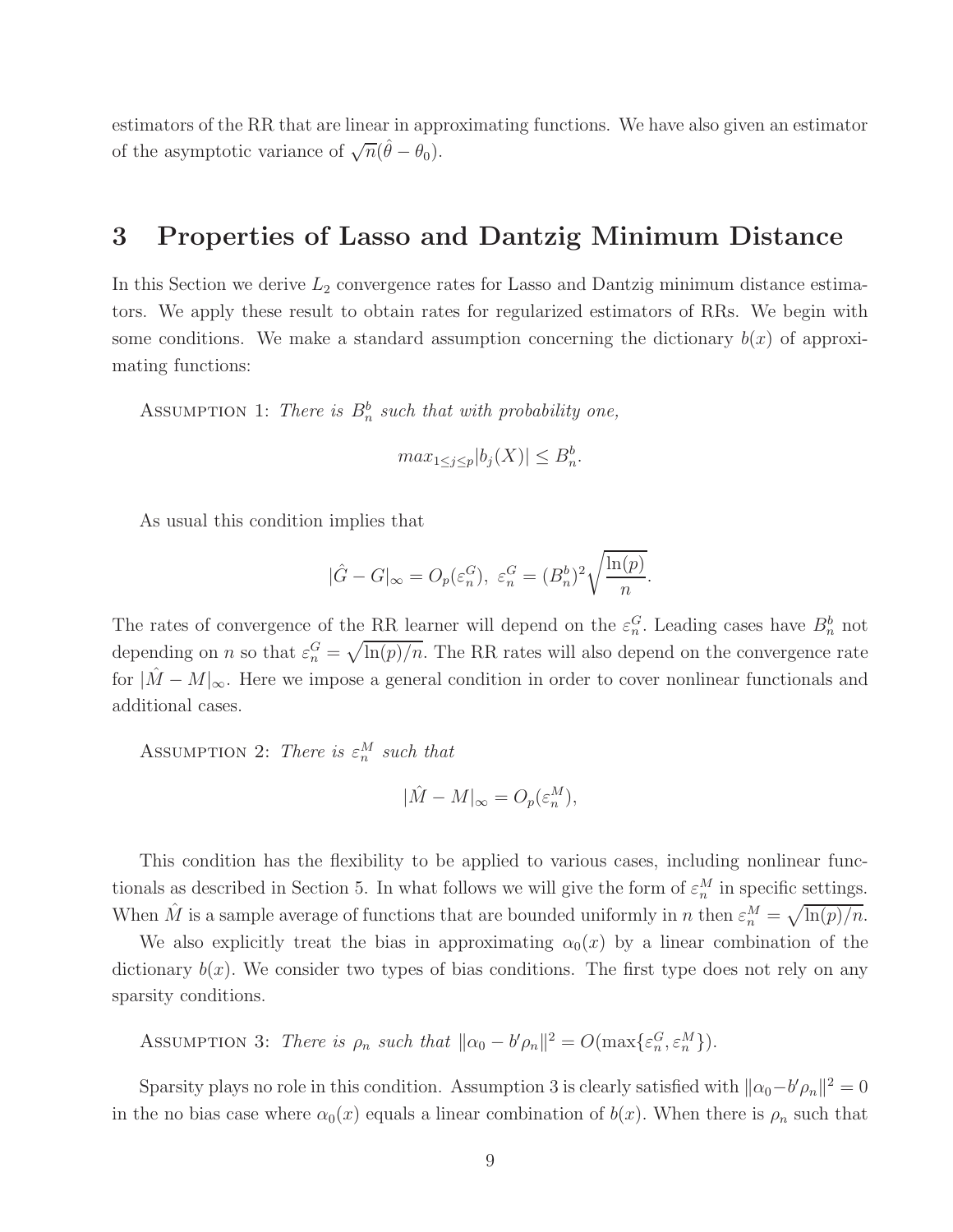estimators of the RR that are linear in approximating functions. We have also given an estimator of the asymptotic variance of $\sqrt{n}(\hat{\theta} - \theta_0)$.

# 3 Properties of Lasso and Dantzig Minimum Distance

In this Section we derive $L_2$ convergence rates for Lasso and Dantzig minimum distance estimators. We apply these result to obtain rates for regularized estimators of RRs. We begin with some conditions. We make a standard assumption concerning the dictionary $b(x)$ of approximating functions:

Assumption 1: *There is $B_n^b$ such that with probability one,*

$$max_{1 \leq j \leq p} |b_j(X)| \leq B_n^b.$$

As usual this condition implies that

$$|\hat{G} - G|_\infty = O_p(\varepsilon_n^G),\ \varepsilon_n^G = (B_n^b)^2 \sqrt{\frac{\ln(p)}{n}}.$$

The rates of convergence of the RR learner will depend on the $\varepsilon_n^G$. Leading cases have $B_n^b$ not depending on $n$ so that $\varepsilon_n^G = \sqrt{\ln(p)/n}$. The RR rates will also depend on the convergence rate for $|\hat{M} - M|_\infty$. Here we impose a general condition in order to cover nonlinear functionals and additional cases.

Assumption 2: *There is $\varepsilon_n^M$ such that*

$$|\hat{M} - M|_\infty = O_p(\varepsilon_n^M),$$

This condition has the flexibility to be applied to various cases, including nonlinear functionals as described in Section 5. In what follows we will give the form of $\varepsilon_n^M$ in specific settings. When $\hat{M}$ is a sample average of functions that are bounded uniformly in $n$ then $\varepsilon_n^M = \sqrt{\ln(p)/n}$.

We also explicitly treat the bias in approximating $\alpha_0(x)$ by a linear combination of the dictionary $b(x)$. We consider two types of bias conditions. The first type does not rely on any sparsity conditions.

Assumption 3: *There is $\rho_n$ such that $\|\alpha_0 - b'\rho_n\|^2 = O(\max\{\varepsilon_n^G, \varepsilon_n^M\})$.*

Sparsity plays no role in this condition. Assumption 3 is clearly satisfied with $\|\alpha_0 - b'\rho_n\|^2 = 0$ in the no bias case where $\alpha_0(x)$ equals a linear combination of $b(x)$. When there is $\rho_n$ such that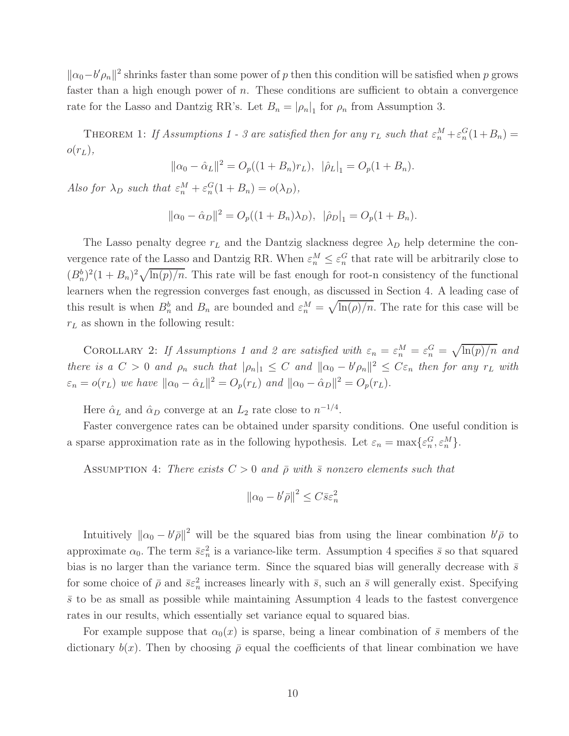$\|\alpha_0 - b'\rho_n\|^2$ shrinks faster than some power of $p$ then this condition will be satisfied when $p$ grows faster than a high enough power of $n$. These conditions are sufficient to obtain a convergence rate for the Lasso and Dantzig RR's. Let $B_n = |\rho_n|_1$ for $\rho_n$ from Assumption 3.

THEOREM 1: *If Assumptions 1 - 3 are satisfied then for any $r_L$ such that $\varepsilon_n^M + \varepsilon_n^G(1+B_n) = o(r_L)$,*

$$\|\alpha_0 - \hat{\alpha}_L\|^2 = O_p((1+B_n)r_L), \;\; |\hat{\rho}_L|_1 = O_p(1+B_n).$$

*Also for $\lambda_D$ such that $\varepsilon_n^M + \varepsilon_n^G(1+B_n) = o(\lambda_D)$,*

$$\|\alpha_0 - \hat{\alpha}_D\|^2 = O_p((1+B_n)\lambda_D), \;\; |\hat{\rho}_D|_1 = O_p(1+B_n).$$

The Lasso penalty degree $r_L$ and the Dantzig slackness degree $\lambda_D$ help determine the convergence rate of the Lasso and Dantzig RR. When $\varepsilon_n^M \leq \varepsilon_n^G$ that rate will be arbitrarily close to $(B_n^b)^2(1+B_n)^2\sqrt{\ln(p)/n}$. This rate will be fast enough for root-n consistency of the functional learners when the regression converges fast enough, as discussed in Section 4. A leading case of this result is when $B_n^b$ and $B_n$ are bounded and $\varepsilon_n^M = \sqrt{\ln(\rho)/n}$. The rate for this case will be $r_L$ as shown in the following result:

COROLLARY 2: *If Assumptions 1 and 2 are satisfied with $\varepsilon_n = \varepsilon_n^M = \varepsilon_n^G = \sqrt{\ln(p)/n}$ and there is a $C > 0$ and $\rho_n$ such that $|\rho_n|_1 \leq C$ and $\|\alpha_0 - b'\rho_n\|^2 \leq C\varepsilon_n$ then for any $r_L$ with $\varepsilon_n = o(r_L)$ we have $\|\alpha_0 - \hat{\alpha}_L\|^2 = O_p(r_L)$ and $\|\alpha_0 - \hat{\alpha}_D\|^2 = O_p(r_L)$.*

Here $\hat{\alpha}_L$ and $\hat{\alpha}_D$ converge at an $L_2$ rate close to $n^{-1/4}$.

Faster convergence rates can be obtained under sparsity conditions. One useful condition is a sparse approximation rate as in the following hypothesis. Let $\varepsilon_n = \max\{\varepsilon_n^G, \varepsilon_n^M\}$.

ASSUMPTION 4: *There exists $C > 0$ and $\bar{\rho}$ with $\bar{s}$ nonzero elements such that*

$$\|\alpha_0 - b'\bar{\rho}\|^2 \leq C\bar{s}\varepsilon_n^2$$

Intuitively $\|\alpha_0 - b'\bar{\rho}\|^2$ will be the squared bias from using the linear combination $b'\bar{\rho}$ to approximate $\alpha_0$. The term $\bar{s}\varepsilon_n^2$ is a variance-like term. Assumption 4 specifies $\bar{s}$ so that squared bias is no larger than the variance term. Since the squared bias will generally decrease with $\bar{s}$ for some choice of $\bar{\rho}$ and $\bar{s}\varepsilon_n^2$ increases linearly with $\bar{s}$, such an $\bar{s}$ will generally exist. Specifying $\bar{s}$ to be as small as possible while maintaining Assumption 4 leads to the fastest convergence rates in our results, which essentially set variance equal to squared bias.

For example suppose that $\alpha_0(x)$ is sparse, being a linear combination of $\bar{s}$ members of the dictionary $b(x)$. Then by choosing $\bar{\rho}$ equal the coefficients of that linear combination we have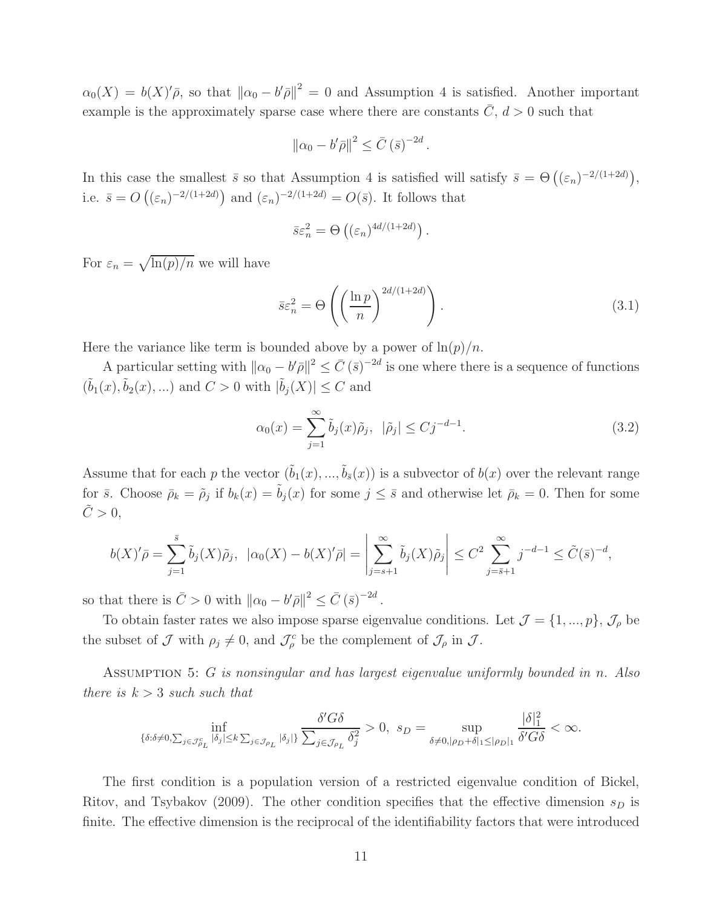$\alpha_0(X) = b(X)'\bar{\rho}$, so that $\|\alpha_0 - b'\bar{\rho}\|^2 = 0$ and Assumption 4 is satisfied. Another important example is the approximately sparse case where there are constants $\bar{C}$, $d > 0$ such that

$$\|\alpha_0 - b'\bar{\rho}\|^2 \leq \bar{C}\,(\bar{s})^{-2d}.$$

In this case the smallest $\bar{s}$ so that Assumption 4 is satisfied will satisfy $\bar{s} = \Theta\left((\varepsilon_n)^{-2/(1+2d)}\right)$, i.e. $\bar{s} = O\left((\varepsilon_n)^{-2/(1+2d)}\right)$ and $(\varepsilon_n)^{-2/(1+2d)} = O(\bar{s})$. It follows that

$$\bar{s}\varepsilon_n^2 = \Theta\left((\varepsilon_n)^{4d/(1+2d)}\right).$$

For $\varepsilon_n = \sqrt{\ln(p)/n}$ we will have

$$\bar{s}\varepsilon_n^2 = \Theta\left(\left(\frac{\ln p}{n}\right)^{2d/(1+2d)}\right). \tag{3.1}$$

Here the variance like term is bounded above by a power of $\ln(p)/n$.

A particular setting with $\|\alpha_0 - b'\bar{\rho}\|^2 \leq \bar{C}\,(\bar{s})^{-2d}$ is one where there is a sequence of functions $(\tilde{b}_1(x), \tilde{b}_2(x), ...)$ and $C > 0$ with $|\tilde{b}_j(X)| \leq C$ and

$$\alpha_0(x) = \sum_{j=1}^{\infty} \tilde{b}_j(x)\tilde{\rho}_j, \;\; |\tilde{\rho}_j| \leq C j^{-d-1}. \tag{3.2}$$

Assume that for each $p$ the vector $(\tilde{b}_1(x), ..., \tilde{b}_{\bar{s}}(x))$ is a subvector of $b(x)$ over the relevant range for $\bar{s}$. Choose $\bar{\rho}_k = \tilde{\rho}_j$ if $b_k(x) = \tilde{b}_j(x)$ for some $j \leq \bar{s}$ and otherwise let $\bar{\rho}_k = 0$. Then for some $\tilde{C} > 0$,

$$b(X)'\bar{\rho} = \sum_{j=1}^{\bar{s}} \tilde{b}_j(X)\tilde{\rho}_j, \;\; |\alpha_0(X) - b(X)'\bar{\rho}| = \left|\sum_{j=s+1}^{\infty} \tilde{b}_j(X)\tilde{\rho}_j\right| \leq C^2 \sum_{j=\bar{s}+1}^{\infty} j^{-d-1} \leq \tilde{C}(\bar{s})^{-d},$$

so that there is $\bar{C} > 0$ with $\|\alpha_0 - b'\bar{\rho}\|^2 \leq \bar{C}\,(\bar{s})^{-2d}$.

To obtain faster rates we also impose sparse eigenvalue conditions. Let $\mathcal{J} = \{1, ..., p\}$, $\mathcal{J}_\rho$ be the subset of $\mathcal{J}$ with $\rho_j \neq 0$, and $\mathcal{J}_\rho^c$ be the complement of $\mathcal{J}_\rho$ in $\mathcal{J}$.

Assumption 5: *$G$ is nonsingular and has largest eigenvalue uniformly bounded in $n$. Also there is $k > 3$ such such that*

$$\inf_{\{\delta:\delta\neq 0, \sum_{j\in\mathcal{J}_{\rho_L}^c}|\delta_j| \leq k\sum_{j\in\mathcal{J}_{\rho_L}}|\delta_j|\}} \frac{\delta' G\delta}{\sum_{j\in\mathcal{J}_{\rho_L}}\delta_j^2} > 0, \;\; s_D = \sup_{\delta\neq 0, |\rho_D + \delta|_1 \leq |\rho_D|_1} \frac{|\delta|_1^2}{\delta' G\delta} < \infty.$$

The first condition is a population version of a restricted eigenvalue condition of Bickel, Ritov, and Tsybakov (2009). The other condition specifies that the effective dimension $s_D$ is finite. The effective dimension is the reciprocal of the identifiability factors that were introduced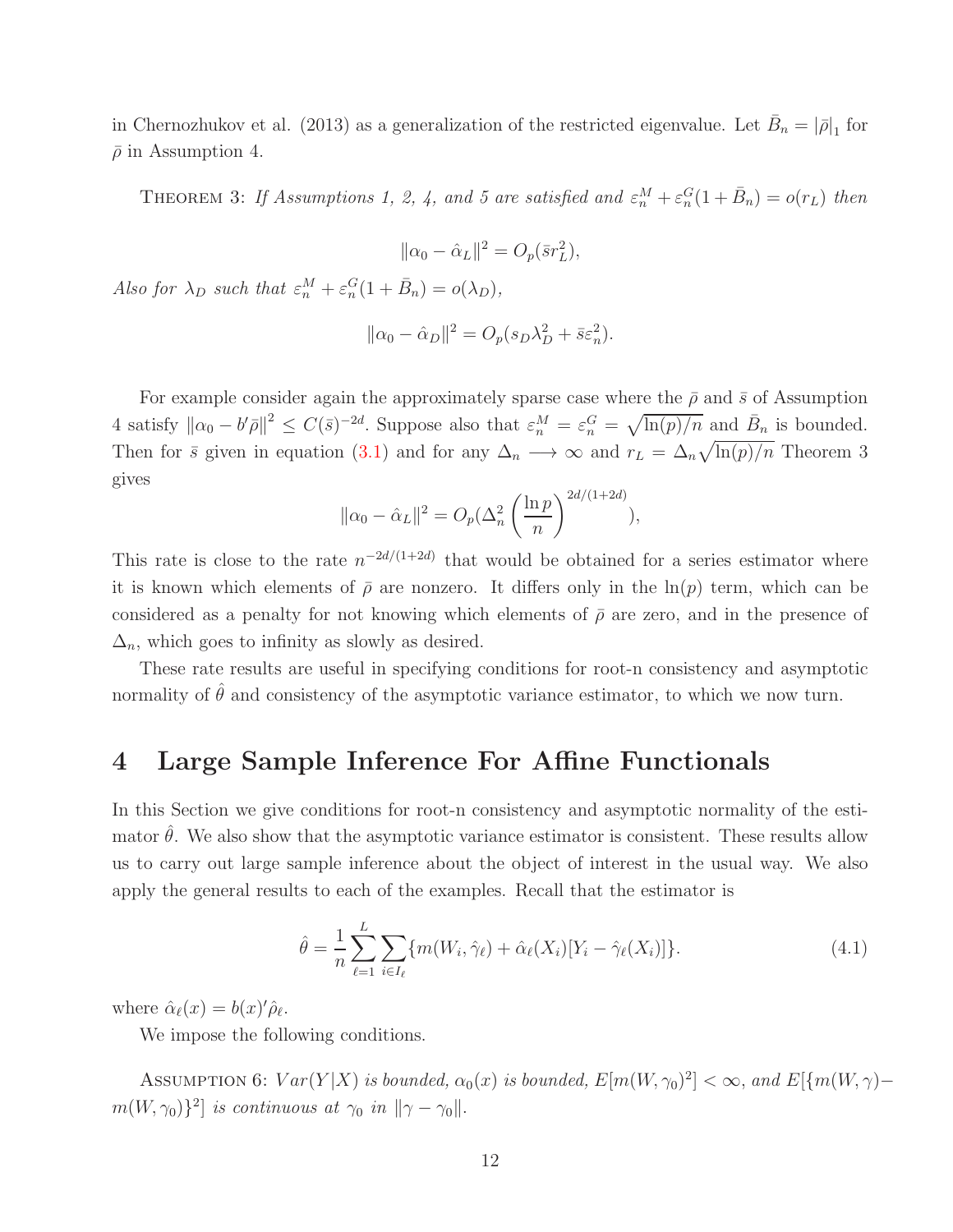in Chernozhukov et al. (2013) as a generalization of the restricted eigenvalue. Let $\bar{B}_n = |\bar{\rho}|_1$ for $\bar{\rho}$ in Assumption 4.

THEOREM 3: *If Assumptions 1, 2, 4, and 5 are satisfied and $\varepsilon_n^M + \varepsilon_n^G(1 + \bar{B}_n) = o(r_L)$ then*

$$\|\alpha_0 - \hat{\alpha}_L\|^2 = O_p(\bar{s}r_L^2),$$

*Also for $\lambda_D$ such that $\varepsilon_n^M + \varepsilon_n^G(1 + \bar{B}_n) = o(\lambda_D)$,*

$$\|\alpha_0 - \hat{\alpha}_D\|^2 = O_p(s_D\lambda_D^2 + \bar{s}\varepsilon_n^2).$$

For example consider again the approximately sparse case where the $\bar{\rho}$ and $\bar{s}$ of Assumption 4 satisfy $\|\alpha_0 - b'\bar{\rho}\|^2 \leq C(\bar{s})^{-2d}$. Suppose also that $\varepsilon_n^M = \varepsilon_n^G = \sqrt{\ln(p)/n}$ and $\bar{B}_n$ is bounded. Then for $\bar{s}$ given in equation (3.1) and for any $\Delta_n \longrightarrow \infty$ and $r_L = \Delta_n\sqrt{\ln(p)/n}$ Theorem 3 gives

$$\|\alpha_0 - \hat{\alpha}_L\|^2 = O_p(\Delta_n^2 \left(\frac{\ln p}{n}\right)^{2d/(1+2d)}),$$

This rate is close to the rate $n^{-2d/(1+2d)}$ that would be obtained for a series estimator where it is known which elements of $\bar{\rho}$ are nonzero. It differs only in the $\ln(p)$ term, which can be considered as a penalty for not knowing which elements of $\bar{\rho}$ are zero, and in the presence of $\Delta_n$, which goes to infinity as slowly as desired.

These rate results are useful in specifying conditions for root-n consistency and asymptotic normality of $\hat{\theta}$ and consistency of the asymptotic variance estimator, to which we now turn.

# 4 Large Sample Inference For Affine Functionals

In this Section we give conditions for root-n consistency and asymptotic normality of the estimator $\hat{\theta}$. We also show that the asymptotic variance estimator is consistent. These results allow us to carry out large sample inference about the object of interest in the usual way. We also apply the general results to each of the examples. Recall that the estimator is

$$\hat{\theta} = \frac{1}{n}\sum_{\ell=1}^{L}\sum_{i\in I_\ell}\{m(W_i, \hat{\gamma}_\ell) + \hat{\alpha}_\ell(X_i)[Y_i - \hat{\gamma}_\ell(X_i)]\}. \tag{4.1}$$

where $\hat{\alpha}_\ell(x) = b(x)'\hat{\rho}_\ell$.

We impose the following conditions.

ASSUMPTION 6: *$Var(Y|X)$ is bounded, $\alpha_0(x)$ is bounded, $E[m(W, \gamma_0)^2] < \infty$, and $E[\{m(W, \gamma) - m(W, \gamma_0)\}^2]$ is continuous at $\gamma_0$ in $\|\gamma - \gamma_0\|$.*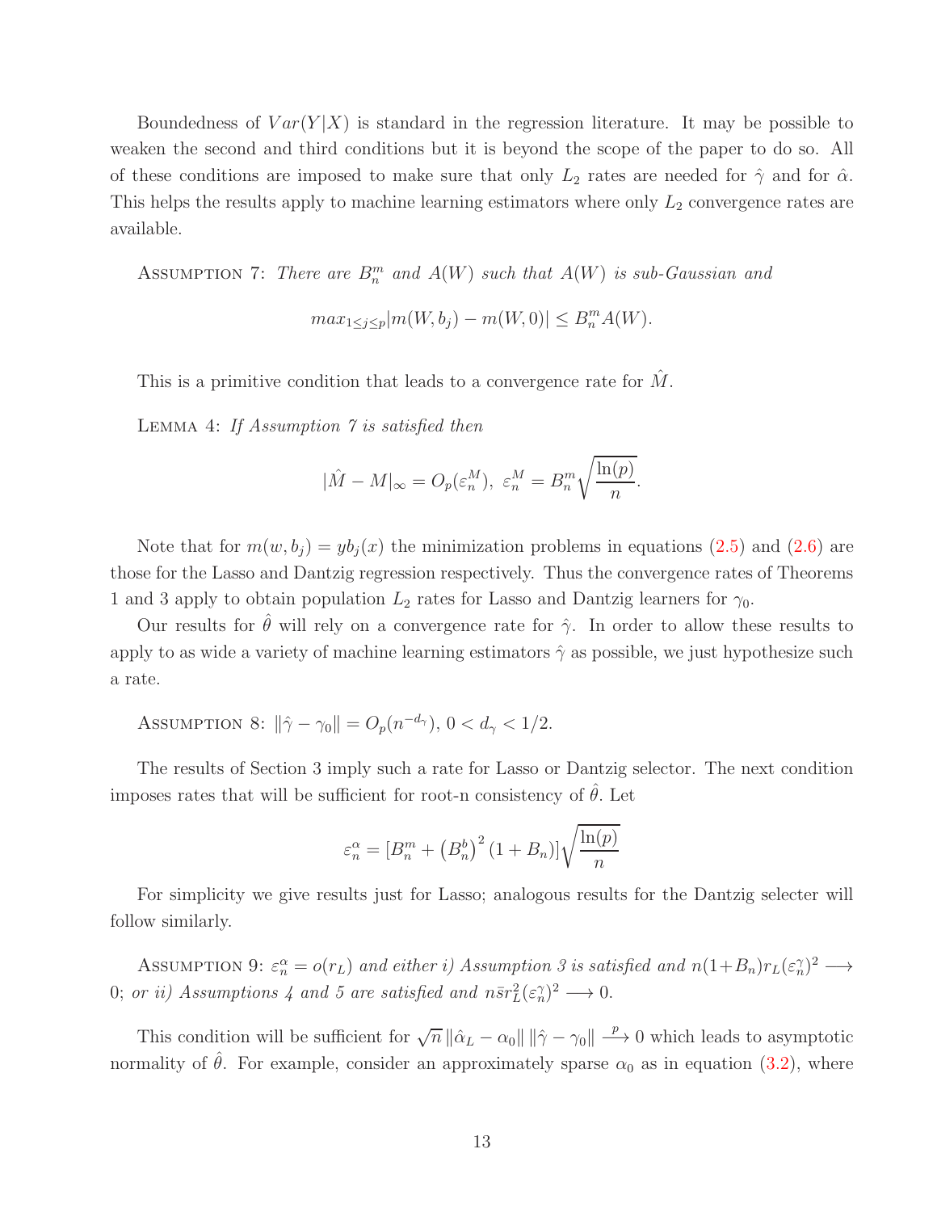Boundedness of $Var(Y|X)$ is standard in the regression literature. It may be possible to weaken the second and third conditions but it is beyond the scope of the paper to do so. All of these conditions are imposed to make sure that only $L_2$ rates are needed for $\hat{\gamma}$ and for $\hat{\alpha}$. This helps the results apply to machine learning estimators where only $L_2$ convergence rates are available.

Assumption 7: *There are $B_n^m$ and $A(W)$ such that $A(W)$ is sub-Gaussian and*

$$max_{1 \leq j \leq p}|m(W, b_j) - m(W, 0)| \leq B_n^m A(W).$$

This is a primitive condition that leads to a convergence rate for $\hat{M}$.

Lemma 4: *If Assumption 7 is satisfied then*

$$|\hat{M} - M|_\infty = O_p(\varepsilon_n^M), \ \varepsilon_n^M = B_n^m \sqrt{\frac{\ln(p)}{n}}.$$

Note that for $m(w, b_j) = yb_j(x)$ the minimization problems in equations (2.5) and (2.6) are those for the Lasso and Dantzig regression respectively. Thus the convergence rates of Theorems 1 and 3 apply to obtain population $L_2$ rates for Lasso and Dantzig learners for $\gamma_0$.

Our results for $\hat{\theta}$ will rely on a convergence rate for $\hat{\gamma}$. In order to allow these results to apply to as wide a variety of machine learning estimators $\hat{\gamma}$ as possible, we just hypothesize such a rate.

Assumption 8: $\|\hat{\gamma} - \gamma_0\| = O_p(n^{-d_\gamma})$, $0 < d_\gamma < 1/2$.

The results of Section 3 imply such a rate for Lasso or Dantzig selector. The next condition imposes rates that will be sufficient for root-n consistency of $\hat{\theta}$. Let

$$\varepsilon_n^\alpha = [B_n^m + \left(B_n^b\right)^2 (1 + B_n)]\sqrt{\frac{\ln(p)}{n}}$$

For simplicity we give results just for Lasso; analogous results for the Dantzig selecter will follow similarly.

Assumption 9: *$\varepsilon_n^\alpha = o(r_L)$ and either i) Assumption 3 is satisfied and $n(1+B_n)r_L(\varepsilon_n^\gamma)^2 \longrightarrow 0$; or ii) Assumptions 4 and 5 are satisfied and $n\bar{s}r_L^2(\varepsilon_n^\gamma)^2 \longrightarrow 0$.*

This condition will be sufficient for $\sqrt{n}\,\|\hat{\alpha}_L - \alpha_0\|\,\|\hat{\gamma} - \gamma_0\| \overset{p}{\longrightarrow} 0$ which leads to asymptotic normality of $\hat{\theta}$. For example, consider an approximately sparse $\alpha_0$ as in equation (3.2), where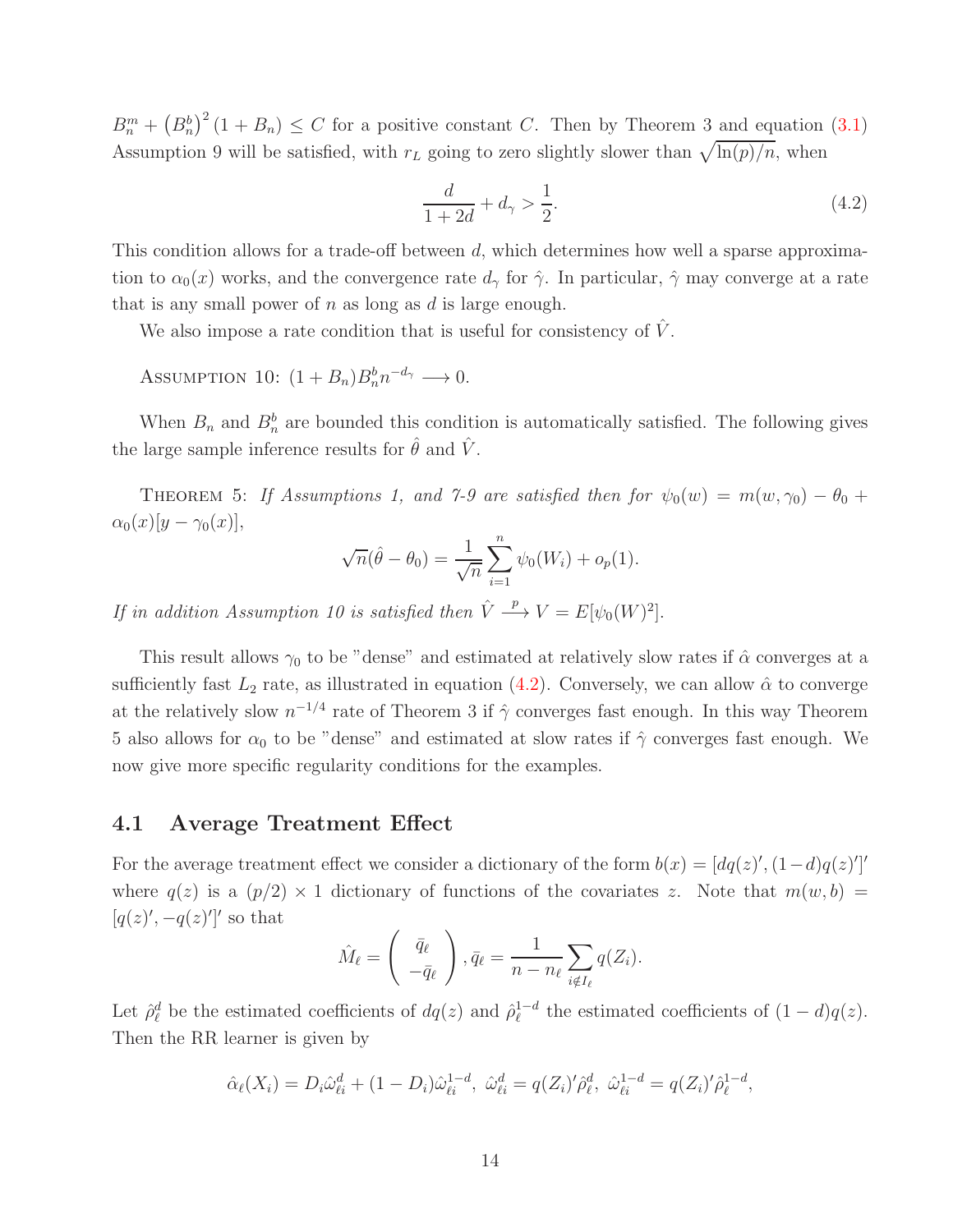$B_n^m + \left(B_n^b\right)^2 (1 + B_n) \leq C$ for a positive constant $C$. Then by Theorem 3 and equation (3.1) Assumption 9 will be satisfied, with $r_L$ going to zero slightly slower than $\sqrt{\ln(p)/n}$, when

$$\frac{d}{1+2d} + d_\gamma > \frac{1}{2}. \tag{4.2}$$

This condition allows for a trade-off between $d$, which determines how well a sparse approximation to $\alpha_0(x)$ works, and the convergence rate $d_\gamma$ for $\hat{\gamma}$. In particular, $\hat{\gamma}$ may converge at a rate that is any small power of $n$ as long as $d$ is large enough.

We also impose a rate condition that is useful for consistency of $\hat{V}$.

Assumption 10: $(1 + B_n)B_n^b n^{-d_\gamma} \longrightarrow 0.$

When $B_n$ and $B_n^b$ are bounded this condition is automatically satisfied. The following gives the large sample inference results for $\hat{\theta}$ and $\hat{V}$.

Theorem 5: *If Assumptions 1, and 7-9 are satisfied then for* $\psi_0(w) = m(w, \gamma_0) - \theta_0 + \alpha_0(x)[y - \gamma_0(x)]$,

$$\sqrt{n}(\hat{\theta} - \theta_0) = \frac{1}{\sqrt{n}} \sum_{i=1}^{n} \psi_0(W_i) + o_p(1).$$

*If in addition Assumption 10 is satisfied then* $\hat{V} \stackrel{p}{\longrightarrow} V = E[\psi_0(W)^2]$.

This result allows $\gamma_0$ to be "dense" and estimated at relatively slow rates if $\hat{\alpha}$ converges at a sufficiently fast $L_2$ rate, as illustrated in equation (4.2). Conversely, we can allow $\hat{\alpha}$ to converge at the relatively slow $n^{-1/4}$ rate of Theorem 3 if $\hat{\gamma}$ converges fast enough. In this way Theorem 5 also allows for $\alpha_0$ to be "dense" and estimated at slow rates if $\hat{\gamma}$ converges fast enough. We now give more specific regularity conditions for the examples.

## 4.1 Average Treatment Effect

For the average treatment effect we consider a dictionary of the form $b(x) = [dq(z)', (1-d)q(z)']'$ where $q(z)$ is a $(p/2) \times 1$ dictionary of functions of the covariates $z$. Note that $m(w, b) = [q(z)', -q(z)']'$ so that

$$\hat{M}_\ell = \begin{pmatrix} \bar{q}_\ell \\ -\bar{q}_\ell \end{pmatrix}, \bar{q}_\ell = \frac{1}{n - n_\ell} \sum_{i \notin I_\ell} q(Z_i).$$

Let $\hat{\rho}_\ell^d$ be the estimated coefficients of $dq(z)$ and $\hat{\rho}_\ell^{1-d}$ the estimated coefficients of $(1-d)q(z)$. Then the RR learner is given by

$$\hat{\alpha}_\ell(X_i) = D_i \hat{\omega}_{\ell i}^d + (1 - D_i)\hat{\omega}_{\ell i}^{1-d},\ \hat{\omega}_{\ell i}^d = q(Z_i)'\hat{\rho}_\ell^d,\ \hat{\omega}_{\ell i}^{1-d} = q(Z_i)'\hat{\rho}_\ell^{1-d},$$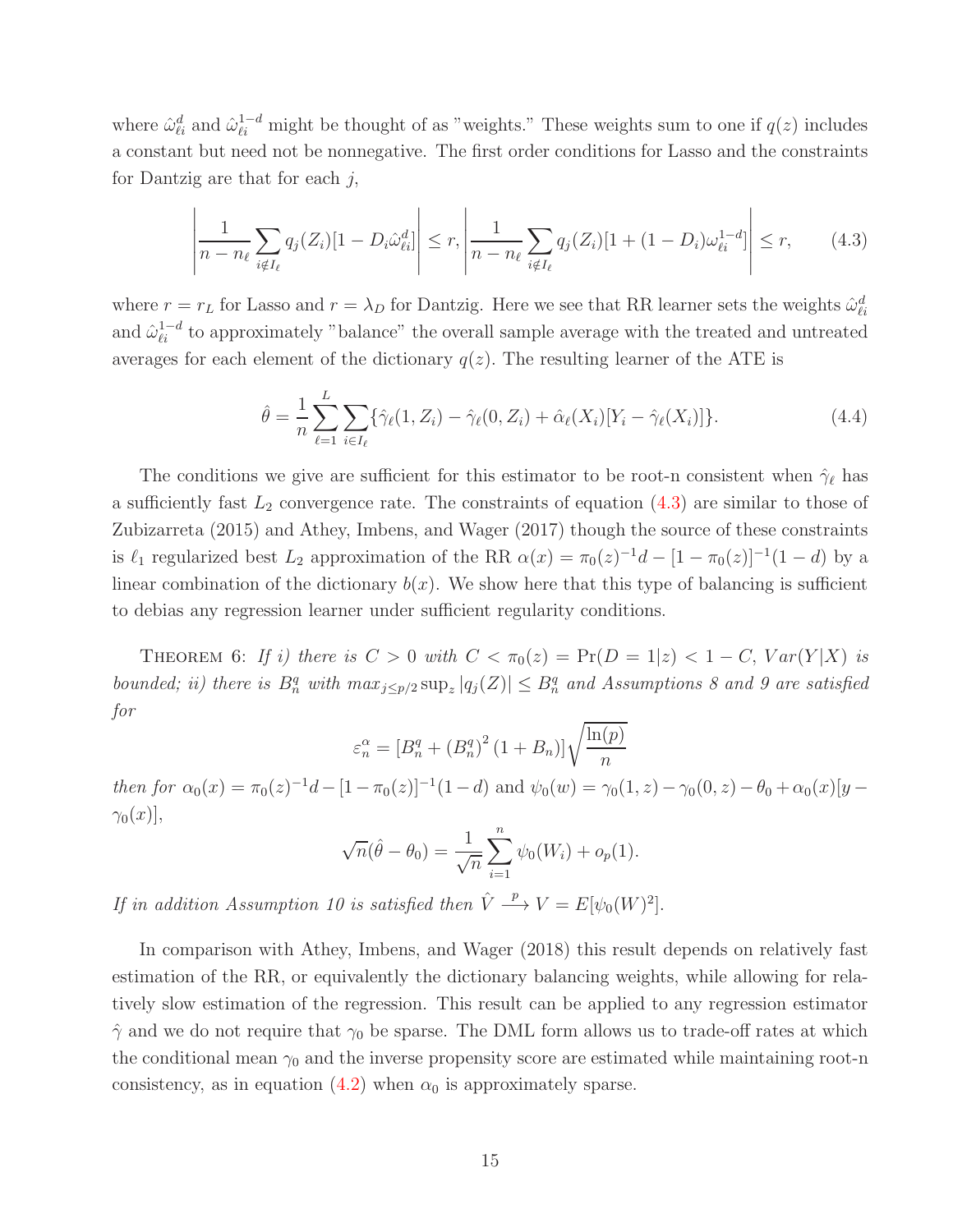where $\hat{\omega}_{\ell i}^{d}$ and $\hat{\omega}_{\ell i}^{1-d}$ might be thought of as "weights." These weights sum to one if $q(z)$ includes a constant but need not be nonnegative. The first order conditions for Lasso and the constraints for Dantzig are that for each $j$,

$$\left|\frac{1}{n-n_\ell}\sum_{i\notin I_\ell} q_j(Z_i)[1-D_i\hat{\omega}_{\ell i}^{d}]\right| \leq r, \left|\frac{1}{n-n_\ell}\sum_{i\notin I_\ell} q_j(Z_i)[1+(1-D_i)\omega_{\ell i}^{1-d}]\right| \leq r, \qquad (4.3)$$

where $r = r_L$ for Lasso and $r = \lambda_D$ for Dantzig. Here we see that RR learner sets the weights $\hat{\omega}_{\ell i}^{d}$ and $\hat{\omega}_{\ell i}^{1-d}$ to approximately "balance" the overall sample average with the treated and untreated averages for each element of the dictionary $q(z)$. The resulting learner of the ATE is

$$\hat{\theta} = \frac{1}{n}\sum_{\ell=1}^{L}\sum_{i\in I_\ell}\{\hat{\gamma}_\ell(1,Z_i) - \hat{\gamma}_\ell(0,Z_i) + \hat{\alpha}_\ell(X_i)[Y_i - \hat{\gamma}_\ell(X_i)]\}. \qquad (4.4)$$

The conditions we give are sufficient for this estimator to be root-n consistent when $\hat{\gamma}_\ell$ has a sufficiently fast $L_2$ convergence rate. The constraints of equation (4.3) are similar to those of Zubizarreta (2015) and Athey, Imbens, and Wager (2017) though the source of these constraints is $\ell_1$ regularized best $L_2$ approximation of the RR $\alpha(x) = \pi_0(z)^{-1}d - [1-\pi_0(z)]^{-1}(1-d)$ by a linear combination of the dictionary $b(x)$. We show here that this type of balancing is sufficient to debias any regression learner under sufficient regularity conditions.

Theorem 6: *If i) there is $C > 0$ with $C < \pi_0(z) = \Pr(D=1|z) < 1-C$, $Var(Y|X)$ is bounded; ii) there is $B_n^q$ with $max_{j\leq p/2}\sup_z |q_j(Z)| \leq B_n^q$ and Assumptions 8 and 9 are satisfied for*

$$\varepsilon_n^\alpha = [B_n^q + (B_n^q)^2(1+B_n)]\sqrt{\frac{\ln(p)}{n}}$$

*then for $\alpha_0(x) = \pi_0(z)^{-1}d - [1-\pi_0(z)]^{-1}(1-d)$ and $\psi_0(w) = \gamma_0(1,z) - \gamma_0(0,z) - \theta_0 + \alpha_0(x)[y - \gamma_0(x)]$,*

$$\sqrt{n}(\hat{\theta} - \theta_0) = \frac{1}{\sqrt{n}}\sum_{i=1}^{n}\psi_0(W_i) + o_p(1).$$

*If in addition Assumption 10 is satisfied then $\hat{V} \xrightarrow{p} V = E[\psi_0(W)^2]$.*

In comparison with Athey, Imbens, and Wager (2018) this result depends on relatively fast estimation of the RR, or equivalently the dictionary balancing weights, while allowing for relatively slow estimation of the regression. This result can be applied to any regression estimator $\hat{\gamma}$ and we do not require that $\gamma_0$ be sparse. The DML form allows us to trade-off rates at which the conditional mean $\gamma_0$ and the inverse propensity score are estimated while maintaining root-n consistency, as in equation (4.2) when $\alpha_0$ is approximately sparse.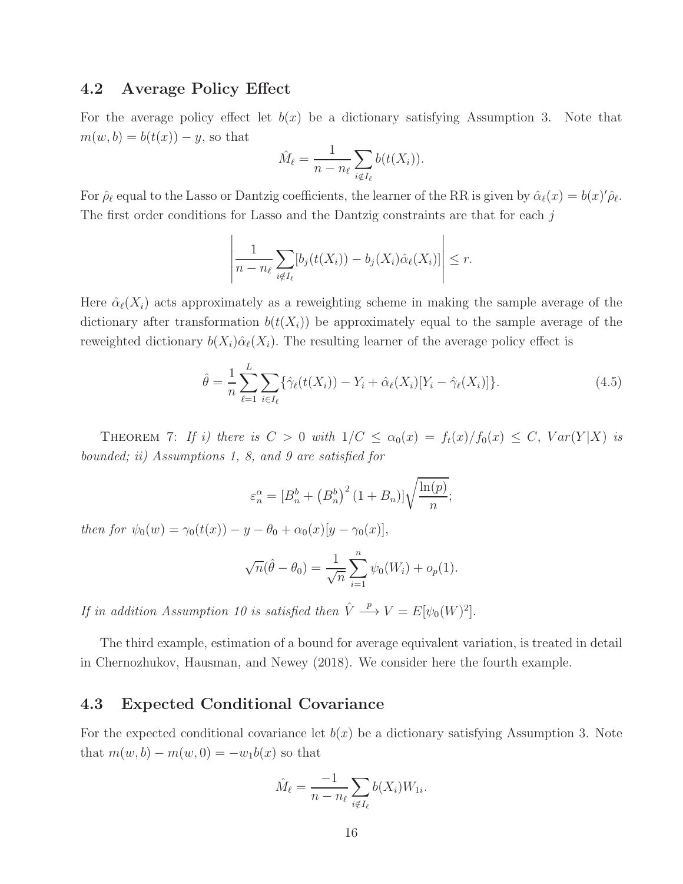## 4.2 Average Policy Effect

For the average policy effect let $b(x)$ be a dictionary satisfying Assumption 3. Note that $m(w, b) = b(t(x)) - y$, so that

$$\hat{M}_\ell = \frac{1}{n - n_\ell} \sum_{i \notin I_\ell} b(t(X_i)).$$

For $\hat{\rho}_\ell$ equal to the Lasso or Dantzig coefficients, the learner of the RR is given by $\hat{\alpha}_\ell(x) = b(x)'\hat{\rho}_\ell$. The first order conditions for Lasso and the Dantzig constraints are that for each $j$

$$\left| \frac{1}{n - n_\ell} \sum_{i \notin I_\ell} [b_j(t(X_i)) - b_j(X_i)\hat{\alpha}_\ell(X_i)] \right| \leq r.$$

Here $\hat{\alpha}_\ell(X_i)$ acts approximately as a reweighting scheme in making the sample average of the dictionary after transformation $b(t(X_i))$ be approximately equal to the sample average of the reweighted dictionary $b(X_i)\hat{\alpha}_\ell(X_i)$. The resulting learner of the average policy effect is

$$\hat{\theta} = \frac{1}{n} \sum_{\ell=1}^{L} \sum_{i \in I_\ell} \{\hat{\gamma}_\ell(t(X_i)) - Y_i + \hat{\alpha}_\ell(X_i)[Y_i - \hat{\gamma}_\ell(X_i)]\}. \tag{4.5}$$

THEOREM 7: *If i) there is $C > 0$ with $1/C \leq \alpha_0(x) = f_t(x)/f_0(x) \leq C$, $Var(Y|X)$ is bounded; ii) Assumptions 1, 8, and 9 are satisfied for*

$$\varepsilon_n^\alpha = [B_n^b + \left(B_n^b\right)^2 (1 + B_n)]\sqrt{\frac{\ln(p)}{n}};$$

*then for $\psi_0(w) = \gamma_0(t(x)) - y - \theta_0 + \alpha_0(x)[y - \gamma_0(x)]$,*

$$\sqrt{n}(\hat{\theta} - \theta_0) = \frac{1}{\sqrt{n}} \sum_{i=1}^{n} \psi_0(W_i) + o_p(1).$$

*If in addition Assumption 10 is satisfied then $\hat{V} \xrightarrow{p} V = E[\psi_0(W)^2]$.*

The third example, estimation of a bound for average equivalent variation, is treated in detail in Chernozhukov, Hausman, and Newey (2018). We consider here the fourth example.

## 4.3 Expected Conditional Covariance

For the expected conditional covariance let $b(x)$ be a dictionary satisfying Assumption 3. Note that $m(w, b) - m(w, 0) = -w_1 b(x)$ so that

$$\hat{M}_\ell = \frac{-1}{n - n_\ell} \sum_{i \notin I_\ell} b(X_i)W_{1i}.$$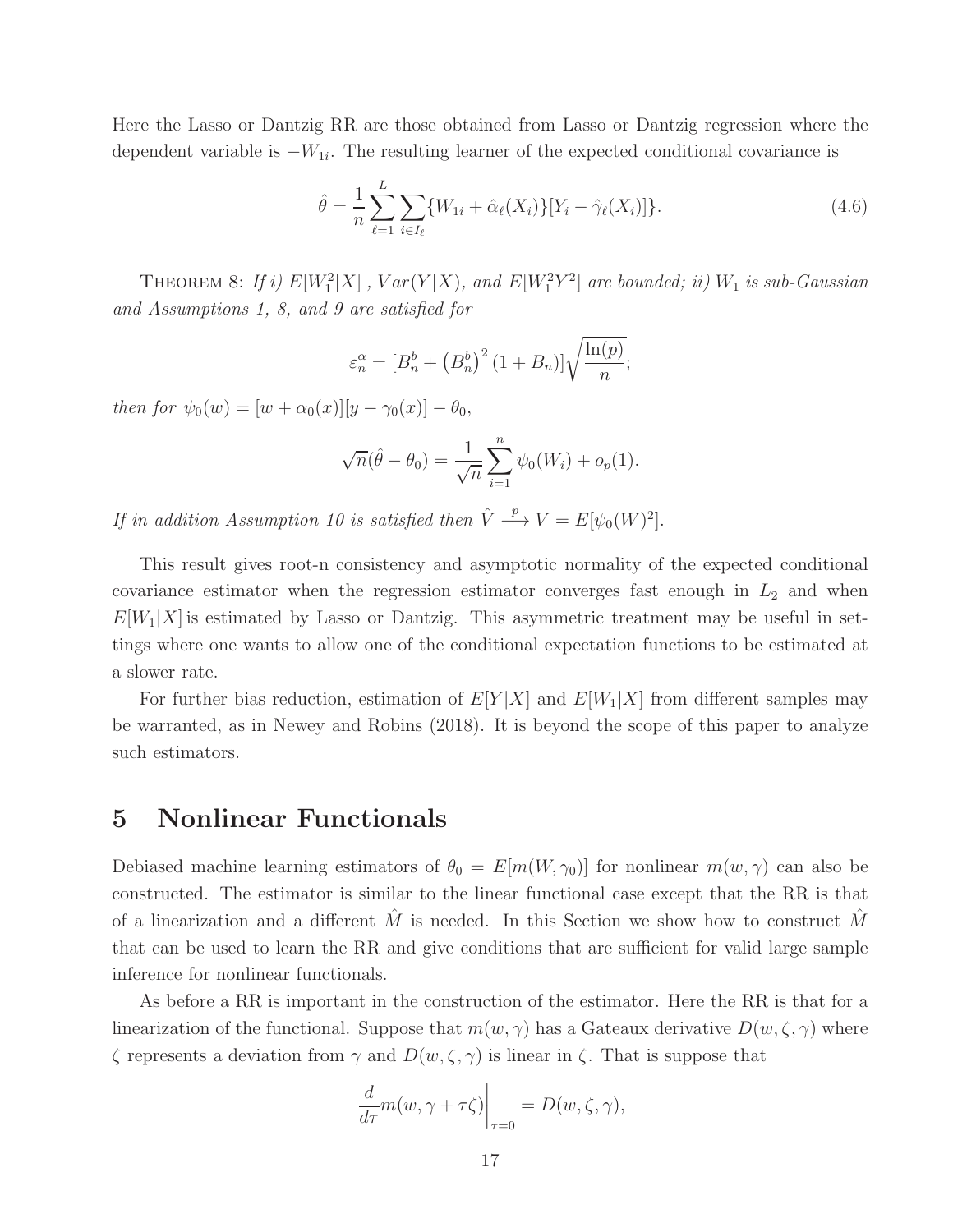Here the Lasso or Dantzig RR are those obtained from Lasso or Dantzig regression where the dependent variable is $-W_{1i}$. The resulting learner of the expected conditional covariance is

$$\hat{\theta} = \frac{1}{n}\sum_{\ell=1}^{L}\sum_{i\in I_\ell}\{W_{1i} + \hat{\alpha}_\ell(X_i)\}[Y_i - \hat{\gamma}_\ell(X_i)]\}. \tag{4.6}$$

THEOREM 8: *If i) $E[W_1^2|X]$ , $Var(Y|X)$, and $E[W_1^2Y^2]$ are bounded; ii) $W_1$ is sub-Gaussian and Assumptions 1, 8, and 9 are satisfied for*

$$\varepsilon_n^\alpha = [B_n^b + \left(B_n^b\right)^2(1+B_n)]\sqrt{\frac{\ln(p)}{n}};$$

*then for $\psi_0(w) = [w + \alpha_0(x)][y - \gamma_0(x)] - \theta_0$,*

$$\sqrt{n}(\hat{\theta} - \theta_0) = \frac{1}{\sqrt{n}}\sum_{i=1}^{n}\psi_0(W_i) + o_p(1).$$

*If in addition Assumption 10 is satisfied then $\hat{V} \xrightarrow{p} V = E[\psi_0(W)^2]$.*

This result gives root-n consistency and asymptotic normality of the expected conditional covariance estimator when the regression estimator converges fast enough in $L_2$ and when $E[W_1|X]$ is estimated by Lasso or Dantzig. This asymmetric treatment may be useful in settings where one wants to allow one of the conditional expectation functions to be estimated at a slower rate.

For further bias reduction, estimation of $E[Y|X]$ and $E[W_1|X]$ from different samples may be warranted, as in Newey and Robins (2018). It is beyond the scope of this paper to analyze such estimators.

# 5 Nonlinear Functionals

Debiased machine learning estimators of $\theta_0 = E[m(W, \gamma_0)]$ for nonlinear $m(w, \gamma)$ can also be constructed. The estimator is similar to the linear functional case except that the RR is that of a linearization and a different $\hat{M}$ is needed. In this Section we show how to construct $\hat{M}$ that can be used to learn the RR and give conditions that are sufficient for valid large sample inference for nonlinear functionals.

As before a RR is important in the construction of the estimator. Here the RR is that for a linearization of the functional. Suppose that $m(w, \gamma)$ has a Gateaux derivative $D(w, \zeta, \gamma)$ where $\zeta$ represents a deviation from $\gamma$ and $D(w, \zeta, \gamma)$ is linear in $\zeta$. That is suppose that

$$\left.\frac{d}{d\tau}m(w, \gamma + \tau\zeta)\right|_{\tau=0} = D(w, \zeta, \gamma),$$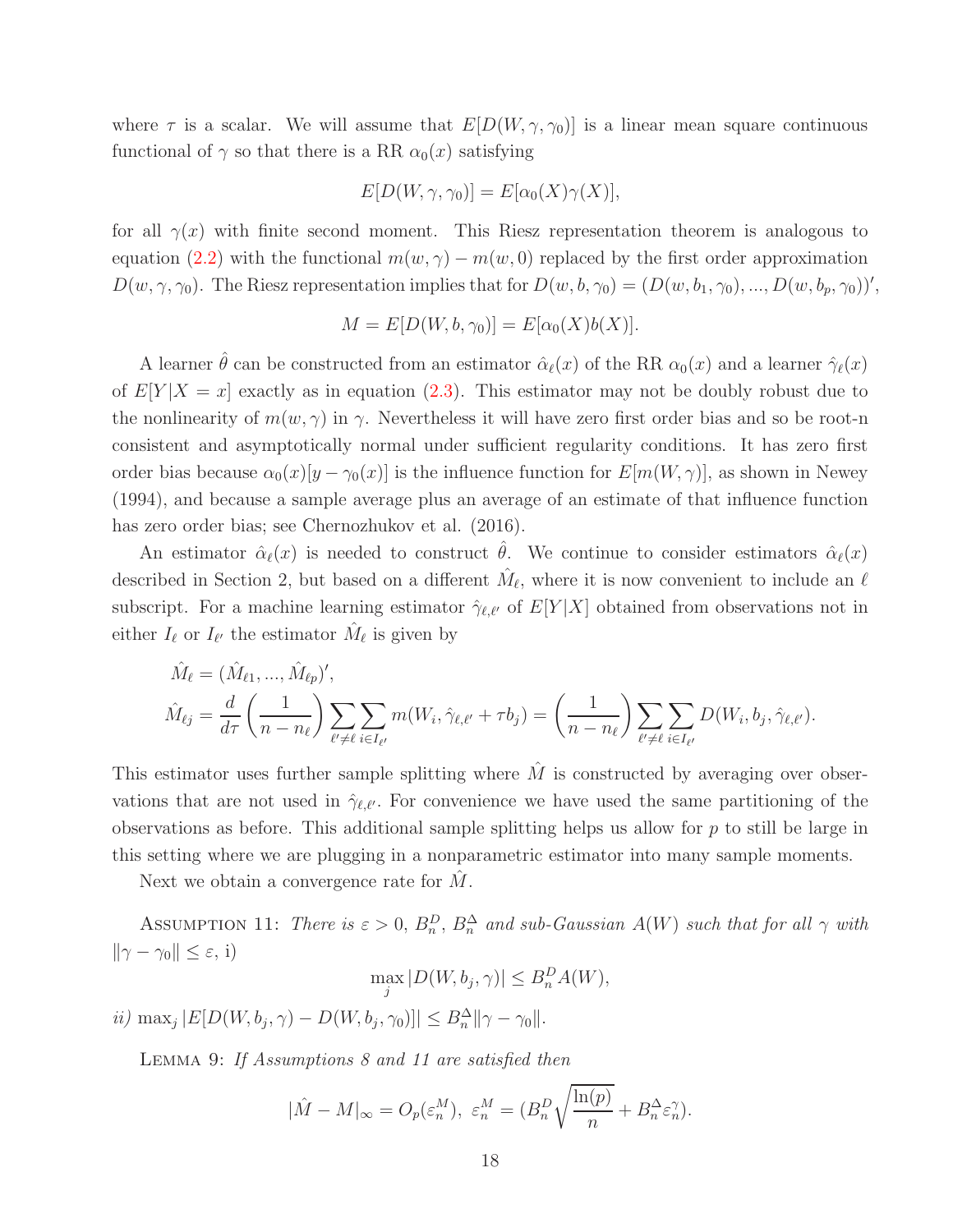where $\tau$ is a scalar. We will assume that $E[D(W, \gamma, \gamma_0)]$ is a linear mean square continuous functional of $\gamma$ so that there is a RR $\alpha_0(x)$ satisfying

$$E[D(W, \gamma, \gamma_0)] = E[\alpha_0(X)\gamma(X)],$$

for all $\gamma(x)$ with finite second moment. This Riesz representation theorem is analogous to equation (2.2) with the functional $m(w, \gamma) - m(w, 0)$ replaced by the first order approximation $D(w, \gamma, \gamma_0)$. The Riesz representation implies that for $D(w, b, \gamma_0) = (D(w, b_1, \gamma_0), ..., D(w, b_p, \gamma_0))'$,

$$M = E[D(W, b, \gamma_0)] = E[\alpha_0(X)b(X)].$$

A learner $\hat{\theta}$ can be constructed from an estimator $\hat{\alpha}_\ell(x)$ of the RR $\alpha_0(x)$ and a learner $\hat{\gamma}_\ell(x)$ of $E[Y|X = x]$ exactly as in equation (2.3). This estimator may not be doubly robust due to the nonlinearity of $m(w, \gamma)$ in $\gamma$. Nevertheless it will have zero first order bias and so be root-n consistent and asymptotically normal under sufficient regularity conditions. It has zero first order bias because $\alpha_0(x)[y - \gamma_0(x)]$ is the influence function for $E[m(W, \gamma)]$, as shown in Newey (1994), and because a sample average plus an average of an estimate of that influence function has zero order bias; see Chernozhukov et al. (2016).

An estimator $\hat{\alpha}_\ell(x)$ is needed to construct $\hat{\theta}$. We continue to consider estimators $\hat{\alpha}_\ell(x)$ described in Section 2, but based on a different $\hat{M}_\ell$, where it is now convenient to include an $\ell$ subscript. For a machine learning estimator $\hat{\gamma}_{\ell,\ell'}$ of $E[Y|X]$ obtained from observations not in either $I_\ell$ or $I_{\ell'}$ the estimator $\hat{M}_\ell$ is given by

$$\begin{aligned}
&\hat{M}_\ell = (\hat{M}_{\ell 1}, ..., \hat{M}_{\ell p})', \\
&\hat{M}_{\ell j} = \frac{d}{d\tau}\left(\frac{1}{n - n_\ell}\right)\sum_{\ell' \neq \ell}\sum_{i \in I_{\ell'}} m(W_i, \hat{\gamma}_{\ell,\ell'} + \tau b_j) = \left(\frac{1}{n - n_\ell}\right)\sum_{\ell' \neq \ell}\sum_{i \in I_{\ell'}} D(W_i, b_j, \hat{\gamma}_{\ell,\ell'}).
\end{aligned}$$

This estimator uses further sample splitting where $\hat{M}$ is constructed by averaging over observations that are not used in $\hat{\gamma}_{\ell,\ell'}$. For convenience we have used the same partitioning of the observations as before. This additional sample splitting helps us allow for $p$ to still be large in this setting where we are plugging in a nonparametric estimator into many sample moments.

Next we obtain a convergence rate for $\hat{M}$.

Assumption 11: *There is $\varepsilon > 0$, $B_n^D$, $B_n^\Delta$ and sub-Gaussian $A(W)$ such that for all $\gamma$ with $\|\gamma - \gamma_0\| \leq \varepsilon$,* i)

$$\max_j |D(W, b_j, \gamma)| \leq B_n^D A(W),$$

*ii)* $\max_j |E[D(W, b_j, \gamma) - D(W, b_j, \gamma_0)]| \leq B_n^\Delta \|\gamma - \gamma_0\|$.

Lemma 9: *If Assumptions 8 and 11 are satisfied then*

$$|\hat{M} - M|_\infty = O_p(\varepsilon_n^M),\ \varepsilon_n^M = (B_n^D\sqrt{\frac{\ln(p)}{n}} + B_n^\Delta \varepsilon_n^\gamma).$$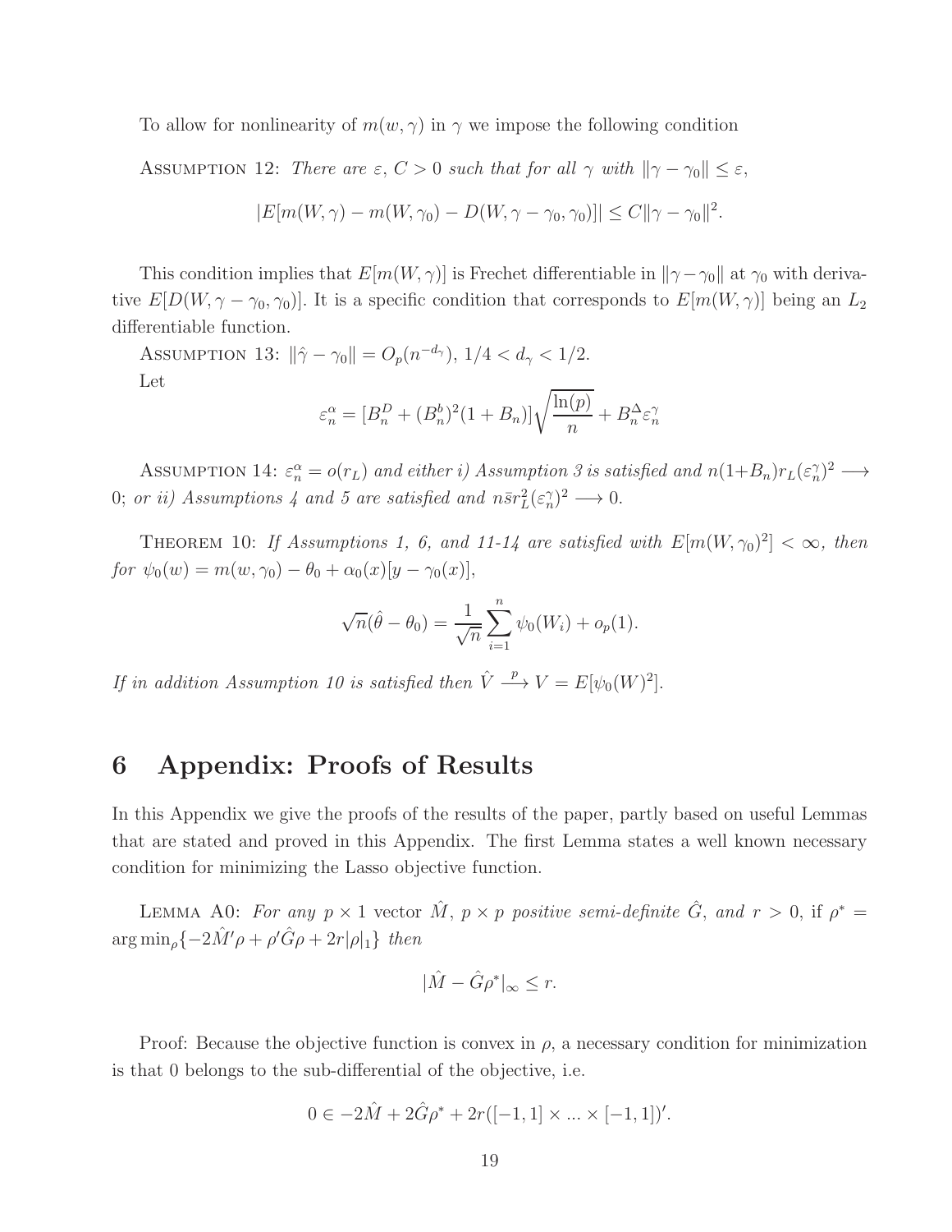To allow for nonlinearity of $m(w, \gamma)$ in $\gamma$ we impose the following condition

ASSUMPTION 12: *There are $\varepsilon$, $C > 0$ such that for all $\gamma$ with $\|\gamma - \gamma_0\| \leq \varepsilon$,*

$$|E[m(W, \gamma) - m(W, \gamma_0) - D(W, \gamma - \gamma_0, \gamma_0)]| \leq C\|\gamma - \gamma_0\|^2.$$

This condition implies that $E[m(W, \gamma)]$ is Frechet differentiable in $\|\gamma - \gamma_0\|$ at $\gamma_0$ with derivative $E[D(W, \gamma - \gamma_0, \gamma_0)]$. It is a specific condition that corresponds to $E[m(W, \gamma)]$ being an $L_2$ differentiable function.

ASSUMPTION 13: $\|\hat{\gamma} - \gamma_0\| = O_p(n^{-d_\gamma})$, $1/4 < d_\gamma < 1/2$.

Let

$$\varepsilon_n^\alpha = [B_n^D + (B_n^b)^2(1 + B_n)]\sqrt{\frac{\ln(p)}{n}} + B_n^\Delta \varepsilon_n^\gamma$$

ASSUMPTION 14: *$\varepsilon_n^\alpha = o(r_L)$ and either i) Assumption 3 is satisfied and $n(1+B_n)r_L(\varepsilon_n^\gamma)^2 \longrightarrow 0$; or ii) Assumptions 4 and 5 are satisfied and $n\bar{s}r_L^2(\varepsilon_n^\gamma)^2 \longrightarrow 0$.*

THEOREM 10: *If Assumptions 1, 6, and 11-14 are satisfied with $E[m(W, \gamma_0)^2] < \infty$, then for $\psi_0(w) = m(w, \gamma_0) - \theta_0 + \alpha_0(x)[y - \gamma_0(x)]$,*

$$\sqrt{n}(\hat{\theta} - \theta_0) = \frac{1}{\sqrt{n}}\sum_{i=1}^{n}\psi_0(W_i) + o_p(1).$$

*If in addition Assumption 10 is satisfied then $\hat{V} \xrightarrow{p} V = E[\psi_0(W)^2]$.*

# 6 Appendix: Proofs of Results

In this Appendix we give the proofs of the results of the paper, partly based on useful Lemmas that are stated and proved in this Appendix. The first Lemma states a well known necessary condition for minimizing the Lasso objective function.

LEMMA A0: *For any $p \times 1$ vector $\hat{M}$, $p \times p$ positive semi-definite $\hat{G}$, and $r > 0$, if $\rho^* = \arg\min_\rho\{-2\hat{M}'\rho + \rho'\hat{G}\rho + 2r|\rho|_1\}$ then*

$$|\hat{M} - \hat{G}\rho^*|_\infty \leq r.$$

Proof: Because the objective function is convex in $\rho$, a necessary condition for minimization is that 0 belongs to the sub-differential of the objective, i.e.

$$0 \in -2\hat{M} + 2\hat{G}\rho^* + 2r([-1, 1] \times ... \times [-1, 1])'.$$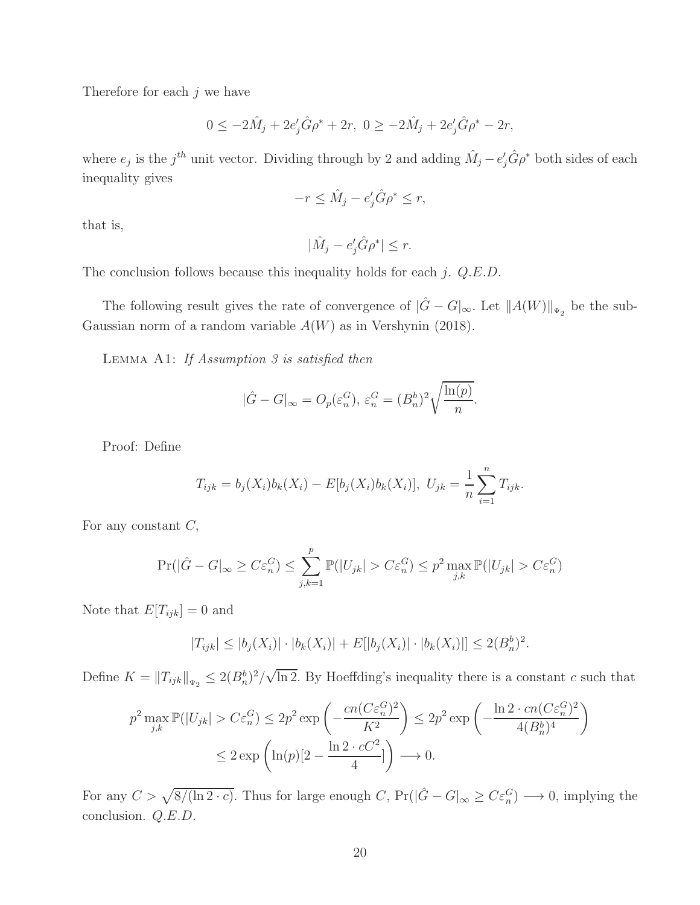Therefore for each $j$ we have

$$0 \leq -2\hat{M}_j + 2e_j'\hat{G}\rho^* + 2r, \ 0 \geq -2\hat{M}_j + 2e_j'\hat{G}\rho^* - 2r,$$

where $e_j$ is the $j^{th}$ unit vector. Dividing through by 2 and adding $\hat{M}_j - e_j'\hat{G}\rho^*$ both sides of each inequality gives

$$-r \leq \hat{M}_j - e_j'\hat{G}\rho^* \leq r,$$

that is,

$$|\hat{M}_j - e_j'\hat{G}\rho^*| \leq r.$$

The conclusion follows because this inequality holds for each $j$. *Q.E.D.*

The following result gives the rate of convergence of $|\hat{G} - G|_\infty$. Let $\|A(W)\|_{\Psi_2}$ be the sub-Gaussian norm of a random variable $A(W)$ as in Vershynin (2018).

Lemma A1: *If Assumption 3 is satisfied then*

$$|\hat{G} - G|_\infty = O_p(\varepsilon_n^G), \ \varepsilon_n^G = (B_n^b)^2\sqrt{\frac{\ln(p)}{n}}.$$

Proof: Define

$$T_{ijk} = b_j(X_i)b_k(X_i) - E[b_j(X_i)b_k(X_i)], \ U_{jk} = \frac{1}{n}\sum_{i=1}^{n} T_{ijk}.$$

For any constant $C$,

$$\Pr(|\hat{G} - G|_\infty \geq C\varepsilon_n^G) \leq \sum_{j,k=1}^{p} \mathbb{P}(|U_{jk}| > C\varepsilon_n^G) \leq p^2 \max_{j,k} \mathbb{P}(|U_{jk}| > C\varepsilon_n^G)$$

Note that $E[T_{ijk}] = 0$ and

$$|T_{ijk}| \leq |b_j(X_i)| \cdot |b_k(X_i)| + E[|b_j(X_i)| \cdot |b_k(X_i)|] \leq 2(B_n^b)^2.$$

Define $K = \|T_{ijk}\|_{\Psi_2} \leq 2(B_n^b)^2/\sqrt{\ln 2}$. By Hoeffding's inequality there is a constant $c$ such that

$$p^2 \max_{j,k} \mathbb{P}(|U_{jk}| > C\varepsilon_n^G) \leq 2p^2 \exp\left(-\frac{cn(C\varepsilon_n^G)^2}{K^2}\right) \leq 2p^2 \exp\left(-\frac{\ln 2 \cdot cn(C\varepsilon_n^G)^2}{4(B_n^b)^4}\right)$$
$$\leq 2\exp\left(\ln(p)[2 - \frac{\ln 2 \cdot cC^2}{4}]\right) \longrightarrow 0.$$

For any $C > \sqrt{8/(\ln 2 \cdot c)}$. Thus for large enough $C$, $\Pr(|\hat{G} - G|_\infty \geq C\varepsilon_n^G) \longrightarrow 0$, implying the conclusion. *Q.E.D.*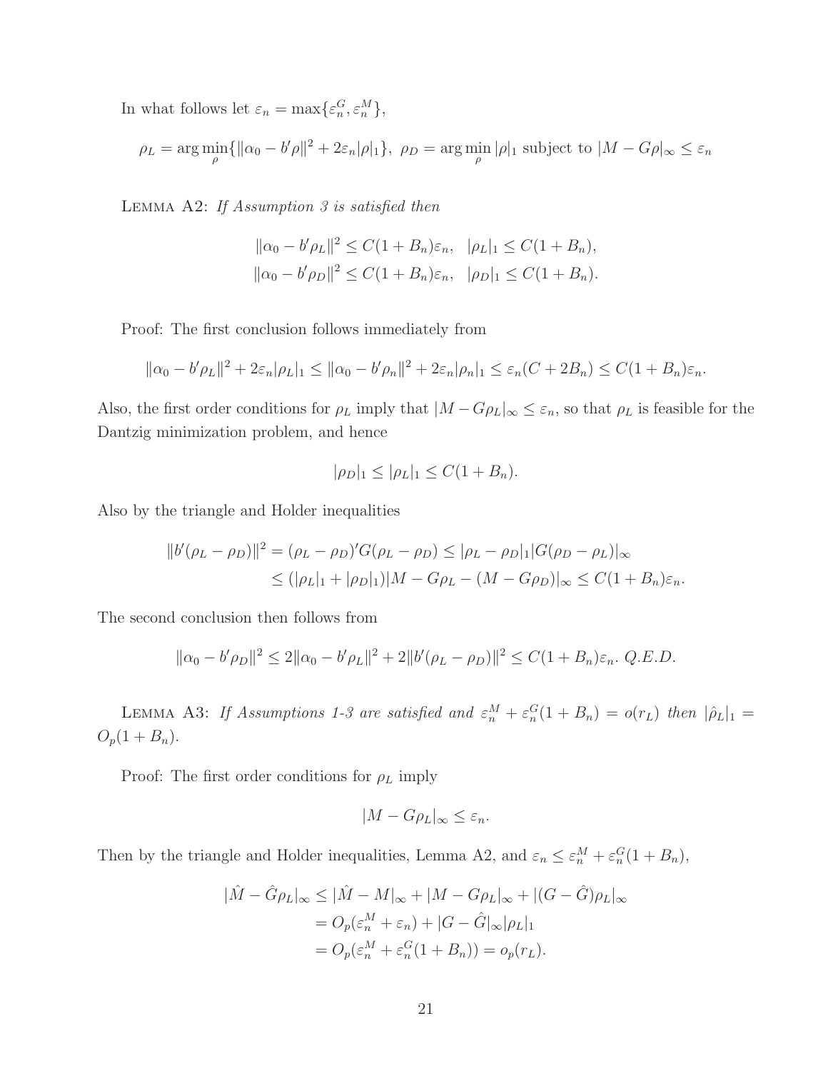In what follows let $\varepsilon_n = \max\{\varepsilon_n^G, \varepsilon_n^M\}$,

$$\rho_L = \arg\min_\rho \{\|\alpha_0 - b'\rho\|^2 + 2\varepsilon_n|\rho|_1\},\ \rho_D = \arg\min_\rho |\rho|_1 \text{ subject to } |M - G\rho|_\infty \leq \varepsilon_n$$

Lemma A2: *If Assumption 3 is satisfied then*

$$\|\alpha_0 - b'\rho_L\|^2 \leq C(1 + B_n)\varepsilon_n,\quad |\rho_L|_1 \leq C(1 + B_n),$$
$$\|\alpha_0 - b'\rho_D\|^2 \leq C(1 + B_n)\varepsilon_n,\quad |\rho_D|_1 \leq C(1 + B_n).$$

Proof: The first conclusion follows immediately from

$$\|\alpha_0 - b'\rho_L\|^2 + 2\varepsilon_n|\rho_L|_1 \leq \|\alpha_0 - b'\rho_n\|^2 + 2\varepsilon_n|\rho_n|_1 \leq \varepsilon_n(C + 2B_n) \leq C(1 + B_n)\varepsilon_n.$$

Also, the first order conditions for $\rho_L$ imply that $|M - G\rho_L|_\infty \leq \varepsilon_n$, so that $\rho_L$ is feasible for the Dantzig minimization problem, and hence

$$|\rho_D|_1 \leq |\rho_L|_1 \leq C(1 + B_n).$$

Also by the triangle and Holder inequalities

$$\begin{aligned}
\|b'(\rho_L - \rho_D)\|^2 &= (\rho_L - \rho_D)'G(\rho_L - \rho_D) \leq |\rho_L - \rho_D|_1|G(\rho_D - \rho_L)|_\infty \\
&\leq (|\rho_L|_1 + |\rho_D|_1)|M - G\rho_L - (M - G\rho_D)|_\infty \leq C(1 + B_n)\varepsilon_n.
\end{aligned}$$

The second conclusion then follows from

$$\|\alpha_0 - b'\rho_D\|^2 \leq 2\|\alpha_0 - b'\rho_L\|^2 + 2\|b'(\rho_L - \rho_D)\|^2 \leq C(1 + B_n)\varepsilon_n.\ Q.E.D.$$

Lemma A3: *If Assumptions 1-3 are satisfied and $\varepsilon_n^M + \varepsilon_n^G(1 + B_n) = o(r_L)$ then $|\hat{\rho}_L|_1 = O_p(1 + B_n)$.*

Proof: The first order conditions for $\rho_L$ imply

$$|M - G\rho_L|_\infty \leq \varepsilon_n.$$

Then by the triangle and Holder inequalities, Lemma A2, and $\varepsilon_n \leq \varepsilon_n^M + \varepsilon_n^G(1 + B_n)$,

$$\begin{aligned}
|\hat{M} - \hat{G}\rho_L|_\infty &\leq |\hat{M} - M|_\infty + |M - G\rho_L|_\infty + |(G - \hat{G})\rho_L|_\infty \\
&= O_p(\varepsilon_n^M + \varepsilon_n) + |G - \hat{G}|_\infty|\rho_L|_1 \\
&= O_p(\varepsilon_n^M + \varepsilon_n^G(1 + B_n)) = o_p(r_L).
\end{aligned}$$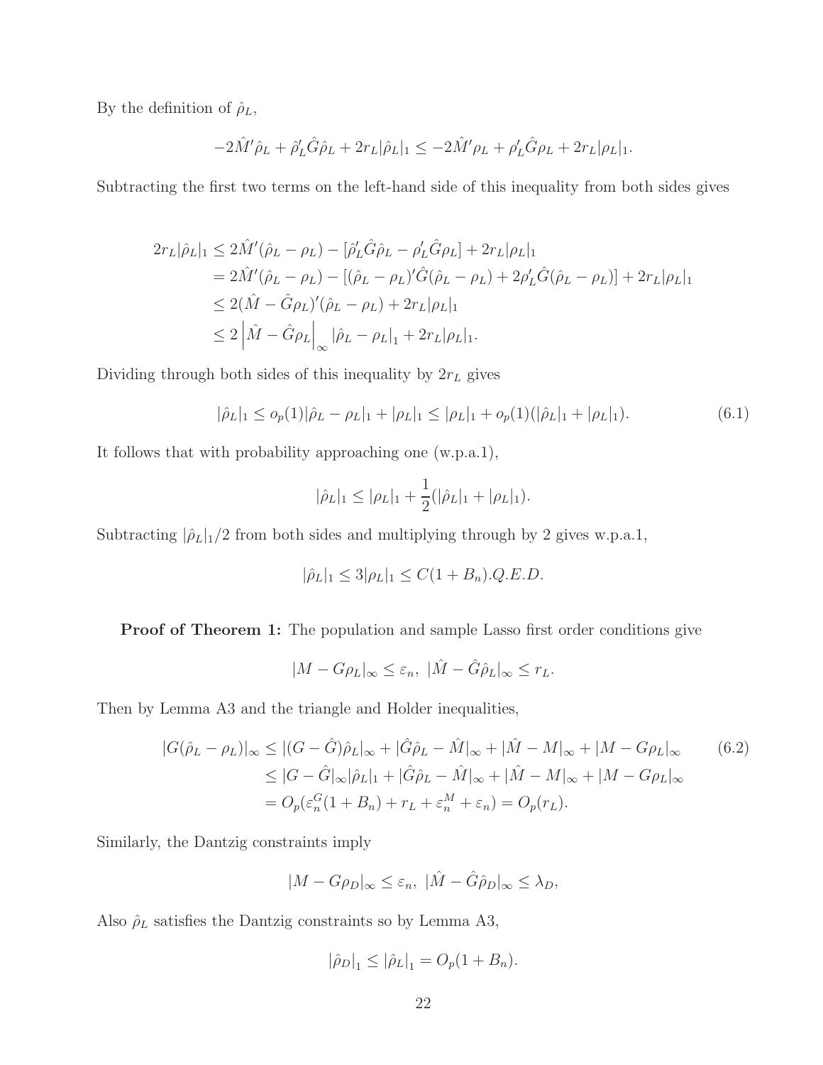By the definition of $\hat{\rho}_L$,

$$-2\hat{M}'\hat{\rho}_L + \hat{\rho}_L'\hat{G}\hat{\rho}_L + 2r_L|\hat{\rho}_L|_1 \leq -2\hat{M}'\rho_L + \rho_L'\hat{G}\rho_L + 2r_L|\rho_L|_1.$$

Subtracting the first two terms on the left-hand side of this inequality from both sides gives

$$\begin{aligned}
2r_L|\hat{\rho}_L|_1 &\leq 2\hat{M}'(\hat{\rho}_L - \rho_L) - [\hat{\rho}_L'\hat{G}\hat{\rho}_L - \rho_L'\hat{G}\rho_L] + 2r_L|\rho_L|_1 \\
&= 2\hat{M}'(\hat{\rho}_L - \rho_L) - [(\hat{\rho}_L - \rho_L)'\hat{G}(\hat{\rho}_L - \rho_L) + 2\rho_L'\hat{G}(\hat{\rho}_L - \rho_L)] + 2r_L|\rho_L|_1 \\
&\leq 2(\hat{M} - \hat{G}\rho_L)'(\hat{\rho}_L - \rho_L) + 2r_L|\rho_L|_1 \\
&\leq 2\left|\hat{M} - \hat{G}\rho_L\right|_\infty |\hat{\rho}_L - \rho_L|_1 + 2r_L|\rho_L|_1.
\end{aligned}$$

Dividing through both sides of this inequality by $2r_L$ gives

$$|\hat{\rho}_L|_1 \leq o_p(1)|\hat{\rho}_L - \rho_L|_1 + |\rho_L|_1 \leq |\rho_L|_1 + o_p(1)(|\hat{\rho}_L|_1 + |\rho_L|_1). \tag{6.1}$$

It follows that with probability approaching one (w.p.a.1),

$$|\hat{\rho}_L|_1 \leq |\rho_L|_1 + \frac{1}{2}(|\hat{\rho}_L|_1 + |\rho_L|_1).$$

Subtracting $|\hat{\rho}_L|_1/2$ from both sides and multiplying through by 2 gives w.p.a.1,

$$|\hat{\rho}_L|_1 \leq 3|\rho_L|_1 \leq C(1 + B_n). Q.E.D.$$

**Proof of Theorem 1:** The population and sample Lasso first order conditions give

$$|M - G\rho_L|_\infty \leq \varepsilon_n, \ |\hat{M} - \hat{G}\hat{\rho}_L|_\infty \leq r_L.$$

Then by Lemma A3 and the triangle and Holder inequalities,

$$\begin{aligned}
|G(\hat{\rho}_L - \rho_L)|_\infty &\leq |(G - \hat{G})\hat{\rho}_L|_\infty + |\hat{G}\hat{\rho}_L - \hat{M}|_\infty + |\hat{M} - M|_\infty + |M - G\rho_L|_\infty \\
&\leq |G - \hat{G}|_\infty|\hat{\rho}_L|_1 + |\hat{G}\hat{\rho}_L - \hat{M}|_\infty + |\hat{M} - M|_\infty + |M - G\rho_L|_\infty \\
&= O_p(\varepsilon_n^G(1 + B_n) + r_L + \varepsilon_n^M + \varepsilon_n) = O_p(r_L).
\end{aligned} \tag{6.2}$$

Similarly, the Dantzig constraints imply

$$|M - G\rho_D|_\infty \leq \varepsilon_n, \ |\hat{M} - \hat{G}\hat{\rho}_D|_\infty \leq \lambda_D,$$

Also $\hat{\rho}_L$ satisfies the Dantzig constraints so by Lemma A3,

$$|\hat{\rho}_D|_1 \leq |\hat{\rho}_L|_1 = O_p(1 + B_n).$$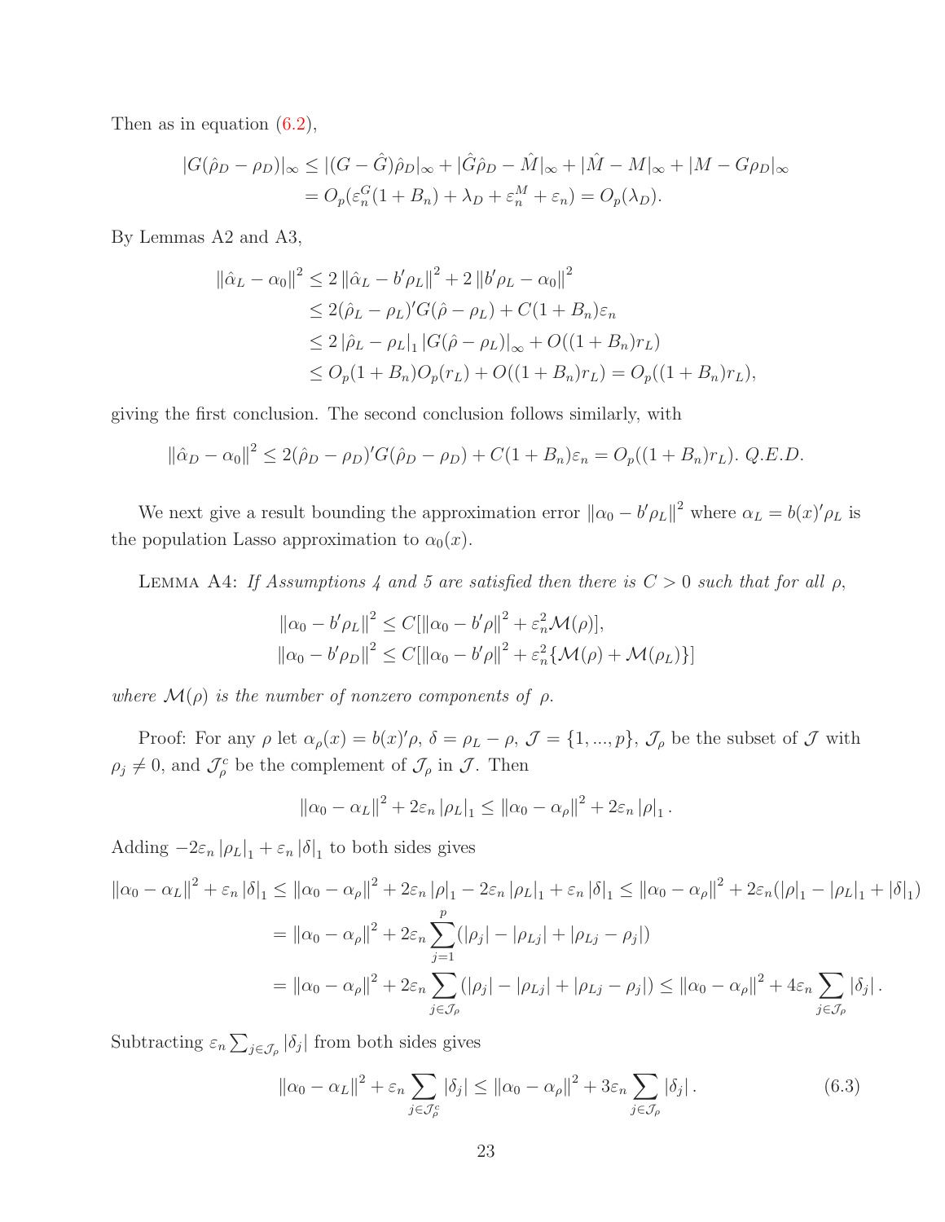Then as in equation (6.2),

$$
\begin{aligned}
|G(\hat{\rho}_D - \rho_D)|_\infty &\leq |(G - \hat{G})\hat{\rho}_D|_\infty + |\hat{G}\hat{\rho}_D - \hat{M}|_\infty + |\hat{M} - M|_\infty + |M - G\rho_D|_\infty \\
&= O_p(\varepsilon_n^G(1 + B_n) + \lambda_D + \varepsilon_n^M + \varepsilon_n) = O_p(\lambda_D).
\end{aligned}
$$

By Lemmas A2 and A3,

$$
\begin{aligned}
\|\hat{\alpha}_L - \alpha_0\|^2 &\leq 2\|\hat{\alpha}_L - b'\rho_L\|^2 + 2\|b'\rho_L - \alpha_0\|^2 \\
&\leq 2(\hat{\rho}_L - \rho_L)'G(\hat{\rho} - \rho_L) + C(1 + B_n)\varepsilon_n \\
&\leq 2|\hat{\rho}_L - \rho_L|_1 |G(\hat{\rho} - \rho_L)|_\infty + O((1 + B_n)r_L) \\
&\leq O_p(1 + B_n)O_p(r_L) + O((1 + B_n)r_L) = O_p((1 + B_n)r_L),
\end{aligned}
$$

giving the first conclusion. The second conclusion follows similarly, with

$$
\|\hat{\alpha}_D - \alpha_0\|^2 \leq 2(\hat{\rho}_D - \rho_D)'G(\hat{\rho}_D - \rho_D) + C(1 + B_n)\varepsilon_n = O_p((1 + B_n)r_L). \text{ Q.E.D.}
$$

We next give a result bounding the approximation error $\|\alpha_0 - b'\rho_L\|^2$ where $\alpha_L = b(x)'\rho_L$ is the population Lasso approximation to $\alpha_0(x)$.

Lemma A4: *If Assumptions 4 and 5 are satisfied then there is $C > 0$ such that for all $\rho$,*

$$
\begin{aligned}
\|\alpha_0 - b'\rho_L\|^2 &\leq C[\|\alpha_0 - b'\rho\|^2 + \varepsilon_n^2 \mathcal{M}(\rho)], \\
\|\alpha_0 - b'\rho_D\|^2 &\leq C[\|\alpha_0 - b'\rho\|^2 + \varepsilon_n^2\{\mathcal{M}(\rho) + \mathcal{M}(\rho_L)\}]
\end{aligned}
$$

*where $\mathcal{M}(\rho)$ is the number of nonzero components of $\rho$.*

Proof: For any $\rho$ let $\alpha_\rho(x) = b(x)'\rho$, $\delta = \rho_L - \rho$, $\mathcal{J} = \{1, ..., p\}$, $\mathcal{J}_\rho$ be the subset of $\mathcal{J}$ with $\rho_j \neq 0$, and $\mathcal{J}_\rho^c$ be the complement of $\mathcal{J}_\rho$ in $\mathcal{J}$. Then

$$
\|\alpha_0 - \alpha_L\|^2 + 2\varepsilon_n |\rho_L|_1 \leq \|\alpha_0 - \alpha_\rho\|^2 + 2\varepsilon_n |\rho|_1.
$$

Adding $-2\varepsilon_n |\rho_L|_1 + \varepsilon_n |\delta|_1$ to both sides gives

$$
\begin{aligned}
\|\alpha_0 - \alpha_L\|^2 + \varepsilon_n |\delta|_1 &\leq \|\alpha_0 - \alpha_\rho\|^2 + 2\varepsilon_n |\rho|_1 - 2\varepsilon_n |\rho_L|_1 + \varepsilon_n |\delta|_1 \leq \|\alpha_0 - \alpha_\rho\|^2 + 2\varepsilon_n(|\rho|_1 - |\rho_L|_1 + |\delta|_1) \\
&= \|\alpha_0 - \alpha_\rho\|^2 + 2\varepsilon_n \sum_{j=1}^{p}(|\rho_j| - |\rho_{Lj}| + |\rho_{Lj} - \rho_j|) \\
&= \|\alpha_0 - \alpha_\rho\|^2 + 2\varepsilon_n \sum_{j \in \mathcal{J}_\rho}(|\rho_j| - |\rho_{Lj}| + |\rho_{Lj} - \rho_j|) \leq \|\alpha_0 - \alpha_\rho\|^2 + 4\varepsilon_n \sum_{j \in \mathcal{J}_\rho} |\delta_j|.
\end{aligned}
$$

Subtracting $\varepsilon_n \sum_{j \in \mathcal{J}_\rho} |\delta_j|$ from both sides gives

$$
\|\alpha_0 - \alpha_L\|^2 + \varepsilon_n \sum_{j \in \mathcal{J}_\rho^c} |\delta_j| \leq \|\alpha_0 - \alpha_\rho\|^2 + 3\varepsilon_n \sum_{j \in \mathcal{J}_\rho} |\delta_j|. \tag{6.3}
$$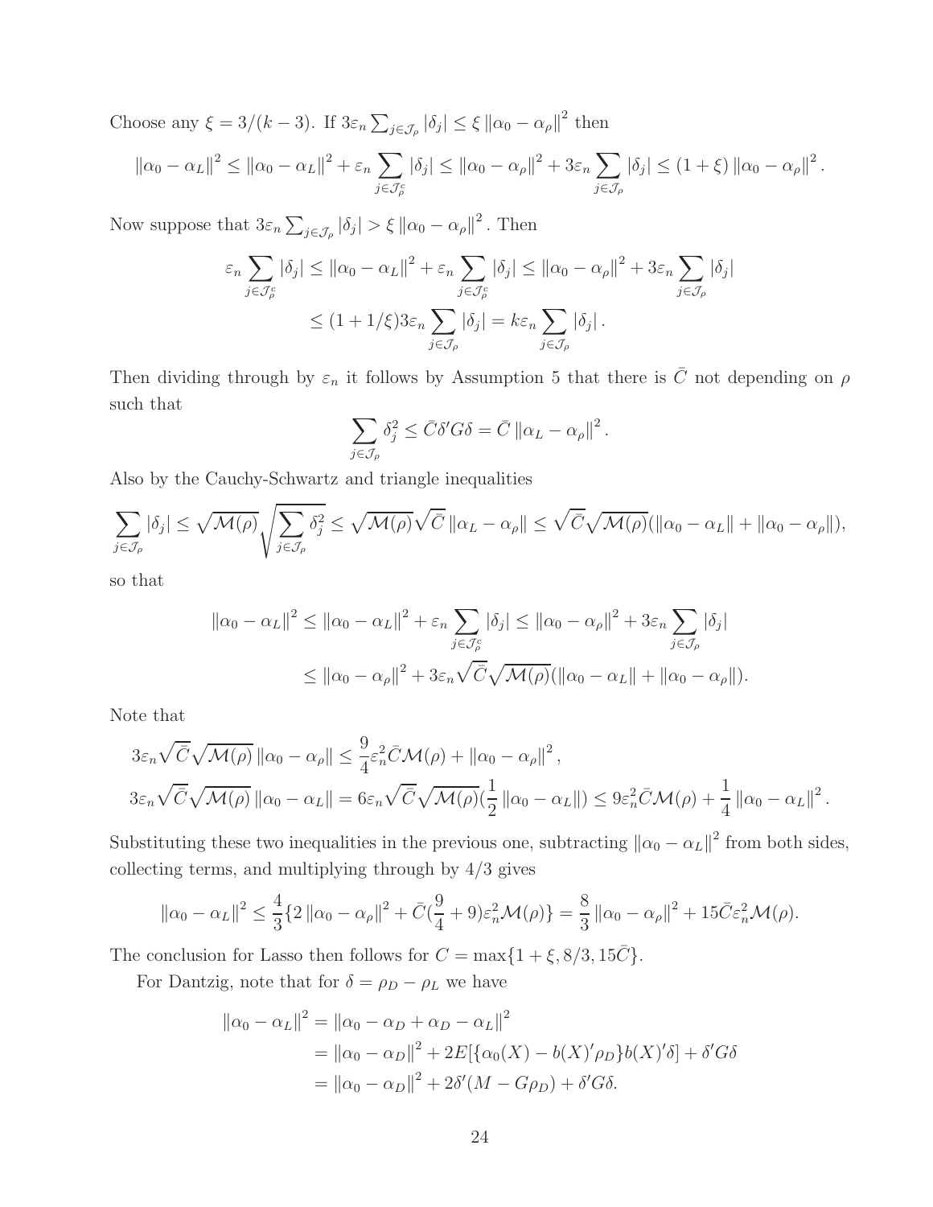Choose any $\xi = 3/(k-3)$. If $3\varepsilon_n \sum_{j\in\mathcal{J}_\rho} |\delta_j| \leq \xi \|\alpha_0 - \alpha_\rho\|^2$ then

$$\|\alpha_0 - \alpha_L\|^2 \leq \|\alpha_0 - \alpha_L\|^2 + \varepsilon_n \sum_{j\in\mathcal{J}_\rho^c} |\delta_j| \leq \|\alpha_0 - \alpha_\rho\|^2 + 3\varepsilon_n \sum_{j\in\mathcal{J}_\rho} |\delta_j| \leq (1+\xi)\|\alpha_0 - \alpha_\rho\|^2.$$

Now suppose that $3\varepsilon_n \sum_{j\in\mathcal{J}_\rho} |\delta_j| > \xi \|\alpha_0 - \alpha_\rho\|^2$. Then

$$\varepsilon_n \sum_{j\in\mathcal{J}_\rho^c} |\delta_j| \leq \|\alpha_0 - \alpha_L\|^2 + \varepsilon_n \sum_{j\in\mathcal{J}_\rho^c} |\delta_j| \leq \|\alpha_0 - \alpha_\rho\|^2 + 3\varepsilon_n \sum_{j\in\mathcal{J}_\rho} |\delta_j|$$
$$\leq (1 + 1/\xi) 3\varepsilon_n \sum_{j\in\mathcal{J}_\rho} |\delta_j| = k\varepsilon_n \sum_{j\in\mathcal{J}_\rho} |\delta_j|.$$

Then dividing through by $\varepsilon_n$ it follows by Assumption 5 that there is $\bar{C}$ not depending on $\rho$ such that

$$\sum_{j\in\mathcal{J}_\rho} \delta_j^2 \leq \bar{C}\delta' G \delta = \bar{C}\|\alpha_L - \alpha_\rho\|^2.$$

Also by the Cauchy-Schwartz and triangle inequalities

$$\sum_{j\in\mathcal{J}_\rho} |\delta_j| \leq \sqrt{\mathcal{M}(\rho)} \sqrt{\sum_{j\in\mathcal{J}_\rho} \delta_j^2} \leq \sqrt{\mathcal{M}(\rho)}\sqrt{\bar{C}}\|\alpha_L - \alpha_\rho\| \leq \sqrt{\bar{C}}\sqrt{\mathcal{M}(\rho)}(\|\alpha_0 - \alpha_L\| + \|\alpha_0 - \alpha_\rho\|),$$

so that

$$\|\alpha_0 - \alpha_L\|^2 \leq \|\alpha_0 - \alpha_L\|^2 + \varepsilon_n \sum_{j\in\mathcal{J}_\rho^c} |\delta_j| \leq \|\alpha_0 - \alpha_\rho\|^2 + 3\varepsilon_n \sum_{j\in\mathcal{J}_\rho} |\delta_j|$$
$$\leq \|\alpha_0 - \alpha_\rho\|^2 + 3\varepsilon_n \sqrt{\bar{C}}\sqrt{\mathcal{M}(\rho)}(\|\alpha_0 - \alpha_L\| + \|\alpha_0 - \alpha_\rho\|).$$

Note that

$$3\varepsilon_n\sqrt{\bar{C}}\sqrt{\mathcal{M}(\rho)}\|\alpha_0 - \alpha_\rho\| \leq \frac{9}{4}\varepsilon_n^2 \bar{C}\mathcal{M}(\rho) + \|\alpha_0 - \alpha_\rho\|^2,$$
$$3\varepsilon_n\sqrt{\bar{C}}\sqrt{\mathcal{M}(\rho)}\|\alpha_0 - \alpha_L\| = 6\varepsilon_n\sqrt{\bar{C}}\sqrt{\mathcal{M}(\rho)}(\frac{1}{2}\|\alpha_0 - \alpha_L\|) \leq 9\varepsilon_n^2 \bar{C}\mathcal{M}(\rho) + \frac{1}{4}\|\alpha_0 - \alpha_L\|^2.$$

Substituting these two inequalities in the previous one, subtracting $\|\alpha_0 - \alpha_L\|^2$ from both sides, collecting terms, and multiplying through by $4/3$ gives

$$\|\alpha_0 - \alpha_L\|^2 \leq \frac{4}{3}\{2\|\alpha_0 - \alpha_\rho\|^2 + \bar{C}(\frac{9}{4} + 9)\varepsilon_n^2\mathcal{M}(\rho)\} = \frac{8}{3}\|\alpha_0 - \alpha_\rho\|^2 + 15\bar{C}\varepsilon_n^2\mathcal{M}(\rho).$$

The conclusion for Lasso then follows for $C = \max\{1+\xi, 8/3, 15\bar{C}\}$.

For Dantzig, note that for $\delta = \rho_D - \rho_L$ we have

$$\|\alpha_0 - \alpha_L\|^2 = \|\alpha_0 - \alpha_D + \alpha_D - \alpha_L\|^2$$
$$= \|\alpha_0 - \alpha_D\|^2 + 2E[\{\alpha_0(X) - b(X)'\rho_D\}b(X)'\delta] + \delta' G\delta$$
$$= \|\alpha_0 - \alpha_D\|^2 + 2\delta'(M - G\rho_D) + \delta' G\delta.$$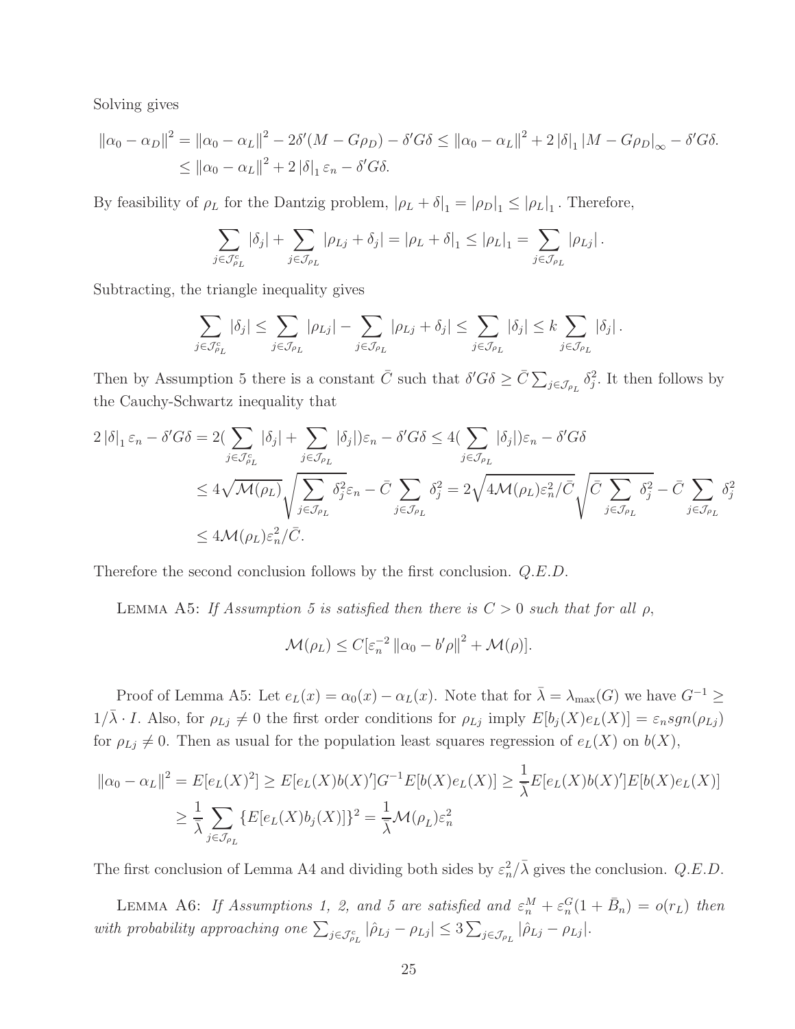Solving gives

$$
\begin{aligned}
\|\alpha_0 - \alpha_D\|^2 &= \|\alpha_0 - \alpha_L\|^2 - 2\delta'(M - G\rho_D) - \delta' G\delta \leq \|\alpha_0 - \alpha_L\|^2 + 2\left|\delta\right|_1 \left|M - G\rho_D\right|_\infty - \delta' G\delta. \\
&\leq \|\alpha_0 - \alpha_L\|^2 + 2\left|\delta\right|_1 \varepsilon_n - \delta' G\delta.
\end{aligned}
$$

By feasibility of $\rho_L$ for the Dantzig problem, $\left|\rho_L + \delta\right|_1 = \left|\rho_D\right|_1 \leq \left|\rho_L\right|_1$. Therefore,

$$
\sum_{j \in \mathcal{J}_{\rho_L}^c} |\delta_j| + \sum_{j \in \mathcal{J}_{\rho_L}} |\rho_{Lj} + \delta_j| = \left|\rho_L + \delta\right|_1 \leq \left|\rho_L\right|_1 = \sum_{j \in \mathcal{J}_{\rho_L}} |\rho_{Lj}|.
$$

Subtracting, the triangle inequality gives

$$
\sum_{j \in \mathcal{J}_{\rho_L}^c} |\delta_j| \leq \sum_{j \in \mathcal{J}_{\rho_L}} |\rho_{Lj}| - \sum_{j \in \mathcal{J}_{\rho_L}} |\rho_{Lj} + \delta_j| \leq \sum_{j \in \mathcal{J}_{\rho_L}} |\delta_j| \leq k \sum_{j \in \mathcal{J}_{\rho_L}} |\delta_j|.
$$

Then by Assumption 5 there is a constant $\bar{C}$ such that $\delta' G\delta \geq \bar{C} \sum_{j \in \mathcal{J}_{\rho_L}} \delta_j^2$. It then follows by the Cauchy-Schwartz inequality that

$$
\begin{aligned}
2\left|\delta\right|_1 \varepsilon_n - \delta' G\delta &= 2\Big(\sum_{j \in \mathcal{J}_{\rho_L}^c} |\delta_j| + \sum_{j \in \mathcal{J}_{\rho_L}} |\delta_j|\Big)\varepsilon_n - \delta' G\delta \leq 4\Big(\sum_{j \in \mathcal{J}_{\rho_L}} |\delta_j|\Big)\varepsilon_n - \delta' G\delta \\
&\leq 4\sqrt{\mathcal{M}(\rho_L)}\sqrt{\sum_{j \in \mathcal{J}_{\rho_L}} \delta_j^2}\,\varepsilon_n - \bar{C}\sum_{j \in \mathcal{J}_{\rho_L}} \delta_j^2 = 2\sqrt{4\mathcal{M}(\rho_L)\varepsilon_n^2/\bar{C}}\sqrt{\bar{C}\sum_{j \in \mathcal{J}_{\rho_L}} \delta_j^2} - \bar{C}\sum_{j \in \mathcal{J}_{\rho_L}} \delta_j^2 \\
&\leq 4\mathcal{M}(\rho_L)\varepsilon_n^2/\bar{C}.
\end{aligned}
$$

Therefore the second conclusion follows by the first conclusion. *Q.E.D.*

Lemma A5: *If Assumption 5 is satisfied then there is $C > 0$ such that for all $\rho$,*

$$
\mathcal{M}(\rho_L) \leq C[\varepsilon_n^{-2}\|\alpha_0 - b'\rho\|^2 + \mathcal{M}(\rho)].
$$

Proof of Lemma A5: Let $e_L(x) = \alpha_0(x) - \alpha_L(x)$. Note that for $\bar{\lambda} = \lambda_{\max}(G)$ we have $G^{-1} \geq 1/\bar{\lambda} \cdot I$. Also, for $\rho_{Lj} \neq 0$ the first order conditions for $\rho_{Lj}$ imply $E[b_j(X)e_L(X)] = \varepsilon_n sgn(\rho_{Lj})$ for $\rho_{Lj} \neq 0$. Then as usual for the population least squares regression of $e_L(X)$ on $b(X)$,

$$
\begin{aligned}
\|\alpha_0 - \alpha_L\|^2 = E[e_L(X)^2] &\geq E[e_L(X)b(X)']G^{-1}E[b(X)e_L(X)] \geq \frac{1}{\bar{\lambda}}E[e_L(X)b(X)']E[b(X)e_L(X)] \\
&\geq \frac{1}{\bar{\lambda}}\sum_{j \in \mathcal{J}_{\rho_L}} \{E[e_L(X)b_j(X)]\}^2 = \frac{1}{\bar{\lambda}}\mathcal{M}(\rho_L)\varepsilon_n^2
\end{aligned}
$$

The first conclusion of Lemma A4 and dividing both sides by $\varepsilon_n^2/\bar{\lambda}$ gives the conclusion. *Q.E.D.*

Lemma A6: *If Assumptions 1, 2, and 5 are satisfied and $\varepsilon_n^M + \varepsilon_n^G(1 + \bar{B}_n) = o(r_L)$ then with probability approaching one $\sum_{j \in \mathcal{J}_{\rho_L}^c} |\hat{\rho}_{Lj} - \rho_{Lj}| \leq 3\sum_{j \in \mathcal{J}_{\rho_L}} |\hat{\rho}_{Lj} - \rho_{Lj}|$.*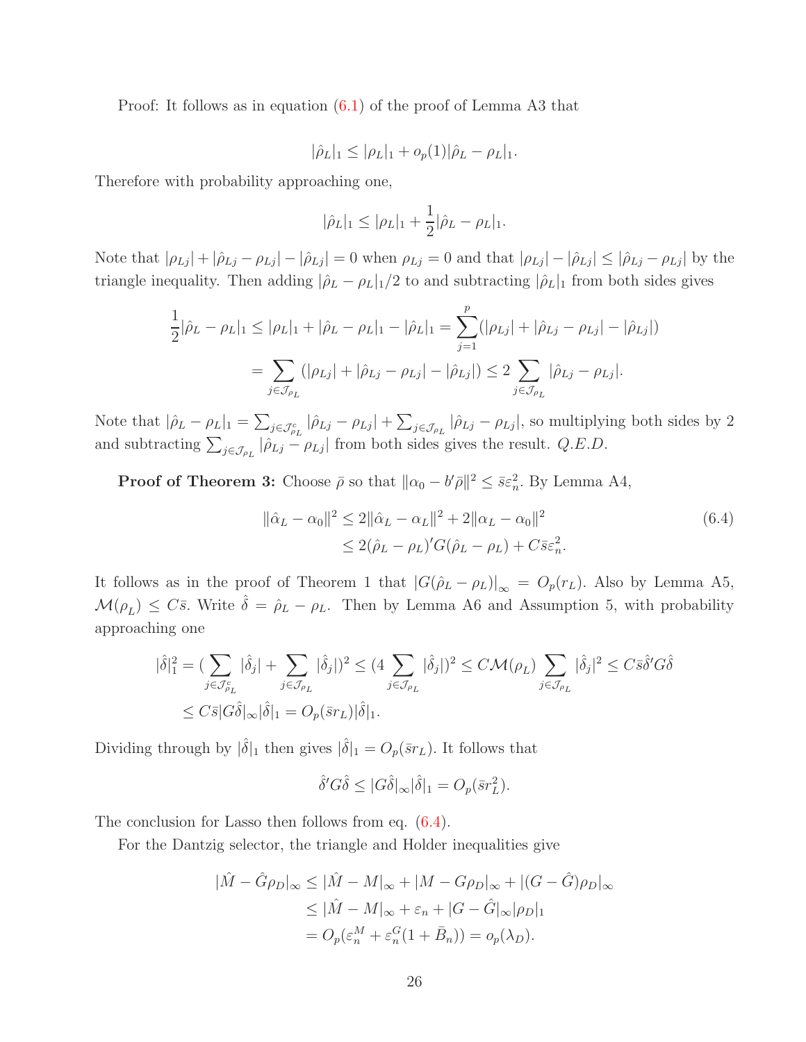Proof: It follows as in equation (6.1) of the proof of Lemma A3 that

$$|\hat{\rho}_L|_1 \leq |\rho_L|_1 + o_p(1)|\hat{\rho}_L - \rho_L|_1.$$

Therefore with probability approaching one,

$$|\hat{\rho}_L|_1 \leq |\rho_L|_1 + \frac{1}{2}|\hat{\rho}_L - \rho_L|_1.$$

Note that $|\rho_{Lj}| + |\hat{\rho}_{Lj} - \rho_{Lj}| - |\hat{\rho}_{Lj}| = 0$ when $\rho_{Lj} = 0$ and that $|\rho_{Lj}| - |\hat{\rho}_{Lj}| \leq |\hat{\rho}_{Lj} - \rho_{Lj}|$ by the triangle inequality. Then adding $|\hat{\rho}_L - \rho_L|_1/2$ to and subtracting $|\hat{\rho}_L|_1$ from both sides gives

$$\begin{aligned}
\frac{1}{2}|\hat{\rho}_L - \rho_L|_1 &\leq |\rho_L|_1 + |\hat{\rho}_L - \rho_L|_1 - |\hat{\rho}_L|_1 = \sum_{j=1}^{p}(|\rho_{Lj}| + |\hat{\rho}_{Lj} - \rho_{Lj}| - |\hat{\rho}_{Lj}|) \\
&= \sum_{j \in \mathcal{J}_{\rho_L}} (|\rho_{Lj}| + |\hat{\rho}_{Lj} - \rho_{Lj}| - |\hat{\rho}_{Lj}|) \leq 2 \sum_{j \in \mathcal{J}_{\rho_L}} |\hat{\rho}_{Lj} - \rho_{Lj}|.
\end{aligned}$$

Note that $|\hat{\rho}_L - \rho_L|_1 = \sum_{j \in \mathcal{J}^c_{\rho_L}} |\hat{\rho}_{Lj} - \rho_{Lj}| + \sum_{j \in \mathcal{J}_{\rho_L}} |\hat{\rho}_{Lj} - \rho_{Lj}|$, so multiplying both sides by 2 and subtracting $\sum_{j \in \mathcal{J}_{\rho_L}} |\hat{\rho}_{Lj} - \rho_{Lj}|$ from both sides gives the result. *Q.E.D.*

**Proof of Theorem 3:** Choose $\bar{\rho}$ so that $\|\alpha_0 - b'\bar{\rho}\|^2 \leq \bar{s}\varepsilon_n^2$. By Lemma A4,

$$\begin{aligned}
\|\hat{\alpha}_L - \alpha_0\|^2 &\leq 2\|\hat{\alpha}_L - \alpha_L\|^2 + 2\|\alpha_L - \alpha_0\|^2 \\
&\leq 2(\hat{\rho}_L - \rho_L)'G(\hat{\rho}_L - \rho_L) + C\bar{s}\varepsilon_n^2.
\end{aligned} \tag{6.4}$$

It follows as in the proof of Theorem 1 that $|G(\hat{\rho}_L - \rho_L)|_\infty = O_p(r_L)$. Also by Lemma A5, $\mathcal{M}(\rho_L) \leq C\bar{s}$. Write $\hat{\delta} = \hat{\rho}_L - \rho_L$. Then by Lemma A6 and Assumption 5, with probability approaching one

$$\begin{aligned}
|\hat{\delta}|_1^2 &= (\sum_{j \in \mathcal{J}^c_{\rho_L}} |\hat{\delta}_j| + \sum_{j \in \mathcal{J}_{\rho_L}} |\hat{\delta}_j|)^2 \leq (4 \sum_{j \in \mathcal{J}_{\rho_L}} |\hat{\delta}_j|)^2 \leq C\mathcal{M}(\rho_L) \sum_{j \in \mathcal{J}_{\rho_L}} |\hat{\delta}_j|^2 \leq C\bar{s}\hat{\delta}'G\hat{\delta} \\
&\leq C\bar{s}|G\hat{\delta}|_\infty |\hat{\delta}|_1 = O_p(\bar{s}r_L)|\hat{\delta}|_1.
\end{aligned}$$

Dividing through by $|\hat{\delta}|_1$ then gives $|\hat{\delta}|_1 = O_p(\bar{s}r_L)$. It follows that

$$\hat{\delta}'G\hat{\delta} \leq |G\hat{\delta}|_\infty |\hat{\delta}|_1 = O_p(\bar{s}r_L^2).$$

The conclusion for Lasso then follows from eq. (6.4).

For the Dantzig selector, the triangle and Holder inequalities give

$$\begin{aligned}
|\hat{M} - \hat{G}\rho_D|_\infty &\leq |\hat{M} - M|_\infty + |M - G\rho_D|_\infty + |(G - \hat{G})\rho_D|_\infty \\
&\leq |\hat{M} - M|_\infty + \varepsilon_n + |G - \hat{G}|_\infty |\rho_D|_1 \\
&= O_p(\varepsilon_n^M + \varepsilon_n^G(1 + \bar{B}_n)) = o_p(\lambda_D).
\end{aligned}$$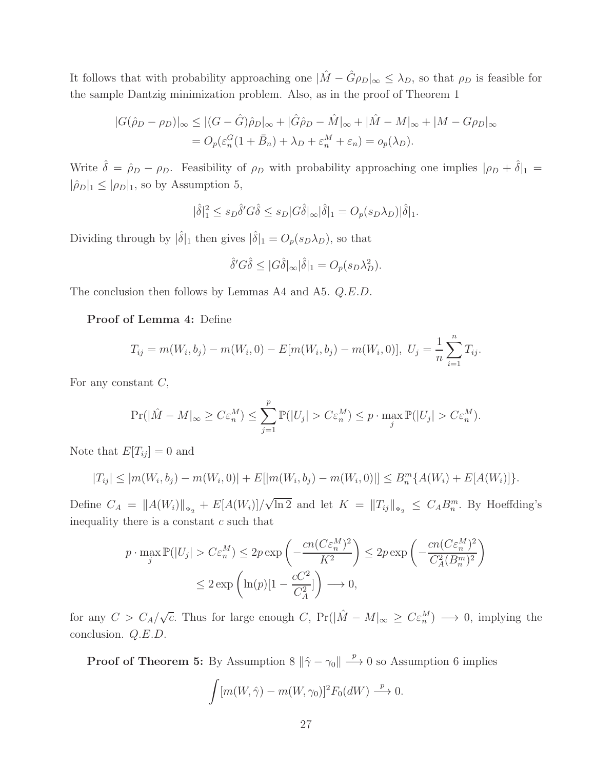It follows that with probability approaching one $|\hat{M} - \hat{G}\rho_D|_\infty \le \lambda_D$, so that $\rho_D$ is feasible for the sample Dantzig minimization problem. Also, as in the proof of Theorem 1

$$
\begin{aligned}
|G(\hat{\rho}_D - \rho_D)|_\infty &\le |(G - \hat{G})\hat{\rho}_D|_\infty + |\hat{G}\hat{\rho}_D - \hat{M}|_\infty + |\hat{M} - M|_\infty + |M - G\rho_D|_\infty \\
&= O_p(\varepsilon_n^G(1 + \bar{B}_n) + \lambda_D + \varepsilon_n^M + \varepsilon_n) = o_p(\lambda_D).
\end{aligned}
$$

Write $\hat{\delta} = \hat{\rho}_D - \rho_D$. Feasibility of $\rho_D$ with probability approaching one implies $|\rho_D + \hat{\delta}|_1 = |\hat{\rho}_D|_1 \le |\rho_D|_1$, so by Assumption 5,

$$
|\hat{\delta}|_1^2 \le s_D \hat{\delta}' G \hat{\delta} \le s_D |G\hat{\delta}|_\infty |\hat{\delta}|_1 = O_p(s_D \lambda_D)|\hat{\delta}|_1.
$$

Dividing through by $|\hat{\delta}|_1$ then gives $|\hat{\delta}|_1 = O_p(s_D \lambda_D)$, so that

$$
\hat{\delta}' G \hat{\delta} \le |G\hat{\delta}|_\infty |\hat{\delta}|_1 = O_p(s_D \lambda_D^2).
$$

The conclusion then follows by Lemmas A4 and A5. *Q.E.D.*

**Proof of Lemma 4:** Define

$$
T_{ij} = m(W_i, b_j) - m(W_i, 0) - E[m(W_i, b_j) - m(W_i, 0)],\ U_j = \frac{1}{n}\sum_{i=1}^{n} T_{ij}.
$$

For any constant $C$,

$$
\Pr(|\hat{M} - M|_\infty \ge C\varepsilon_n^M) \le \sum_{j=1}^{p} \mathbb{P}(|U_j| > C\varepsilon_n^M) \le p \cdot \max_j \mathbb{P}(|U_j| > C\varepsilon_n^M).
$$

Note that $E[T_{ij}] = 0$ and

$$
|T_{ij}| \le |m(W_i, b_j) - m(W_i, 0)| + E[|m(W_i, b_j) - m(W_i, 0)|] \le B_n^m\{A(W_i) + E[A(W_i)]\}.
$$

Define $C_A = \|A(W_i)\|_{\Psi_2} + E[A(W_i)]/\sqrt{\ln 2}$ and let $K = \|T_{ij}\|_{\Psi_2} \le C_A B_n^m$. By Hoeffding's inequality there is a constant $c$ such that

$$
\begin{aligned}
p \cdot \max_j \mathbb{P}(|U_j| > C\varepsilon_n^M) &\le 2p \exp\left(-\frac{cn(C\varepsilon_n^M)^2}{K^2}\right) \le 2p \exp\left(-\frac{cn(C\varepsilon_n^M)^2}{C_A^2(B_n^m)^2}\right) \\
&\le 2\exp\left(\ln(p)[1 - \frac{cC^2}{C_A^2}]\right) \longrightarrow 0,
\end{aligned}
$$

for any $C > C_A/\sqrt{c}$. Thus for large enough $C$, $\Pr(|\hat{M} - M|_\infty \ge C\varepsilon_n^M) \longrightarrow 0$, implying the conclusion. *Q.E.D.*

**Proof of Theorem 5:** By Assumption 8 $\|\hat{\gamma} - \gamma_0\| \xrightarrow{p} 0$ so Assumption 6 implies

$$
\int [m(W, \hat{\gamma}) - m(W, \gamma_0)]^2 F_0(dW) \xrightarrow{p} 0.
$$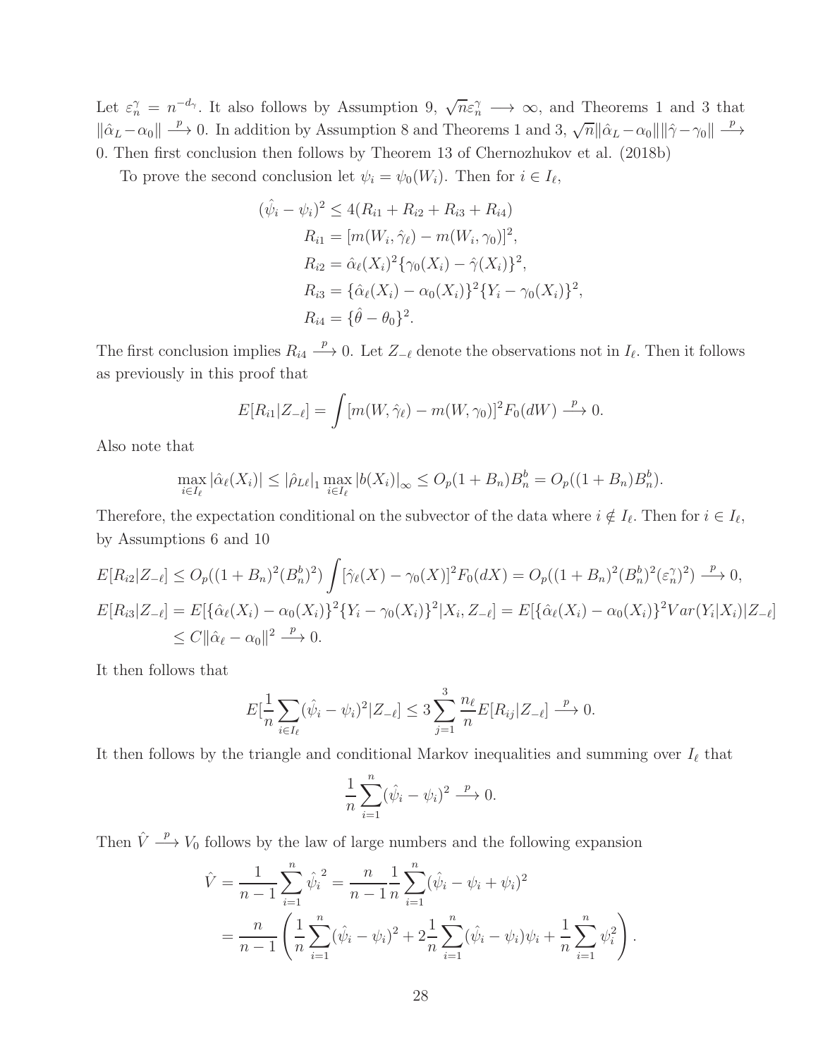Let $\varepsilon_n^\gamma = n^{-d_\gamma}$. It also follows by Assumption 9, $\sqrt{n}\varepsilon_n^\gamma \longrightarrow \infty$, and Theorems 1 and 3 that $\|\hat{\alpha}_L - \alpha_0\| \xrightarrow{p} 0$. In addition by Assumption 8 and Theorems 1 and 3, $\sqrt{n}\|\hat{\alpha}_L - \alpha_0\|\|\hat{\gamma} - \gamma_0\| \xrightarrow{p} 0$. Then first conclusion then follows by Theorem 13 of Chernozhukov et al. (2018b)

To prove the second conclusion let $\psi_i = \psi_0(W_i)$. Then for $i \in I_\ell$,

$$
\begin{aligned}
(\hat{\psi}_i - \psi_i)^2 &\leq 4(R_{i1} + R_{i2} + R_{i3} + R_{i4}) \\
R_{i1} &= [m(W_i, \hat{\gamma}_\ell) - m(W_i, \gamma_0)]^2, \\
R_{i2} &= \hat{\alpha}_\ell(X_i)^2\{\gamma_0(X_i) - \hat{\gamma}(X_i)\}^2, \\
R_{i3} &= \{\hat{\alpha}_\ell(X_i) - \alpha_0(X_i)\}^2\{Y_i - \gamma_0(X_i)\}^2, \\
R_{i4} &= \{\hat{\theta} - \theta_0\}^2.
\end{aligned}
$$

The first conclusion implies $R_{i4} \xrightarrow{p} 0$. Let $Z_{-\ell}$ denote the observations not in $I_\ell$. Then it follows as previously in this proof that

$$
E[R_{i1}|Z_{-\ell}] = \int [m(W, \hat{\gamma}_\ell) - m(W, \gamma_0)]^2 F_0(dW) \xrightarrow{p} 0.
$$

Also note that

$$
\max_{i \in I_\ell} |\hat{\alpha}_\ell(X_i)| \leq |\hat{\rho}_{L\ell}|_1 \max_{i \in I_\ell} |b(X_i)|_\infty \leq O_p(1 + B_n)B_n^b = O_p((1 + B_n)B_n^b).
$$

Therefore, the expectation conditional on the subvector of the data where $i \notin I_\ell$. Then for $i \in I_\ell$, by Assumptions 6 and 10

$$
\begin{aligned}
E[R_{i2}|Z_{-\ell}] &\leq O_p((1 + B_n)^2(B_n^b)^2) \int [\hat{\gamma}_\ell(X) - \gamma_0(X)]^2 F_0(dX) = O_p((1 + B_n)^2(B_n^b)^2(\varepsilon_n^\gamma)^2) \xrightarrow{p} 0, \\
E[R_{i3}|Z_{-\ell}] &= E[\{\hat{\alpha}_\ell(X_i) - \alpha_0(X_i)\}^2\{Y_i - \gamma_0(X_i)\}^2|X_i, Z_{-\ell}] = E[\{\hat{\alpha}_\ell(X_i) - \alpha_0(X_i)\}^2 Var(Y_i|X_i)|Z_{-\ell}] \\
&\leq C\|\hat{\alpha}_\ell - \alpha_0\|^2 \xrightarrow{p} 0.
\end{aligned}
$$

It then follows that

$$
E[\frac{1}{n}\sum_{i \in I_\ell}(\hat{\psi}_i - \psi_i)^2|Z_{-\ell}] \leq 3\sum_{j=1}^{3} \frac{n_\ell}{n} E[R_{ij}|Z_{-\ell}] \xrightarrow{p} 0.
$$

It then follows by the triangle and conditional Markov inequalities and summing over $I_\ell$ that

$$
\frac{1}{n}\sum_{i=1}^{n}(\hat{\psi}_i - \psi_i)^2 \xrightarrow{p} 0.
$$

Then $\hat{V} \xrightarrow{p} V_0$ follows by the law of large numbers and the following expansion

$$
\begin{aligned}
\hat{V} &= \frac{1}{n-1}\sum_{i=1}^{n} \hat{\psi}_i{}^2 = \frac{n}{n-1}\frac{1}{n}\sum_{i=1}^{n}(\hat{\psi}_i - \psi_i + \psi_i)^2 \\
&= \frac{n}{n-1}\left(\frac{1}{n}\sum_{i=1}^{n}(\hat{\psi}_i - \psi_i)^2 + 2\frac{1}{n}\sum_{i=1}^{n}(\hat{\psi}_i - \psi_i)\psi_i + \frac{1}{n}\sum_{i=1}^{n}\psi_i^2\right).
\end{aligned}
$$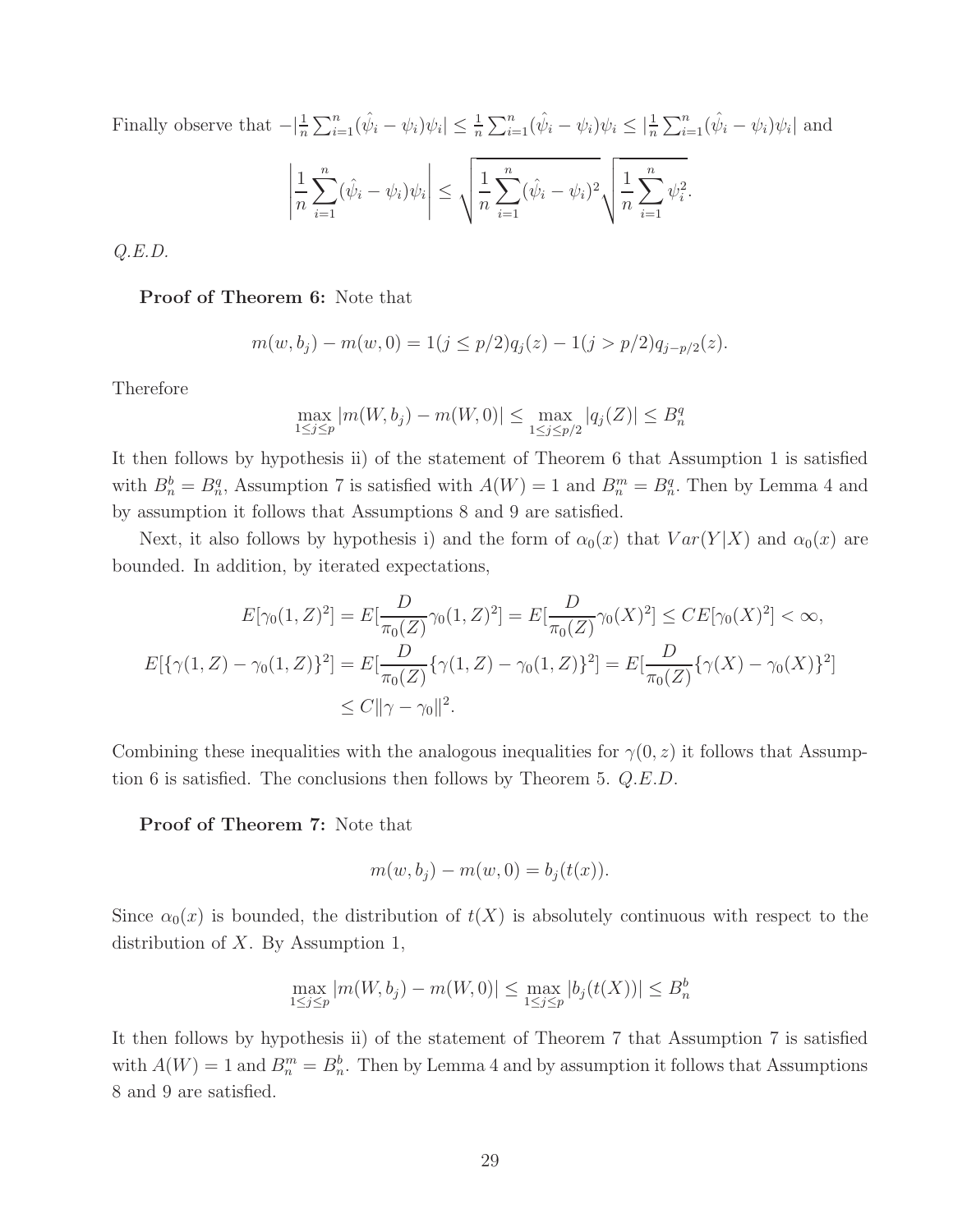Finally observe that $-|\frac{1}{n}\sum_{i=1}^{n}(\hat{\psi}_i - \psi_i)\psi_i| \leq \frac{1}{n}\sum_{i=1}^{n}(\hat{\psi}_i - \psi_i)\psi_i \leq |\frac{1}{n}\sum_{i=1}^{n}(\hat{\psi}_i - \psi_i)\psi_i|$ and

$$\left|\frac{1}{n}\sum_{i=1}^{n}(\hat{\psi}_i - \psi_i)\psi_i\right| \leq \sqrt{\frac{1}{n}\sum_{i=1}^{n}(\hat{\psi}_i - \psi_i)^2}\sqrt{\frac{1}{n}\sum_{i=1}^{n}\psi_i^2}.$$

*Q.E.D.*

**Proof of Theorem 6:** Note that

$$m(w, b_j) - m(w, 0) = 1(j \leq p/2)q_j(z) - 1(j > p/2)q_{j-p/2}(z).$$

Therefore

$$\max_{1 \leq j \leq p} |m(W, b_j) - m(W, 0)| \leq \max_{1 \leq j \leq p/2} |q_j(Z)| \leq B_n^q$$

It then follows by hypothesis ii) of the statement of Theorem 6 that Assumption 1 is satisfied with $B_n^b = B_n^q$, Assumption 7 is satisfied with $A(W) = 1$ and $B_n^m = B_n^q$. Then by Lemma 4 and by assumption it follows that Assumptions 8 and 9 are satisfied.

Next, it also follows by hypothesis i) and the form of $\alpha_0(x)$ that $Var(Y|X)$ and $\alpha_0(x)$ are bounded. In addition, by iterated expectations,

$$\begin{aligned}
E[\gamma_0(1, Z)^2] &= E[\frac{D}{\pi_0(Z)}\gamma_0(1, Z)^2] = E[\frac{D}{\pi_0(Z)}\gamma_0(X)^2] \leq CE[\gamma_0(X)^2] < \infty, \\
E[\{\gamma(1, Z) - \gamma_0(1, Z)\}^2] &= E[\frac{D}{\pi_0(Z)}\{\gamma(1, Z) - \gamma_0(1, Z)\}^2] = E[\frac{D}{\pi_0(Z)}\{\gamma(X) - \gamma_0(X)\}^2] \\
&\leq C\|\gamma - \gamma_0\|^2.
\end{aligned}$$

Combining these inequalities with the analogous inequalities for $\gamma(0, z)$ it follows that Assumption 6 is satisfied. The conclusions then follows by Theorem 5. *Q.E.D.*

**Proof of Theorem 7:** Note that

$$m(w, b_j) - m(w, 0) = b_j(t(x)).$$

Since $\alpha_0(x)$ is bounded, the distribution of $t(X)$ is absolutely continuous with respect to the distribution of $X$. By Assumption 1,

$$\max_{1 \leq j \leq p} |m(W, b_j) - m(W, 0)| \leq \max_{1 \leq j \leq p} |b_j(t(X))| \leq B_n^b$$

It then follows by hypothesis ii) of the statement of Theorem 7 that Assumption 7 is satisfied with $A(W) = 1$ and $B_n^m = B_n^b$. Then by Lemma 4 and by assumption it follows that Assumptions 8 and 9 are satisfied.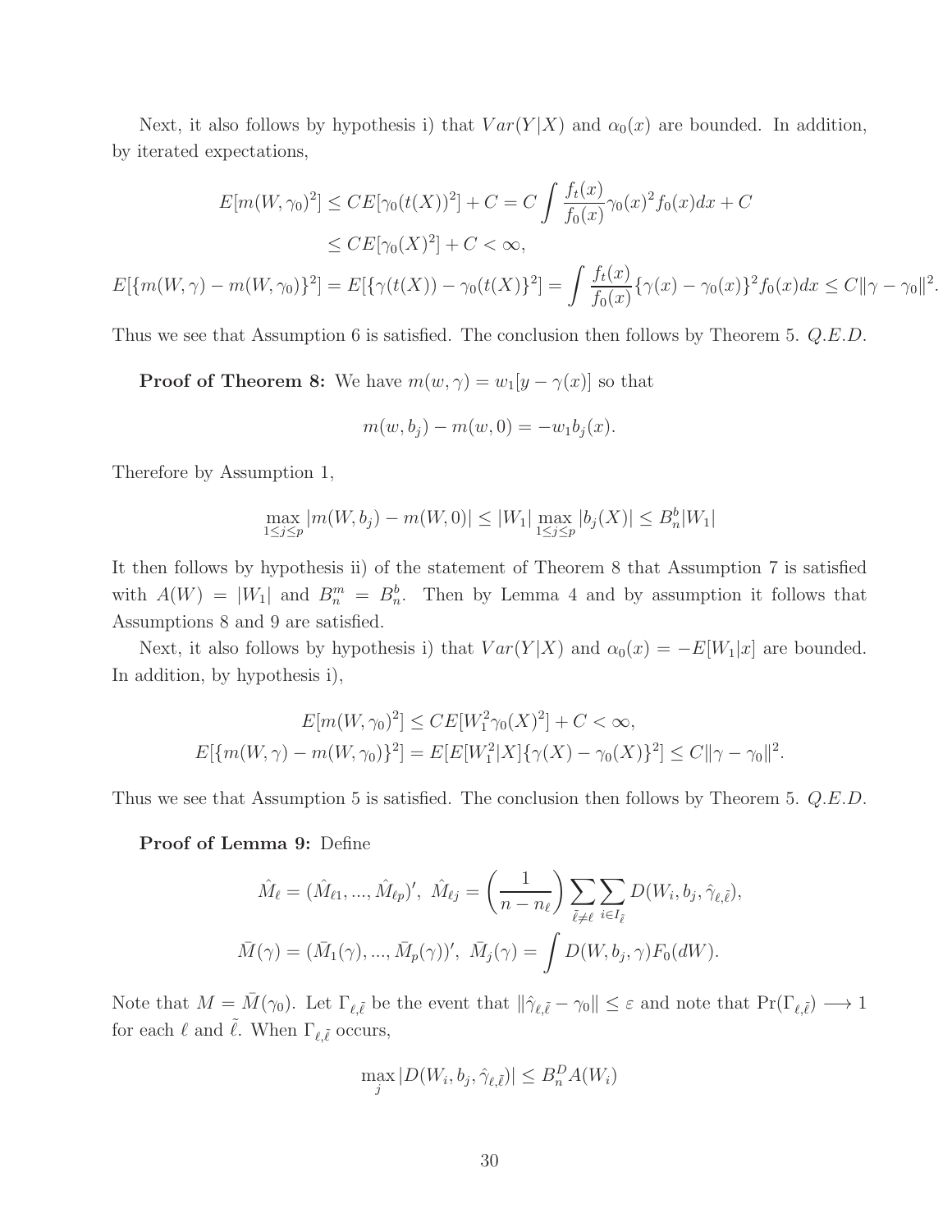Next, it also follows by hypothesis i) that $Var(Y|X)$ and $\alpha_0(x)$ are bounded. In addition, by iterated expectations,

$$
\begin{aligned}
E[m(W,\gamma_0)^2] &\leq CE[\gamma_0(t(X))^2] + C = C\int \frac{f_t(x)}{f_0(x)}\gamma_0(x)^2 f_0(x)dx + C \\
&\leq CE[\gamma_0(X)^2] + C < \infty,
\end{aligned}
$$

$$
E[\{m(W,\gamma) - m(W,\gamma_0)\}^2] = E[\{\gamma(t(X)) - \gamma_0(t(X)\}^2] = \int \frac{f_t(x)}{f_0(x)}\{\gamma(x) - \gamma_0(x)\}^2 f_0(x)dx \leq C\|\gamma - \gamma_0\|^2.
$$

Thus we see that Assumption 6 is satisfied. The conclusion then follows by Theorem 5. *Q.E.D.*

**Proof of Theorem 8:** We have $m(w,\gamma) = w_1[y - \gamma(x)]$ so that

$$
m(w, b_j) - m(w, 0) = -w_1 b_j(x).
$$

Therefore by Assumption 1,

$$
\max_{1\leq j\leq p}|m(W,b_j) - m(W,0)| \leq |W_1| \max_{1\leq j\leq p}|b_j(X)| \leq B_n^b|W_1|
$$

It then follows by hypothesis ii) of the statement of Theorem 8 that Assumption 7 is satisfied with $A(W) = |W_1|$ and $B_n^m = B_n^b$. Then by Lemma 4 and by assumption it follows that Assumptions 8 and 9 are satisfied.

Next, it also follows by hypothesis i) that $Var(Y|X)$ and $\alpha_0(x) = -E[W_1|x]$ are bounded. In addition, by hypothesis i),

$$
\begin{aligned}
E[m(W,\gamma_0)^2] &\leq CE[W_1^2\gamma_0(X)^2] + C < \infty, \\
E[\{m(W,\gamma) - m(W,\gamma_0)\}^2] &= E[E[W_1^2|X]\{\gamma(X) - \gamma_0(X)\}^2] \leq C\|\gamma - \gamma_0\|^2.
\end{aligned}
$$

Thus we see that Assumption 5 is satisfied. The conclusion then follows by Theorem 5. *Q.E.D.*

**Proof of Lemma 9:** Define

$$
\begin{aligned}
\hat{M}_\ell &= (\hat{M}_{\ell 1}, ..., \hat{M}_{\ell p})',\ \hat{M}_{\ell j} = \left(\frac{1}{n - n_\ell}\right)\sum_{\tilde{\ell}\neq\ell}\sum_{i\in I_{\tilde{\ell}}} D(W_i, b_j, \hat{\gamma}_{\ell,\tilde{\ell}}), \\
\bar{M}(\gamma) &= (\bar{M}_1(\gamma), ..., \bar{M}_p(\gamma))',\ \bar{M}_j(\gamma) = \int D(W, b_j, \gamma)F_0(dW).
\end{aligned}
$$

Note that $M = \bar{M}(\gamma_0)$. Let $\Gamma_{\ell,\tilde{\ell}}$ be the event that $\|\hat{\gamma}_{\ell,\tilde{\ell}} - \gamma_0\| \leq \varepsilon$ and note that $\Pr(\Gamma_{\ell,\tilde{\ell}}) \longrightarrow 1$ for each $\ell$ and $\tilde{\ell}$. When $\Gamma_{\ell,\tilde{\ell}}$ occurs,

$$
\max_j |D(W_i, b_j, \hat{\gamma}_{\ell,\tilde{\ell}})| \leq B_n^D A(W_i)
$$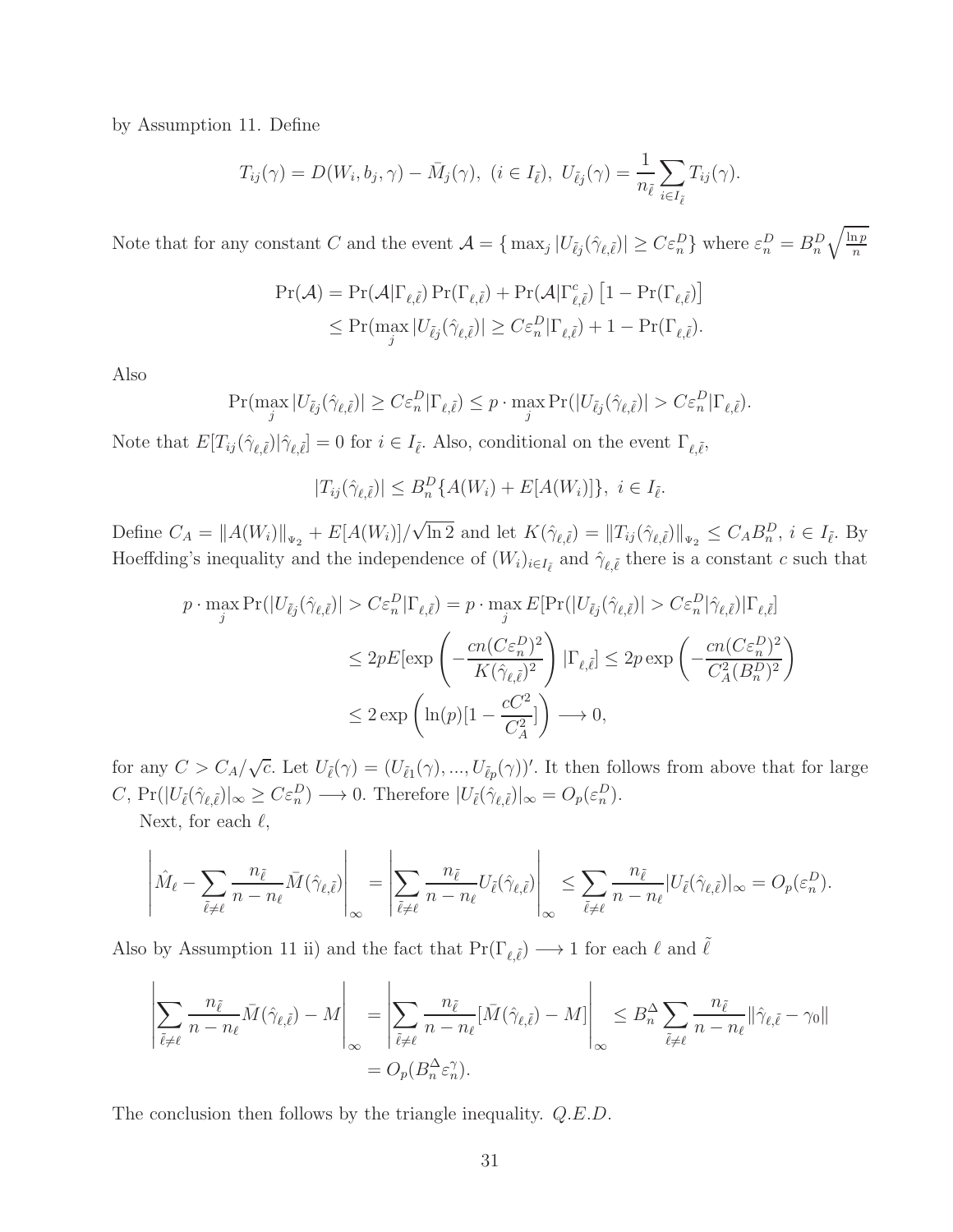by Assumption 11. Define

$$T_{ij}(\gamma) = D(W_i, b_j, \gamma) - \bar{M}_j(\gamma), \ (i \in I_{\tilde{\ell}}), \ U_{\tilde{\ell}j}(\gamma) = \frac{1}{n_{\tilde{\ell}}} \sum_{i \in I_{\tilde{\ell}}} T_{ij}(\gamma).$$

Note that for any constant $C$ and the event $\mathcal{A} = \{ \max_j |U_{\tilde{\ell}j}(\hat{\gamma}_{\ell,\tilde{\ell}})| \geq C\varepsilon_n^D \}$ where $\varepsilon_n^D = B_n^D \sqrt{\frac{\ln p}{n}}$

$$\begin{aligned}
\Pr(\mathcal{A}) &= \Pr(\mathcal{A}|\Gamma_{\ell,\tilde{\ell}}) \Pr(\Gamma_{\ell,\tilde{\ell}}) + \Pr(\mathcal{A}|\Gamma_{\ell,\tilde{\ell}}^c) \left[1 - \Pr(\Gamma_{\ell,\tilde{\ell}})\right] \\
&\leq \Pr(\max_j |U_{\tilde{\ell}j}(\hat{\gamma}_{\ell,\tilde{\ell}})| \geq C\varepsilon_n^D | \Gamma_{\ell,\tilde{\ell}}) + 1 - \Pr(\Gamma_{\ell,\tilde{\ell}}).
\end{aligned}$$

Also

$$\Pr(\max_j |U_{\tilde{\ell}j}(\hat{\gamma}_{\ell,\tilde{\ell}})| \geq C\varepsilon_n^D | \Gamma_{\ell,\tilde{\ell}}) \leq p \cdot \max_j \Pr(|U_{\tilde{\ell}j}(\hat{\gamma}_{\ell,\tilde{\ell}})| > C\varepsilon_n^D | \Gamma_{\ell,\tilde{\ell}}).$$

Note that $E[T_{ij}(\hat{\gamma}_{\ell,\tilde{\ell}})|\hat{\gamma}_{\ell,\tilde{\ell}}] = 0$ for $i \in I_{\tilde{\ell}}$. Also, conditional on the event $\Gamma_{\ell,\tilde{\ell}}$,

$$|T_{ij}(\hat{\gamma}_{\ell,\tilde{\ell}})| \leq B_n^D \{A(W_i) + E[A(W_i)]\}, \ i \in I_{\tilde{\ell}}.$$

Define $C_A = \|A(W_i)\|_{\Psi_2} + E[A(W_i)]/\sqrt{\ln 2}$ and let $K(\hat{\gamma}_{\ell,\tilde{\ell}}) = \|T_{ij}(\hat{\gamma}_{\ell,\tilde{\ell}})\|_{\Psi_2} \leq C_A B_n^D$, $i \in I_{\tilde{\ell}}$. By Hoeffding's inequality and the independence of $(W_i)_{i \in I_{\tilde{\ell}}}$ and $\hat{\gamma}_{\ell,\tilde{\ell}}$ there is a constant $c$ such that

$$\begin{aligned}
p \cdot \max_j \Pr(|U_{\tilde{\ell}j}(\hat{\gamma}_{\ell,\tilde{\ell}})| > C\varepsilon_n^D | \Gamma_{\ell,\tilde{\ell}}) &= p \cdot \max_j E[\Pr(|U_{\tilde{\ell}j}(\hat{\gamma}_{\ell,\tilde{\ell}})| > C\varepsilon_n^D | \hat{\gamma}_{\ell,\tilde{\ell}}) | \Gamma_{\ell,\tilde{\ell}}] \\
&\leq 2pE[\exp\left(-\frac{cn(C\varepsilon_n^D)^2}{K(\hat{\gamma}_{\ell,\tilde{\ell}})^2}\right) | \Gamma_{\ell,\tilde{\ell}}] \leq 2p \exp\left(-\frac{cn(C\varepsilon_n^D)^2}{C_A^2 (B_n^D)^2}\right) \\
&\leq 2 \exp\left(\ln(p)[1 - \frac{cC^2}{C_A^2}]\right) \longrightarrow 0,
\end{aligned}$$

for any $C > C_A/\sqrt{c}$. Let $U_{\tilde{\ell}}(\gamma) = (U_{\tilde{\ell}1}(\gamma), ..., U_{\tilde{\ell}p}(\gamma))'$. It then follows from above that for large $C$, $\Pr(|U_{\tilde{\ell}}(\hat{\gamma}_{\ell,\tilde{\ell}})|_\infty \geq C\varepsilon_n^D) \longrightarrow 0$. Therefore $|U_{\tilde{\ell}}(\hat{\gamma}_{\ell,\tilde{\ell}})|_\infty = O_p(\varepsilon_n^D)$.

Next, for each $\ell$,

$$\left| \hat{M}_\ell - \sum_{\tilde{\ell} \neq \ell} \frac{n_{\tilde{\ell}}}{n - n_\ell} \bar{M}(\hat{\gamma}_{\ell,\tilde{\ell}}) \right|_\infty = \left| \sum_{\tilde{\ell} \neq \ell} \frac{n_{\tilde{\ell}}}{n - n_\ell} U_{\tilde{\ell}}(\hat{\gamma}_{\ell,\tilde{\ell}}) \right|_\infty \leq \sum_{\tilde{\ell} \neq \ell} \frac{n_{\tilde{\ell}}}{n - n_\ell} |U_{\tilde{\ell}}(\hat{\gamma}_{\ell,\tilde{\ell}})|_\infty = O_p(\varepsilon_n^D).$$

Also by Assumption 11 ii) and the fact that $\Pr(\Gamma_{\ell,\tilde{\ell}}) \longrightarrow 1$ for each $\ell$ and $\tilde{\ell}$

$$\begin{aligned}
\left| \sum_{\tilde{\ell} \neq \ell} \frac{n_{\tilde{\ell}}}{n - n_\ell} \bar{M}(\hat{\gamma}_{\ell,\tilde{\ell}}) - M \right|_\infty &= \left| \sum_{\tilde{\ell} \neq \ell} \frac{n_{\tilde{\ell}}}{n - n_\ell} [\bar{M}(\hat{\gamma}_{\ell,\tilde{\ell}}) - M] \right|_\infty \leq B_n^\Delta \sum_{\tilde{\ell} \neq \ell} \frac{n_{\tilde{\ell}}}{n - n_\ell} \|\hat{\gamma}_{\ell,\tilde{\ell}} - \gamma_0\| \\
&= O_p(B_n^\Delta \varepsilon_n^\gamma).
\end{aligned}$$

The conclusion then follows by the triangle inequality. *Q.E.D.*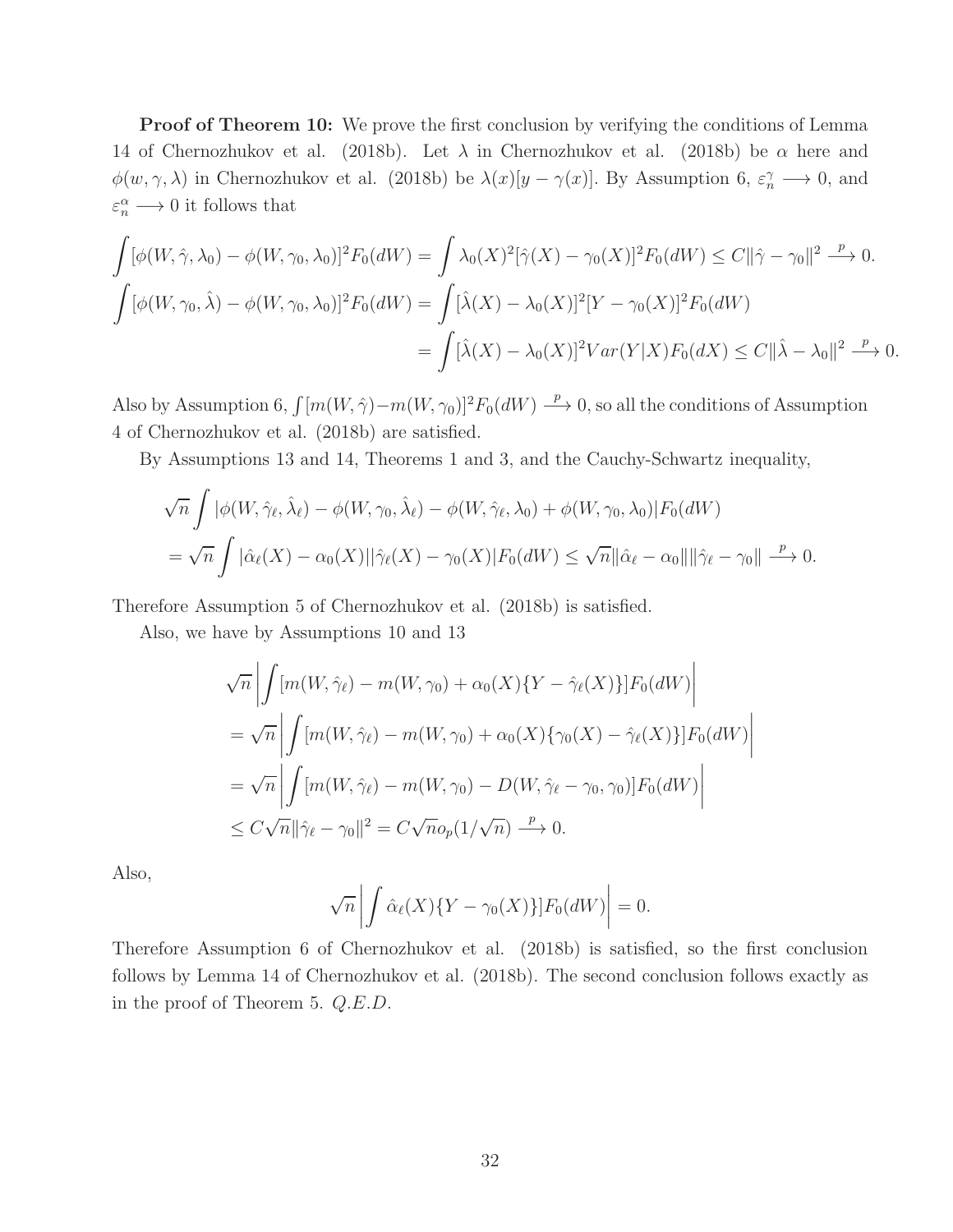**Proof of Theorem 10:** We prove the first conclusion by verifying the conditions of Lemma 14 of Chernozhukov et al. (2018b). Let $\lambda$ in Chernozhukov et al. (2018b) be $\alpha$ here and $\phi(w, \gamma, \lambda)$ in Chernozhukov et al. (2018b) be $\lambda(x)[y - \gamma(x)]$. By Assumption 6, $\varepsilon_n^\gamma \longrightarrow 0$, and $\varepsilon_n^\alpha \longrightarrow 0$ it follows that

$$
\begin{aligned}
\int [\phi(W, \hat{\gamma}, \lambda_0) - \phi(W, \gamma_0, \lambda_0)]^2 F_0(dW) &= \int \lambda_0(X)^2 [\hat{\gamma}(X) - \gamma_0(X)]^2 F_0(dW) \leq C \|\hat{\gamma} - \gamma_0\|^2 \xrightarrow{p} 0. \\
\int [\phi(W, \gamma_0, \hat{\lambda}) - \phi(W, \gamma_0, \lambda_0)]^2 F_0(dW) &= \int [\hat{\lambda}(X) - \lambda_0(X)]^2 [Y - \gamma_0(X)]^2 F_0(dW) \\
&= \int [\hat{\lambda}(X) - \lambda_0(X)]^2 Var(Y|X) F_0(dX) \leq C \|\hat{\lambda} - \lambda_0\|^2 \xrightarrow{p} 0.
\end{aligned}
$$

Also by Assumption 6, $\int [m(W, \hat{\gamma}) - m(W, \gamma_0)]^2 F_0(dW) \xrightarrow{p} 0$, so all the conditions of Assumption 4 of Chernozhukov et al. (2018b) are satisfied.

By Assumptions 13 and 14, Theorems 1 and 3, and the Cauchy-Schwartz inequality,

$$
\begin{aligned}
&\sqrt{n} \int |\phi(W, \hat{\gamma}_\ell, \hat{\lambda}_\ell) - \phi(W, \gamma_0, \hat{\lambda}_\ell) - \phi(W, \hat{\gamma}_\ell, \lambda_0) + \phi(W, \gamma_0, \lambda_0)| F_0(dW) \\
&= \sqrt{n} \int |\hat{\alpha}_\ell(X) - \alpha_0(X)| |\hat{\gamma}_\ell(X) - \gamma_0(X)| F_0(dW) \leq \sqrt{n} \|\hat{\alpha}_\ell - \alpha_0\| \|\hat{\gamma}_\ell - \gamma_0\| \xrightarrow{p} 0.
\end{aligned}
$$

Therefore Assumption 5 of Chernozhukov et al. (2018b) is satisfied.

Also, we have by Assumptions 10 and 13

$$
\begin{aligned}
&\sqrt{n} \left| \int [m(W, \hat{\gamma}_\ell) - m(W, \gamma_0) + \alpha_0(X)\{Y - \hat{\gamma}_\ell(X)\}] F_0(dW) \right| \\
&= \sqrt{n} \left| \int [m(W, \hat{\gamma}_\ell) - m(W, \gamma_0) + \alpha_0(X)\{\gamma_0(X) - \hat{\gamma}_\ell(X)\}] F_0(dW) \right| \\
&= \sqrt{n} \left| \int [m(W, \hat{\gamma}_\ell) - m(W, \gamma_0) - D(W, \hat{\gamma}_\ell - \gamma_0, \gamma_0)] F_0(dW) \right| \\
&\leq C \sqrt{n} \|\hat{\gamma}_\ell - \gamma_0\|^2 = C \sqrt{n} o_p(1/\sqrt{n}) \xrightarrow{p} 0.
\end{aligned}
$$

Also,

$$
\sqrt{n} \left| \int \hat{\alpha}_\ell(X)\{Y - \gamma_0(X)\}] F_0(dW) \right| = 0.
$$

Therefore Assumption 6 of Chernozhukov et al. (2018b) is satisfied, so the first conclusion follows by Lemma 14 of Chernozhukov et al. (2018b). The second conclusion follows exactly as in the proof of Theorem 5. *Q.E.D.*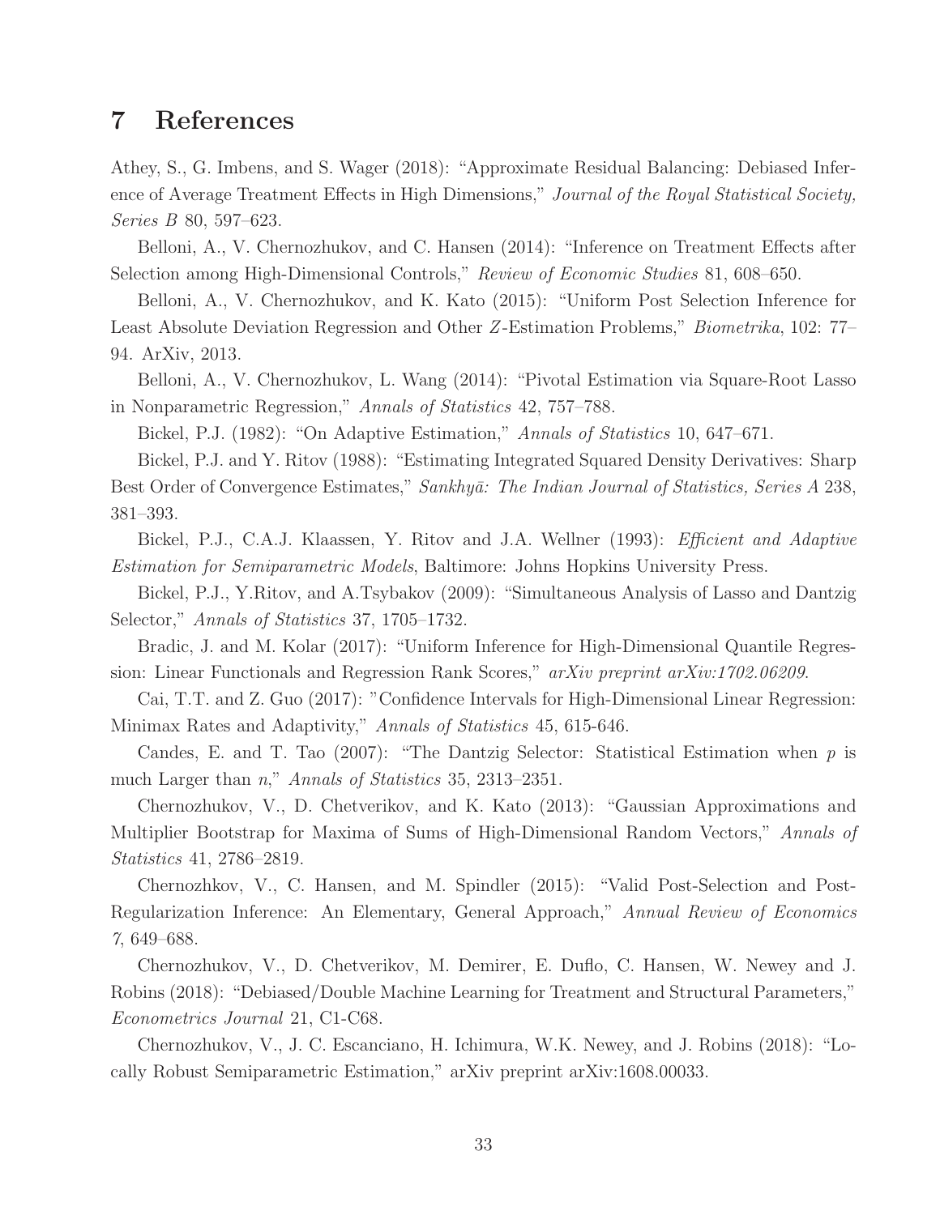# 7 References

Athey, S., G. Imbens, and S. Wager (2018): "Approximate Residual Balancing: Debiased Inference of Average Treatment Effects in High Dimensions," *Journal of the Royal Statistical Society, Series B* 80, 597–623.

Belloni, A., V. Chernozhukov, and C. Hansen (2014): "Inference on Treatment Effects after Selection among High-Dimensional Controls," *Review of Economic Studies* 81, 608–650.

Belloni, A., V. Chernozhukov, and K. Kato (2015): "Uniform Post Selection Inference for Least Absolute Deviation Regression and Other $Z$-Estimation Problems," *Biometrika*, 102: 77–94. ArXiv, 2013.

Belloni, A., V. Chernozhukov, L. Wang (2014): "Pivotal Estimation via Square-Root Lasso in Nonparametric Regression," *Annals of Statistics* 42, 757–788.

Bickel, P.J. (1982): "On Adaptive Estimation," *Annals of Statistics* 10, 647–671.

Bickel, P.J. and Y. Ritov (1988): "Estimating Integrated Squared Density Derivatives: Sharp Best Order of Convergence Estimates," *Sankhyā: The Indian Journal of Statistics, Series A* 238, 381–393.

Bickel, P.J., C.A.J. Klaassen, Y. Ritov and J.A. Wellner (1993): *Efficient and Adaptive Estimation for Semiparametric Models*, Baltimore: Johns Hopkins University Press.

Bickel, P.J., Y.Ritov, and A.Tsybakov (2009): "Simultaneous Analysis of Lasso and Dantzig Selector," *Annals of Statistics* 37, 1705–1732.

Bradic, J. and M. Kolar (2017): "Uniform Inference for High-Dimensional Quantile Regression: Linear Functionals and Regression Rank Scores," *arXiv preprint arXiv:1702.06209*.

Cai, T.T. and Z. Guo (2017): "Confidence Intervals for High-Dimensional Linear Regression: Minimax Rates and Adaptivity," *Annals of Statistics* 45, 615-646.

Candes, E. and T. Tao (2007): "The Dantzig Selector: Statistical Estimation when $p$ is much Larger than $n$," *Annals of Statistics* 35, 2313–2351.

Chernozhukov, V., D. Chetverikov, and K. Kato (2013): "Gaussian Approximations and Multiplier Bootstrap for Maxima of Sums of High-Dimensional Random Vectors," *Annals of Statistics* 41, 2786–2819.

Chernozhkov, V., C. Hansen, and M. Spindler (2015): "Valid Post-Selection and Post-Regularization Inference: An Elementary, General Approach," *Annual Review of Economics 7*, 649–688.

Chernozhukov, V., D. Chetverikov, M. Demirer, E. Duflo, C. Hansen, W. Newey and J. Robins (2018): "Debiased/Double Machine Learning for Treatment and Structural Parameters," *Econometrics Journal* 21, C1-C68.

Chernozhukov, V., J. C. Escanciano, H. Ichimura, W.K. Newey, and J. Robins (2018): "Locally Robust Semiparametric Estimation," arXiv preprint arXiv:1608.00033.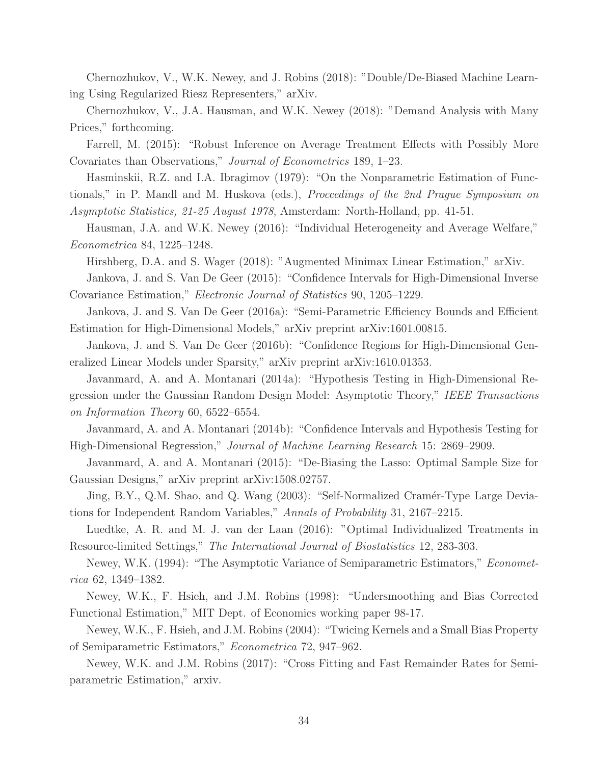Chernozhukov, V., W.K. Newey, and J. Robins (2018): "Double/De-Biased Machine Learning Using Regularized Riesz Representers," arXiv.

Chernozhukov, V., J.A. Hausman, and W.K. Newey (2018): "Demand Analysis with Many Prices," forthcoming.

Farrell, M. (2015): "Robust Inference on Average Treatment Effects with Possibly More Covariates than Observations," *Journal of Econometrics* 189, 1–23.

Hasminskii, R.Z. and I.A. Ibragimov (1979): "On the Nonparametric Estimation of Functionals," in P. Mandl and M. Huskova (eds.), *Proceedings of the 2nd Prague Symposium on Asymptotic Statistics, 21-25 August 1978*, Amsterdam: North-Holland, pp. 41-51.

Hausman, J.A. and W.K. Newey (2016): "Individual Heterogeneity and Average Welfare," *Econometrica* 84, 1225–1248.

Hirshberg, D.A. and S. Wager (2018): "Augmented Minimax Linear Estimation," arXiv.

Jankova, J. and S. Van De Geer (2015): "Confidence Intervals for High-Dimensional Inverse Covariance Estimation," *Electronic Journal of Statistics* 90, 1205–1229.

Jankova, J. and S. Van De Geer (2016a): "Semi-Parametric Efficiency Bounds and Efficient Estimation for High-Dimensional Models," arXiv preprint arXiv:1601.00815.

Jankova, J. and S. Van De Geer (2016b): "Confidence Regions for High-Dimensional Generalized Linear Models under Sparsity," arXiv preprint arXiv:1610.01353.

Javanmard, A. and A. Montanari (2014a): "Hypothesis Testing in High-Dimensional Regression under the Gaussian Random Design Model: Asymptotic Theory," *IEEE Transactions on Information Theory* 60, 6522–6554.

Javanmard, A. and A. Montanari (2014b): "Confidence Intervals and Hypothesis Testing for High-Dimensional Regression," *Journal of Machine Learning Research* 15: 2869–2909.

Javanmard, A. and A. Montanari (2015): "De-Biasing the Lasso: Optimal Sample Size for Gaussian Designs," arXiv preprint arXiv:1508.02757.

Jing, B.Y., Q.M. Shao, and Q. Wang (2003): "Self-Normalized Cramér-Type Large Deviations for Independent Random Variables," *Annals of Probability* 31, 2167–2215.

Luedtke, A. R. and M. J. van der Laan (2016): "Optimal Individualized Treatments in Resource-limited Settings," *The International Journal of Biostatistics* 12, 283-303.

Newey, W.K. (1994): "The Asymptotic Variance of Semiparametric Estimators," *Econometrica* 62, 1349–1382.

Newey, W.K., F. Hsieh, and J.M. Robins (1998): "Undersmoothing and Bias Corrected Functional Estimation," MIT Dept. of Economics working paper 98-17.

Newey, W.K., F. Hsieh, and J.M. Robins (2004): "Twicing Kernels and a Small Bias Property of Semiparametric Estimators," *Econometrica* 72, 947–962.

Newey, W.K. and J.M. Robins (2017): "Cross Fitting and Fast Remainder Rates for Semiparametric Estimation," arxiv.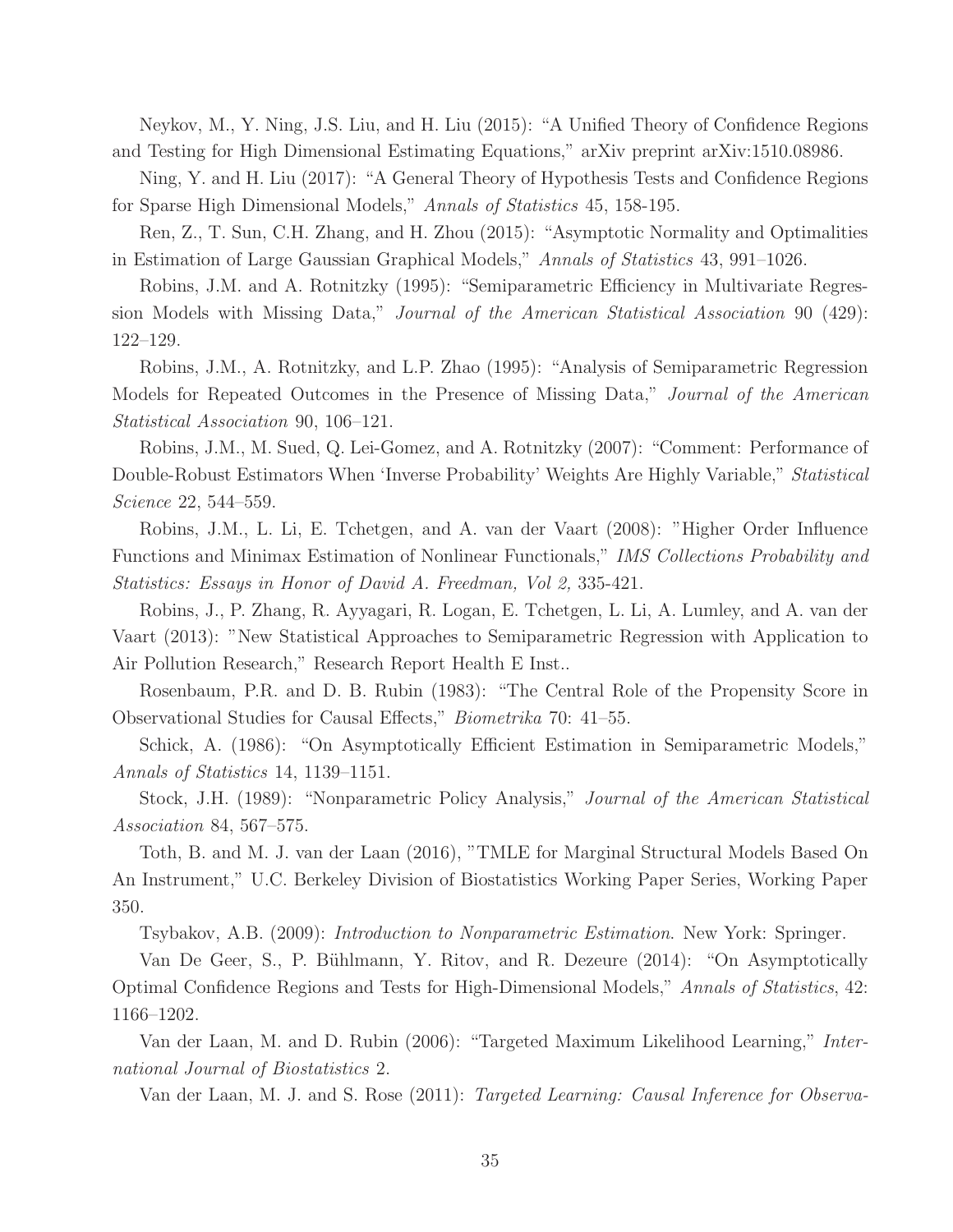Neykov, M., Y. Ning, J.S. Liu, and H. Liu (2015): "A Unified Theory of Confidence Regions and Testing for High Dimensional Estimating Equations," arXiv preprint arXiv:1510.08986.

Ning, Y. and H. Liu (2017): "A General Theory of Hypothesis Tests and Confidence Regions for Sparse High Dimensional Models," *Annals of Statistics* 45, 158-195.

Ren, Z., T. Sun, C.H. Zhang, and H. Zhou (2015): "Asymptotic Normality and Optimalities in Estimation of Large Gaussian Graphical Models," *Annals of Statistics* 43, 991–1026.

Robins, J.M. and A. Rotnitzky (1995): "Semiparametric Efficiency in Multivariate Regression Models with Missing Data," *Journal of the American Statistical Association* 90 (429): 122–129.

Robins, J.M., A. Rotnitzky, and L.P. Zhao (1995): "Analysis of Semiparametric Regression Models for Repeated Outcomes in the Presence of Missing Data," *Journal of the American Statistical Association* 90, 106–121.

Robins, J.M., M. Sued, Q. Lei-Gomez, and A. Rotnitzky (2007): "Comment: Performance of Double-Robust Estimators When 'Inverse Probability' Weights Are Highly Variable," *Statistical Science* 22, 544–559.

Robins, J.M., L. Li, E. Tchetgen, and A. van der Vaart (2008): "Higher Order Influence Functions and Minimax Estimation of Nonlinear Functionals," *IMS Collections Probability and Statistics: Essays in Honor of David A. Freedman, Vol 2,* 335-421.

Robins, J., P. Zhang, R. Ayyagari, R. Logan, E. Tchetgen, L. Li, A. Lumley, and A. van der Vaart (2013): "New Statistical Approaches to Semiparametric Regression with Application to Air Pollution Research," Research Report Health E Inst..

Rosenbaum, P.R. and D. B. Rubin (1983): "The Central Role of the Propensity Score in Observational Studies for Causal Effects," *Biometrika* 70: 41–55.

Schick, A. (1986): "On Asymptotically Efficient Estimation in Semiparametric Models," *Annals of Statistics* 14, 1139–1151.

Stock, J.H. (1989): "Nonparametric Policy Analysis," *Journal of the American Statistical Association* 84, 567–575.

Toth, B. and M. J. van der Laan (2016), "TMLE for Marginal Structural Models Based On An Instrument," U.C. Berkeley Division of Biostatistics Working Paper Series, Working Paper 350.

Tsybakov, A.B. (2009): *Introduction to Nonparametric Estimation*. New York: Springer.

Van De Geer, S., P. Bühlmann, Y. Ritov, and R. Dezeure (2014): "On Asymptotically Optimal Confidence Regions and Tests for High-Dimensional Models," *Annals of Statistics*, 42: 1166–1202.

Van der Laan, M. and D. Rubin (2006): "Targeted Maximum Likelihood Learning," *International Journal of Biostatistics* 2.

Van der Laan, M. J. and S. Rose (2011): *Targeted Learning: Causal Inference for Observa-*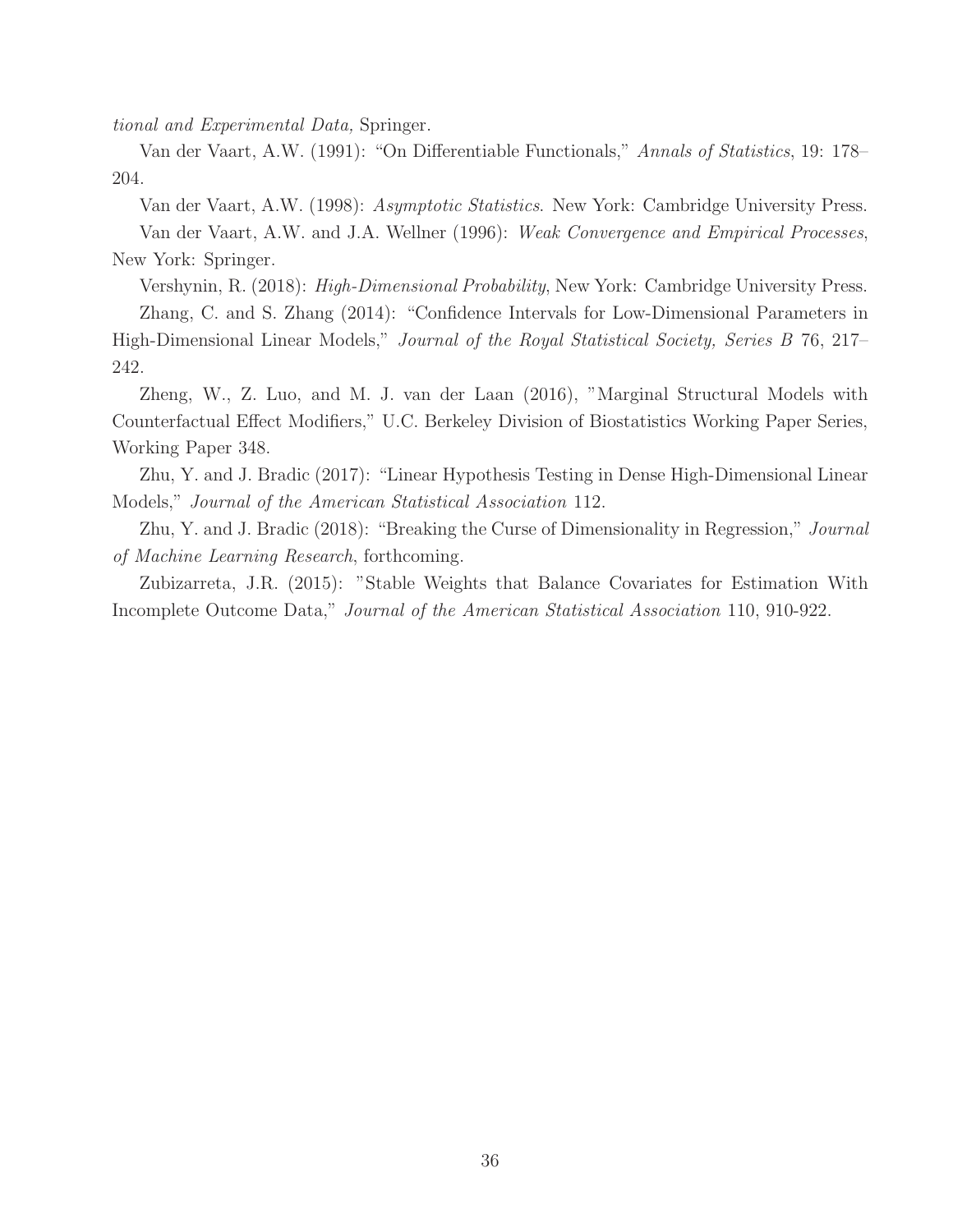*tional and Experimental Data,* Springer.

Van der Vaart, A.W. (1991): “On Differentiable Functionals,” *Annals of Statistics*, 19: 178–204.

Van der Vaart, A.W. (1998): *Asymptotic Statistics*. New York: Cambridge University Press.

Van der Vaart, A.W. and J.A. Wellner (1996): *Weak Convergence and Empirical Processes*, New York: Springer.

Vershynin, R. (2018): *High-Dimensional Probability*, New York: Cambridge University Press.

Zhang, C. and S. Zhang (2014): “Confidence Intervals for Low-Dimensional Parameters in High-Dimensional Linear Models,” *Journal of the Royal Statistical Society, Series B* 76, 217–242.

Zheng, W., Z. Luo, and M. J. van der Laan (2016), "Marginal Structural Models with Counterfactual Effect Modifiers," U.C. Berkeley Division of Biostatistics Working Paper Series, Working Paper 348.

Zhu, Y. and J. Bradic (2017): “Linear Hypothesis Testing in Dense High-Dimensional Linear Models,” *Journal of the American Statistical Association* 112.

Zhu, Y. and J. Bradic (2018): “Breaking the Curse of Dimensionality in Regression,” *Journal of Machine Learning Research*, forthcoming.

Zubizarreta, J.R. (2015): "Stable Weights that Balance Covariates for Estimation With Incomplete Outcome Data," *Journal of the American Statistical Association* 110, 910-922.